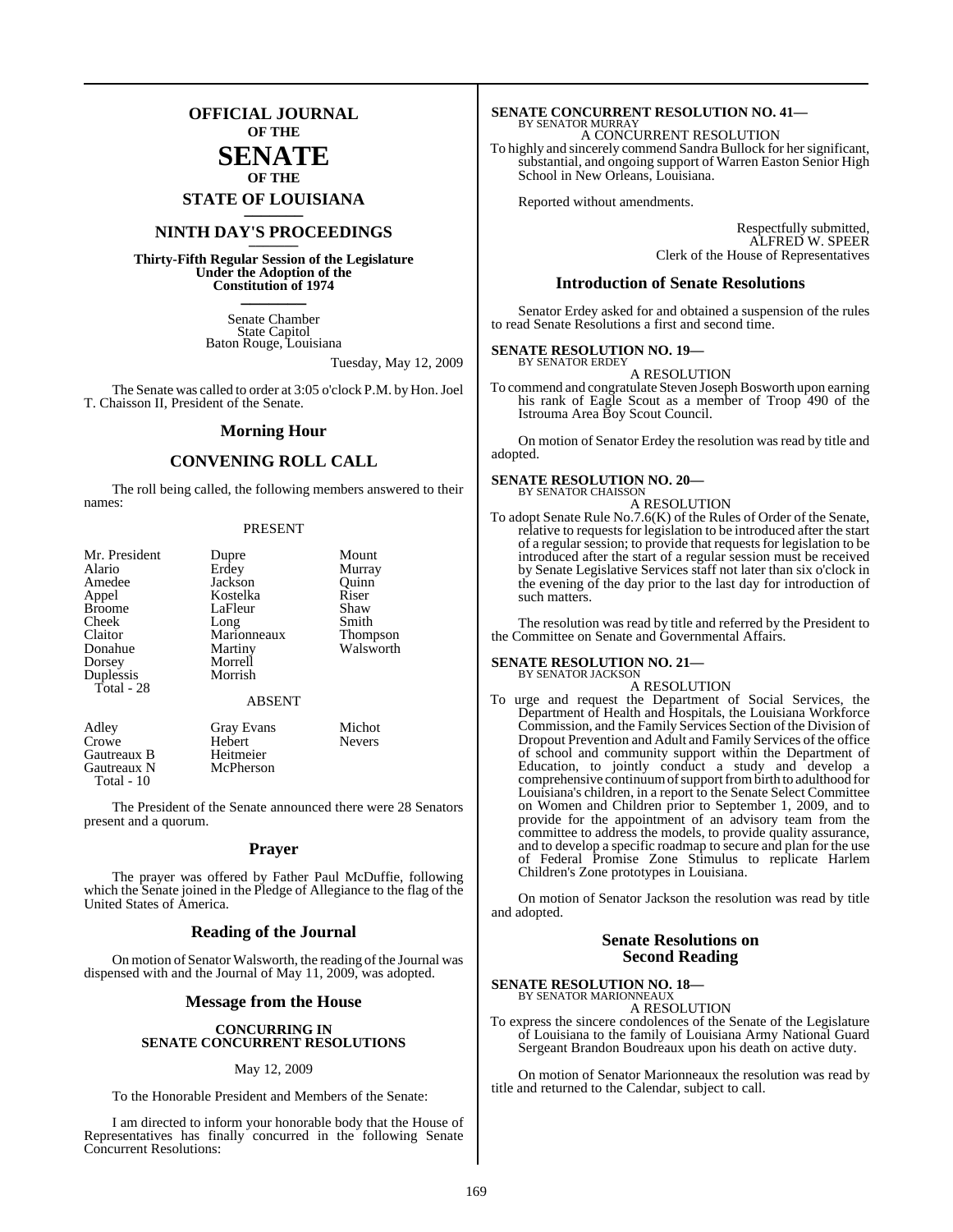# OFFICIAL JOURNAL OF THE SENATE OF THE STATE OF LOUISIANA

## NINTH DAY'S PROCEEDINGS

**Thirty-Fifth Regular Session of the Legislature Under the Adoption of the Constitution of 1974**

Senate Chamber
State Capitol
Baton Rouge, Louisiana

Tuesday, May 12, 2009

The Senate was called to order at 3:05 o'clock P.M. by Hon. Joel T. Chaisson II, President of the Senate.

## Morning Hour

## CONVENING ROLL CALL

The roll being called, the following members answered to their names:

PRESENT

| | | |
|---|---|---|
| Mr. President | Dupre | Mount |
| Alario | Erdey | Murray |
| Amedee | Jackson | Quinn |
| Appel | Kostelka | Riser |
| Broome | LaFleur | Shaw |
| Cheek | Long | Smith |
| Claitor | Marionneaux | Thompson |
| Donahue | Martiny | Walsworth |
| Dorsey | Morrell | |
| Duplessis | Morrish | |
| Total - 28 | | |

ABSENT

| | | |
|---|---|---|
| Adley | Gray Evans | Michot |
| Crowe | Hebert | Nevers |
| Gautreaux B | Heitmeier | |
| Gautreaux N | McPherson | |
| Total - 10 | | |

The President of the Senate announced there were 28 Senators present and a quorum.

## Prayer

The prayer was offered by Father Paul McDuffie, following which the Senate joined in the Pledge of Allegiance to the flag of the United States of America.

## Reading of the Journal

On motion of Senator Walsworth, the reading of the Journal was dispensed with and the Journal of May 11, 2009, was adopted.

## Message from the House

**CONCURRING IN SENATE CONCURRENT RESOLUTIONS**

May 12, 2009

To the Honorable President and Members of the Senate:

I am directed to inform your honorable body that the House of Representatives has finally concurred in the following Senate Concurrent Resolutions:

**SENATE CONCURRENT RESOLUTION NO. 41—**
BY SENATOR MURRAY
A CONCURRENT RESOLUTION
To highly and sincerely commend Sandra Bullock for her significant, substantial, and ongoing support of Warren Easton Senior High School in New Orleans, Louisiana.

Reported without amendments.

Respectfully submitted,
ALFRED W. SPEER
Clerk of the House of Representatives

## Introduction of Senate Resolutions

Senator Erdey asked for and obtained a suspension of the rules to read Senate Resolutions a first and second time.

**SENATE RESOLUTION NO. 19—**
BY SENATOR ERDEY
A RESOLUTION
To commend and congratulate Steven Joseph Bosworth upon earning his rank of Eagle Scout as a member of Troop 490 of the Istrouma Area Boy Scout Council.

On motion of Senator Erdey the resolution was read by title and adopted.

**SENATE RESOLUTION NO. 20—**
BY SENATOR CHAISSON
A RESOLUTION
To adopt Senate Rule No.7.6(K) of the Rules of Order of the Senate, relative to requests for legislation to be introduced after the start of a regular session; to provide that requests for legislation to be introduced after the start of a regular session must be received by Senate Legislative Services staff not later than six o'clock in the evening of the day prior to the last day for introduction of such matters.

The resolution was read by title and referred by the President to the Committee on Senate and Governmental Affairs.

**SENATE RESOLUTION NO. 21—**
BY SENATOR JACKSON
A RESOLUTION
To urge and request the Department of Social Services, the Department of Health and Hospitals, the Louisiana Workforce Commission, and the Family Services Section of the Division of Dropout Prevention and Adult and Family Services of the office of school and community support within the Department of Education, to jointly conduct a study and develop a comprehensive continuum of support from birth to adulthood for Louisiana's children, in a report to the Senate Select Committee on Women and Children prior to September 1, 2009, and to provide for the appointment of an advisory team from the committee to address the models, to provide quality assurance, and to develop a specific roadmap to secure and plan for the use of Federal Promise Zone Stimulus to replicate Harlem Children's Zone prototypes in Louisiana.

On motion of Senator Jackson the resolution was read by title and adopted.

## Senate Resolutions on Second Reading

**SENATE RESOLUTION NO. 18—**
BY SENATOR MARIONNEAUX
A RESOLUTION
To express the sincere condolences of the Senate of the Legislature of Louisiana to the family of Louisiana Army National Guard Sergeant Brandon Boudreaux upon his death on active duty.

On motion of Senator Marionneaux the resolution was read by title and returned to the Calendar, subject to call.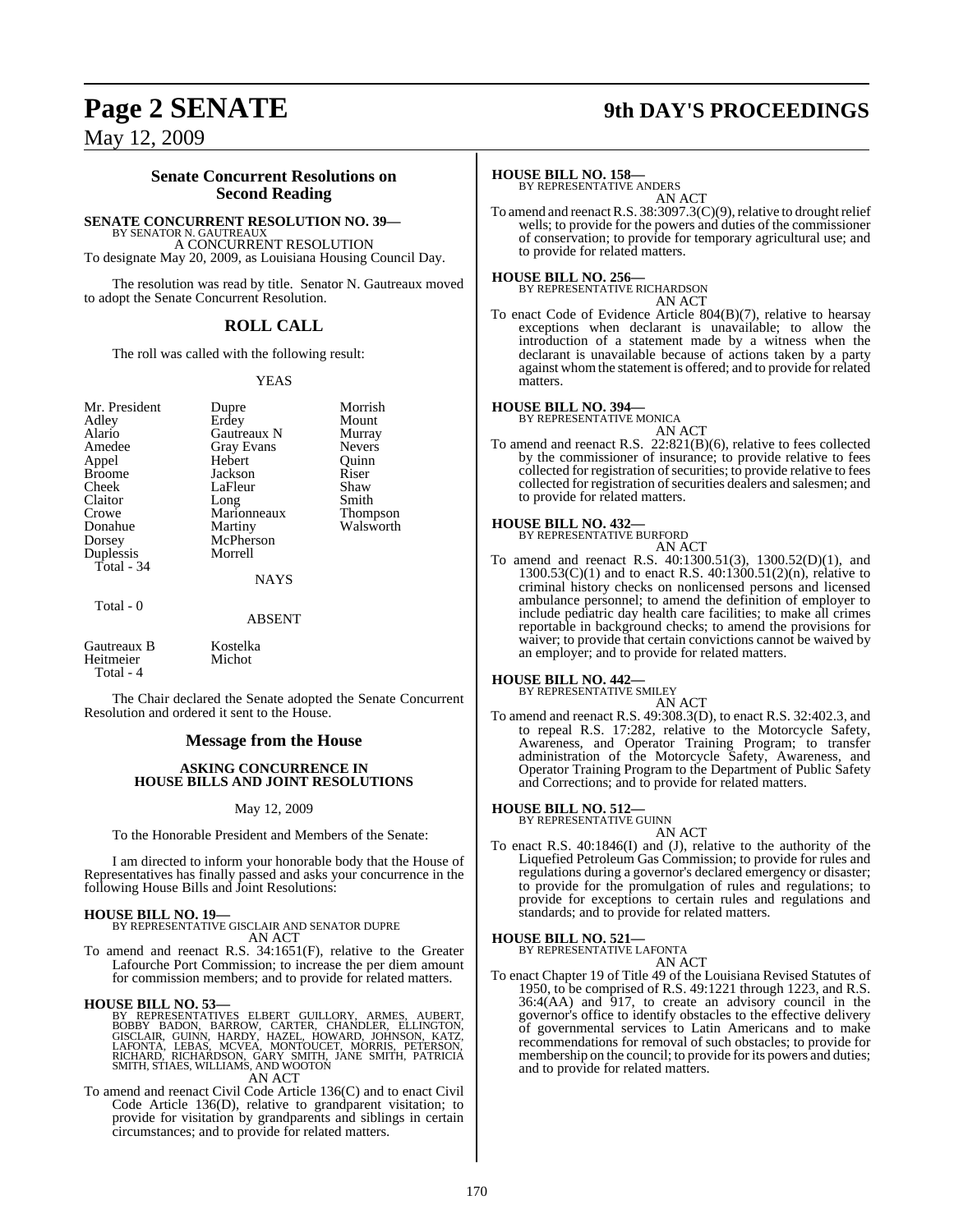## Senate Concurrent Resolutions on Second Reading

**SENATE CONCURRENT RESOLUTION NO. 39—**
BY SENATOR N. GAUTREAUX
A CONCURRENT RESOLUTION
To designate May 20, 2009, as Louisiana Housing Council Day.

The resolution was read by title. Senator N. Gautreaux moved to adopt the Senate Concurrent Resolution.

## ROLL CALL

The roll was called with the following result:

YEAS

| | | |
|---|---|---|
| Mr. President | Dupre | Morrish |
| Adley | Erdey | Mount |
| Alario | Gautreaux N | Murray |
| Amedee | Gray Evans | Nevers |
| Appel | Hebert | Quinn |
| Broome | Jackson | Riser |
| Cheek | LaFleur | Shaw |
| Claitor | Long | Smith |
| Crowe | Marionneaux | Thompson |
| Donahue | Martiny | Walsworth |
| Dorsey | McPherson | |
| Duplessis | Morrell | |

Total - 34

NAYS

Total - 0

ABSENT

| | |
|---|---|
| Gautreaux B | Kostelka |
| Heitmeier | Michot |

Total - 4

The Chair declared the Senate adopted the Senate Concurrent Resolution and ordered it sent to the House.

## Message from the House

### ASKING CONCURRENCE IN HOUSE BILLS AND JOINT RESOLUTIONS

May 12, 2009

To the Honorable President and Members of the Senate:

I am directed to inform your honorable body that the House of Representatives has finally passed and asks your concurrence in the following House Bills and Joint Resolutions:

**HOUSE BILL NO. 19—**
BY REPRESENTATIVE GISCLAIR AND SENATOR DUPRE
AN ACT
To amend and reenact R.S. 34:1651(F), relative to the Greater Lafourche Port Commission; to increase the per diem amount for commission members; and to provide for related matters.

**HOUSE BILL NO. 53—**
BY REPRESENTATIVES ELBERT GUILLORY, ARMES, AUBERT, BOBBY BADON, BARROW, CARTER, CHANDLER, ELLINGTON, GISCLAIR, GUINN, HARDY, HAZEL, HOWARD, JOHNSON, KATZ, LAFONTA, LEBAS, MCVEA, MONTOUCET, MORRIS, PETERSON, RICHARD, RICHARDSON, GARY SMITH, JANE SMITH, PATRICIA SMITH, STIAES, WILLIAMS, AND WOOTON
AN ACT
To amend and reenact Civil Code Article 136(C) and to enact Civil Code Article 136(D), relative to grandparent visitation; to provide for visitation by grandparents and siblings in certain circumstances; and to provide for related matters.

**HOUSE BILL NO. 158—**
BY REPRESENTATIVE ANDERS
AN ACT
To amend and reenact R.S. 38:3097.3(C)(9), relative to drought relief wells; to provide for the powers and duties of the commissioner of conservation; to provide for temporary agricultural use; and to provide for related matters.

**HOUSE BILL NO. 256—**
BY REPRESENTATIVE RICHARDSON
AN ACT
To enact Code of Evidence Article 804(B)(7), relative to hearsay exceptions when declarant is unavailable; to allow the introduction of a statement made by a witness when the declarant is unavailable because of actions taken by a party against whom the statement is offered; and to provide for related matters.

**HOUSE BILL NO. 394—**
BY REPRESENTATIVE MONICA
AN ACT
To amend and reenact R.S. 22:821(B)(6), relative to fees collected by the commissioner of insurance; to provide relative to fees collected for registration of securities; to provide relative to fees collected for registration of securities dealers and salesmen; and to provide for related matters.

**HOUSE BILL NO. 432—**
BY REPRESENTATIVE BURFORD
AN ACT
To amend and reenact R.S. 40:1300.51(3), 1300.52(D)(1), and 1300.53(C)(1) and to enact R.S. 40:1300.51(2)(n), relative to criminal history checks on nonlicensed persons and licensed ambulance personnel; to amend the definition of employer to include pediatric day health care facilities; to make all crimes reportable in background checks; to amend the provisions for waiver; to provide that certain convictions cannot be waived by an employer; and to provide for related matters.

**HOUSE BILL NO. 442—**
BY REPRESENTATIVE SMILEY
AN ACT
To amend and reenact R.S. 49:308.3(D), to enact R.S. 32:402.3, and to repeal R.S. 17:282, relative to the Motorcycle Safety, Awareness, and Operator Training Program; to transfer administration of the Motorcycle Safety, Awareness, and Operator Training Program to the Department of Public Safety and Corrections; and to provide for related matters.

**HOUSE BILL NO. 512—**
BY REPRESENTATIVE GUINN
AN ACT
To enact R.S. 40:1846(I) and (J), relative to the authority of the Liquefied Petroleum Gas Commission; to provide for rules and regulations during a governor's declared emergency or disaster; to provide for the promulgation of rules and regulations; to provide for exceptions to certain rules and regulations and standards; and to provide for related matters.

**HOUSE BILL NO. 521—**
BY REPRESENTATIVE LAFONTA
AN ACT
To enact Chapter 19 of Title 49 of the Louisiana Revised Statutes of 1950, to be comprised of R.S. 49:1221 through 1223, and R.S. 36:4(AA) and 917, to create an advisory council in the governor's office to identify obstacles to the effective delivery of governmental services to Latin Americans and to make recommendations for removal of such obstacles; to provide for membership on the council; to provide for its powers and duties; and to provide for related matters.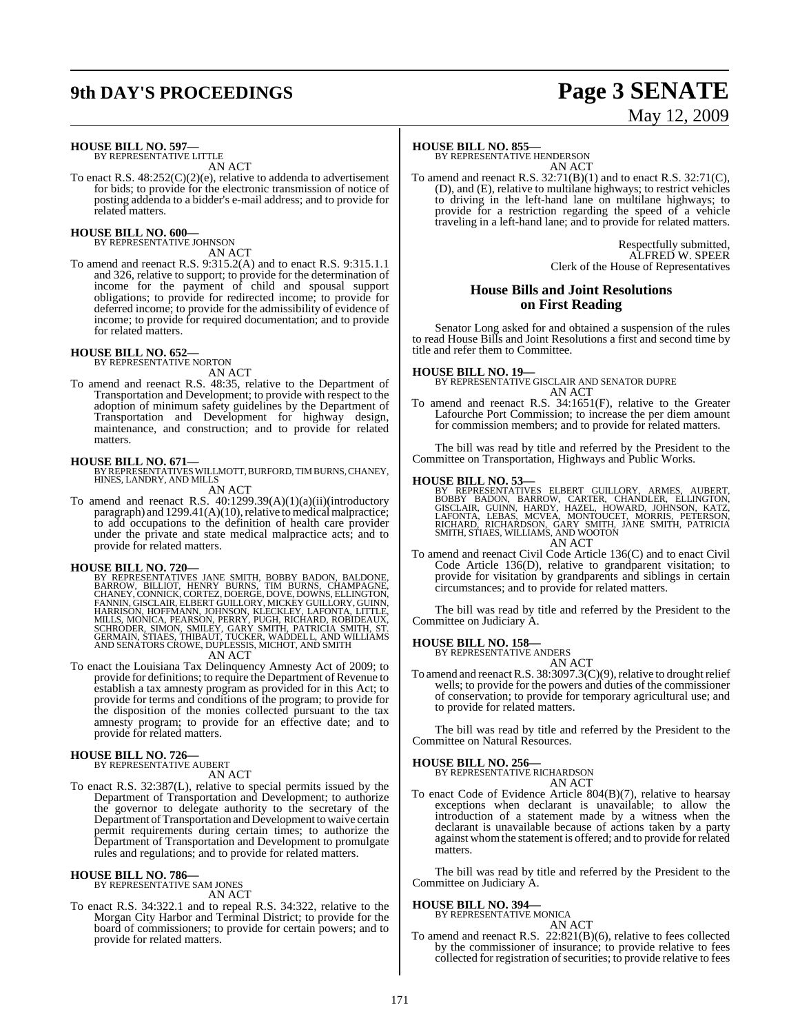**HOUSE BILL NO. 597—**
BY REPRESENTATIVE LITTLE

AN ACT

To enact R.S. 48:252(C)(2)(e), relative to addenda to advertisement for bids; to provide for the electronic transmission of notice of posting addenda to a bidder's e-mail address; and to provide for related matters.

**HOUSE BILL NO. 600—**
BY REPRESENTATIVE JOHNSON

AN ACT

To amend and reenact R.S. 9:315.2(A) and to enact R.S. 9:315.1.1 and 326, relative to support; to provide for the determination of income for the payment of child and spousal support obligations; to provide for redirected income; to provide for deferred income; to provide for the admissibility of evidence of income; to provide for required documentation; and to provide for related matters.

**HOUSE BILL NO. 652—**
BY REPRESENTATIVE NORTON

AN ACT

To amend and reenact R.S. 48:35, relative to the Department of Transportation and Development; to provide with respect to the adoption of minimum safety guidelines by the Department of Transportation and Development for highway design, maintenance, and construction; and to provide for related matters.

**HOUSE BILL NO. 671—**
BY REPRESENTATIVES WILLMOTT, BURFORD, TIM BURNS, CHANEY, HINES, LANDRY, AND MILLS

AN ACT

To amend and reenact R.S. 40:1299.39(A)(1)(a)(ii)(introductory paragraph) and 1299.41(A)(10), relative to medical malpractice; to add occupations to the definition of health care provider under the private and state medical malpractice acts; and to provide for related matters.

**HOUSE BILL NO. 720—**
BY REPRESENTATIVES JANE SMITH, BOBBY BADON, BALDONE, BARROW, BILLIOT, HENRY BURNS, TIM BURNS, CHAMPAGNE, CHANEY, CONNICK, CORTEZ, DOERGE, DOVE, DOWNS, ELLINGTON, FANNIN, GISCLAIR, ELBERT GUILLORY, MICKEY GUILLORY, GUINN, HARRISON, HOFFMANN, JOHNSON, KLECKLEY, LAFONTA, LITTLE, MILLS, MONICA, PEARSON, PERRY, PUGH, RICHARD, ROBIDEAUX, SCHRODER, SIMON, SMILEY, GARY SMITH, PATRICIA SMITH, ST. GERMAIN, STIAES, THIBAUT, TUCKER, WADDELL, AND WILLIAMS AND SENATORS CROWE, DUPLESSIS, MICHOT, AND SMITH

AN ACT

To enact the Louisiana Tax Delinquency Amnesty Act of 2009; to provide for definitions; to require the Department of Revenue to establish a tax amnesty program as provided for in this Act; to provide for terms and conditions of the program; to provide for the disposition of the monies collected pursuant to the tax amnesty program; to provide for an effective date; and to provide for related matters.

**HOUSE BILL NO. 726—**
BY REPRESENTATIVE AUBERT

AN ACT

To enact R.S. 32:387(L), relative to special permits issued by the Department of Transportation and Development; to authorize the governor to delegate authority to the secretary of the Department of Transportation and Development to waive certain permit requirements during certain times; to authorize the Department of Transportation and Development to promulgate rules and regulations; and to provide for related matters.

**HOUSE BILL NO. 786—**
BY REPRESENTATIVE SAM JONES

AN ACT

To enact R.S. 34:322.1 and to repeal R.S. 34:322, relative to the Morgan City Harbor and Terminal District; to provide for the board of commissioners; to provide for certain powers; and to provide for related matters.

**HOUSE BILL NO. 855—**
BY REPRESENTATIVE HENDERSON

AN ACT

To amend and reenact R.S. 32:71(B)(1) and to enact R.S. 32:71(C), (D), and (E), relative to multilane highways; to restrict vehicles to driving in the left-hand lane on multilane highways; to provide for a restriction regarding the speed of a vehicle traveling in a left-hand lane; and to provide for related matters.

Respectfully submitted,
ALFRED W. SPEER
Clerk of the House of Representatives

## House Bills and Joint Resolutions on First Reading

Senator Long asked for and obtained a suspension of the rules to read House Bills and Joint Resolutions a first and second time by title and refer them to Committee.

**HOUSE BILL NO. 19—**
BY REPRESENTATIVE GISCLAIR AND SENATOR DUPRE

AN ACT

To amend and reenact R.S. 34:1651(F), relative to the Greater Lafourche Port Commission; to increase the per diem amount for commission members; and to provide for related matters.

The bill was read by title and referred by the President to the Committee on Transportation, Highways and Public Works.

**HOUSE BILL NO. 53—**
BY REPRESENTATIVES ELBERT GUILLORY, ARMES, AUBERT, BOBBY BADON, BARROW, CARTER, CHANDLER, ELLINGTON, GISCLAIR, GUINN, HARDY, HAZEL, HOWARD, JOHNSON, KATZ, LAFONTA, LEBAS, MCVEA, MONTOUCET, MORRIS, PETERSON, RICHARD, RICHARDSON, GARY SMITH, JANE SMITH, PATRICIA SMITH, STIAES, WILLIAMS, AND WOOTON

AN ACT

To amend and reenact Civil Code Article 136(C) and to enact Civil Code Article 136(D), relative to grandparent visitation; to provide for visitation by grandparents and siblings in certain circumstances; and to provide for related matters.

The bill was read by title and referred by the President to the Committee on Judiciary A.

**HOUSE BILL NO. 158—**
BY REPRESENTATIVE ANDERS

AN ACT

To amend and reenact R.S. 38:3097.3(C)(9), relative to drought relief wells; to provide for the powers and duties of the commissioner of conservation; to provide for temporary agricultural use; and to provide for related matters.

The bill was read by title and referred by the President to the Committee on Natural Resources.

**HOUSE BILL NO. 256—**
BY REPRESENTATIVE RICHARDSON

AN ACT

To enact Code of Evidence Article 804(B)(7), relative to hearsay exceptions when declarant is unavailable; to allow the introduction of a statement made by a witness when the declarant is unavailable because of actions taken by a party against whom the statement is offered; and to provide for related matters.

The bill was read by title and referred by the President to the Committee on Judiciary A.

**HOUSE BILL NO. 394—**
BY REPRESENTATIVE MONICA

AN ACT

To amend and reenact R.S. 22:821(B)(6), relative to fees collected by the commissioner of insurance; to provide relative to fees collected for registration of securities; to provide relative to fees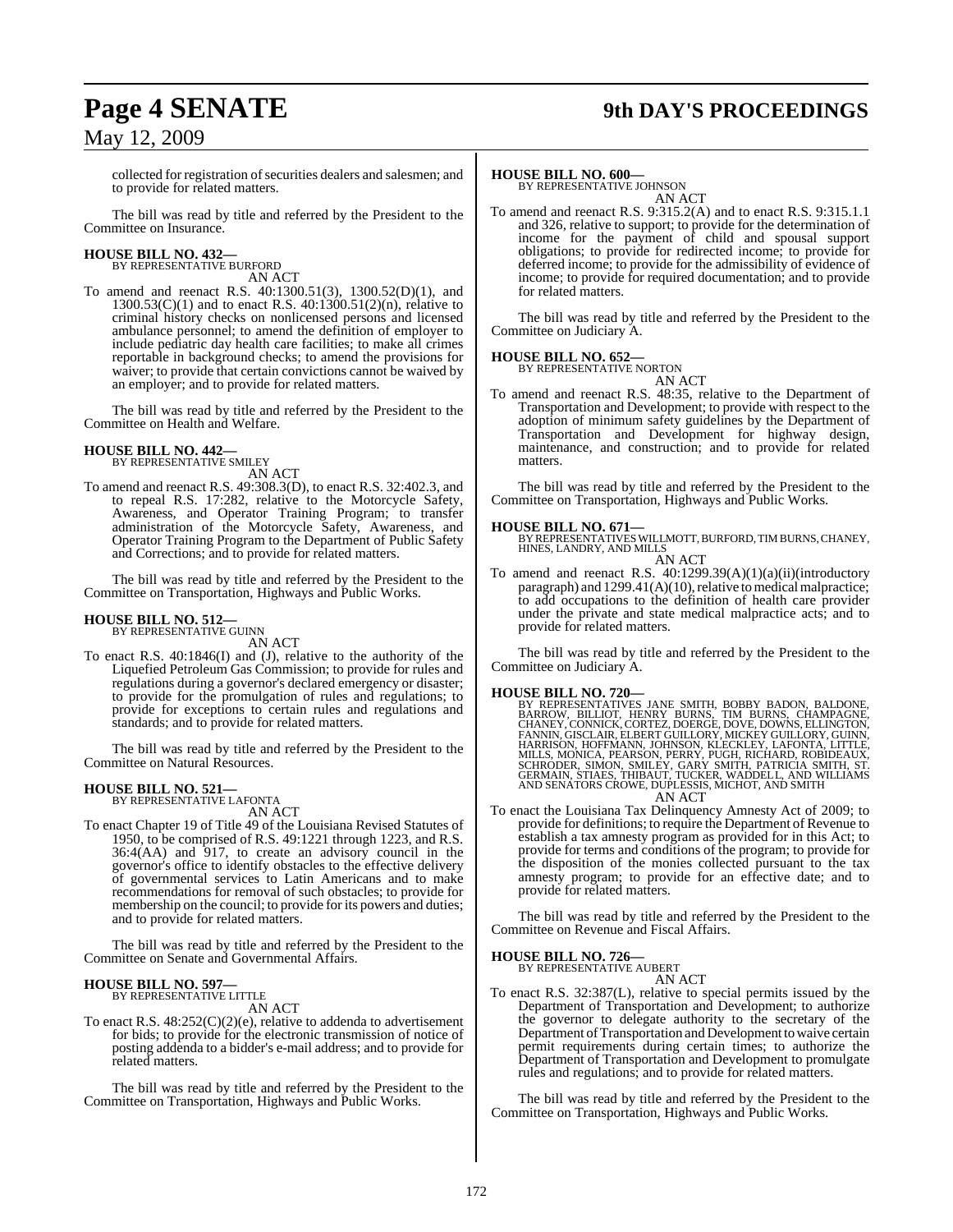collected for registration of securities dealers and salesmen; and to provide for related matters.

The bill was read by title and referred by the President to the Committee on Insurance.

**HOUSE BILL NO. 432—**
BY REPRESENTATIVE BURFORD
AN ACT

To amend and reenact R.S. 40:1300.51(3), 1300.52(D)(1), and 1300.53(C)(1) and to enact R.S. 40:1300.51(2)(n), relative to criminal history checks on nonlicensed persons and licensed ambulance personnel; to amend the definition of employer to include pediatric day health care facilities; to make all crimes reportable in background checks; to amend the provisions for waiver; to provide that certain convictions cannot be waived by an employer; and to provide for related matters.

The bill was read by title and referred by the President to the Committee on Health and Welfare.

**HOUSE BILL NO. 442—**
BY REPRESENTATIVE SMILEY
AN ACT

To amend and reenact R.S. 49:308.3(D), to enact R.S. 32:402.3, and to repeal R.S. 17:282, relative to the Motorcycle Safety, Awareness, and Operator Training Program; to transfer administration of the Motorcycle Safety, Awareness, and Operator Training Program to the Department of Public Safety and Corrections; and to provide for related matters.

The bill was read by title and referred by the President to the Committee on Transportation, Highways and Public Works.

**HOUSE BILL NO. 512—**
BY REPRESENTATIVE GUINN
AN ACT

To enact R.S. 40:1846(I) and (J), relative to the authority of the Liquefied Petroleum Gas Commission; to provide for rules and regulations during a governor's declared emergency or disaster; to provide for the promulgation of rules and regulations; to provide for exceptions to certain rules and regulations and standards; and to provide for related matters.

The bill was read by title and referred by the President to the Committee on Natural Resources.

**HOUSE BILL NO. 521—**
BY REPRESENTATIVE LAFONTA
AN ACT

To enact Chapter 19 of Title 49 of the Louisiana Revised Statutes of 1950, to be comprised of R.S. 49:1221 through 1223, and R.S. 36:4(AA) and 917, to create an advisory council in the governor's office to identify obstacles to the effective delivery of governmental services to Latin Americans and to make recommendations for removal of such obstacles; to provide for membership on the council; to provide for its powers and duties; and to provide for related matters.

The bill was read by title and referred by the President to the Committee on Senate and Governmental Affairs.

**HOUSE BILL NO. 597—**
BY REPRESENTATIVE LITTLE
AN ACT

To enact R.S. 48:252(C)(2)(e), relative to addenda to advertisement for bids; to provide for the electronic transmission of notice of posting addenda to a bidder's e-mail address; and to provide for related matters.

The bill was read by title and referred by the President to the Committee on Transportation, Highways and Public Works.

**HOUSE BILL NO. 600—**
BY REPRESENTATIVE JOHNSON
AN ACT

To amend and reenact R.S. 9:315.2(A) and to enact R.S. 9:315.1.1 and 326, relative to support; to provide for the determination of income for the payment of child and spousal support obligations; to provide for redirected income; to provide for deferred income; to provide for the admissibility of evidence of income; to provide for required documentation; and to provide for related matters.

The bill was read by title and referred by the President to the Committee on Judiciary A.

**HOUSE BILL NO. 652—**
BY REPRESENTATIVE NORTON
AN ACT

To amend and reenact R.S. 48:35, relative to the Department of Transportation and Development; to provide with respect to the adoption of minimum safety guidelines by the Department of Transportation and Development for highway design, maintenance, and construction; and to provide for related matters.

The bill was read by title and referred by the President to the Committee on Transportation, Highways and Public Works.

**HOUSE BILL NO. 671—**
BY REPRESENTATIVES WILLMOTT, BURFORD, TIM BURNS, CHANEY, HINES, LANDRY, AND MILLS
AN ACT

To amend and reenact R.S. 40:1299.39(A)(1)(a)(ii)(introductory paragraph) and 1299.41(A)(10), relative to medical malpractice; to add occupations to the definition of health care provider under the private and state medical malpractice acts; and to provide for related matters.

The bill was read by title and referred by the President to the Committee on Judiciary A.

**HOUSE BILL NO. 720—**
BY REPRESENTATIVES JANE SMITH, BOBBY BADON, BALDONE, BARROW, BILLIOT, HENRY BURNS, TIM BURNS, CHAMPAGNE, CHANEY, CONNICK, CORTEZ, DOERGE, DOVE, DOWNS, ELLINGTON, FANNIN, GISCLAIR, ELBERT GUILLORY, MICKEY GUILLORY, GUINN, HARRISON, HOFFMANN, JOHNSON, KLECKLEY, LAFONTA, LITTLE, MILLS, MONICA, PEARSON, PERRY, PUGH, RICHARD, ROBIDEAUX, SCHRODER, SIMON, SMILEY, GARY SMITH, PATRICIA SMITH, ST. GERMAIN, STIAES, THIBAUT, TUCKER, WADDELL, AND WILLIAMS AND SENATORS CROWE, DUPLESSIS, MICHOT, AND SMITH
AN ACT

To enact the Louisiana Tax Delinquency Amnesty Act of 2009; to provide for definitions; to require the Department of Revenue to establish a tax amnesty program as provided for in this Act; to provide for terms and conditions of the program; to provide for the disposition of the monies collected pursuant to the tax amnesty program; to provide for an effective date; and to provide for related matters.

The bill was read by title and referred by the President to the Committee on Revenue and Fiscal Affairs.

**HOUSE BILL NO. 726—**
BY REPRESENTATIVE AUBERT
AN ACT

To enact R.S. 32:387(L), relative to special permits issued by the Department of Transportation and Development; to authorize the governor to delegate authority to the secretary of the Department of Transportation and Development to waive certain permit requirements during certain times; to authorize the Department of Transportation and Development to promulgate rules and regulations; and to provide for related matters.

The bill was read by title and referred by the President to the Committee on Transportation, Highways and Public Works.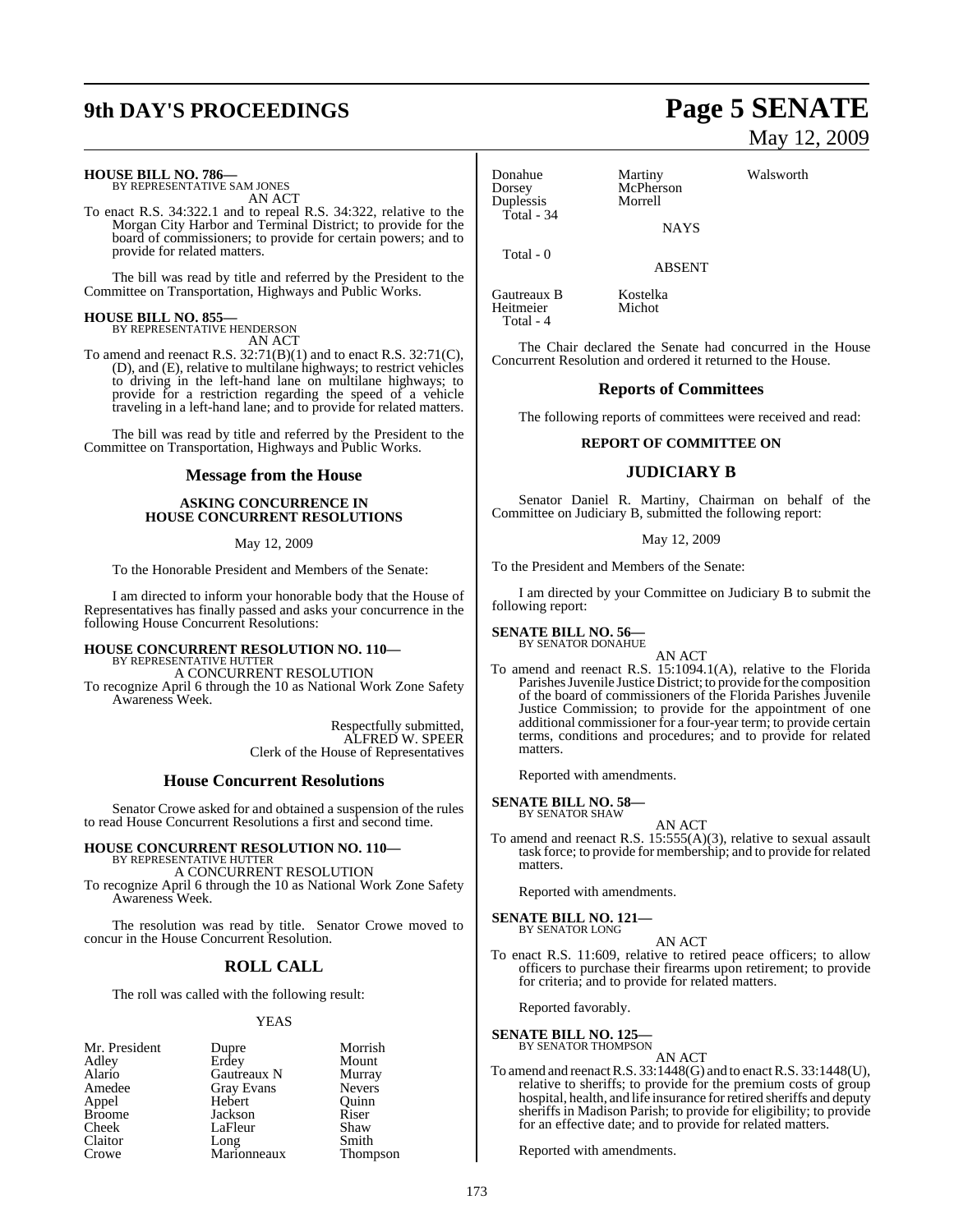**HOUSE BILL NO. 786—**
BY REPRESENTATIVE SAM JONES

AN ACT

To enact R.S. 34:322.1 and to repeal R.S. 34:322, relative to the Morgan City Harbor and Terminal District; to provide for the board of commissioners; to provide for certain powers; and to provide for related matters.

The bill was read by title and referred by the President to the Committee on Transportation, Highways and Public Works.

**HOUSE BILL NO. 855—**
BY REPRESENTATIVE HENDERSON

AN ACT

To amend and reenact R.S. 32:71(B)(1) and to enact R.S. 32:71(C), (D), and (E), relative to multilane highways; to restrict vehicles to driving in the left-hand lane on multilane highways; to provide for a restriction regarding the speed of a vehicle traveling in a left-hand lane; and to provide for related matters.

The bill was read by title and referred by the President to the Committee on Transportation, Highways and Public Works.

## Message from the House

### ASKING CONCURRENCE IN HOUSE CONCURRENT RESOLUTIONS

May 12, 2009

To the Honorable President and Members of the Senate:

I am directed to inform your honorable body that the House of Representatives has finally passed and asks your concurrence in the following House Concurrent Resolutions:

**HOUSE CONCURRENT RESOLUTION NO. 110—**
BY REPRESENTATIVE HUTTER

A CONCURRENT RESOLUTION

To recognize April 6 through the 10 as National Work Zone Safety Awareness Week.

Respectfully submitted,
ALFRED W. SPEER
Clerk of the House of Representatives

## House Concurrent Resolutions

Senator Crowe asked for and obtained a suspension of the rules to read House Concurrent Resolutions a first and second time.

**HOUSE CONCURRENT RESOLUTION NO. 110—**
BY REPRESENTATIVE HUTTER

A CONCURRENT RESOLUTION

To recognize April 6 through the 10 as National Work Zone Safety Awareness Week.

The resolution was read by title. Senator Crowe moved to concur in the House Concurrent Resolution.

## ROLL CALL

The roll was called with the following result:

YEAS

| | | |
|---|---|---|
| Mr. President | Dupre | Morrish |
| Adley | Erdey | Mount |
| Alario | Gautreaux N | Murray |
| Amedee | Gray Evans | Nevers |
| Appel | Hebert | Quinn |
| Broome | Jackson | Riser |
| Cheek | LaFleur | Shaw |
| Claitor | Long | Smith |
| Crowe | Marionneaux | Thompson |
| Donahue | Martiny | Walsworth |
| Dorsey | McPherson | |
| Duplessis | Morrell | |

Total - 34

NAYS

Total - 0

ABSENT

| | |
|---|---|
| Gautreaux B | Kostelka |
| Heitmeier | Michot |

Total - 4

The Chair declared the Senate had concurred in the House Concurrent Resolution and ordered it returned to the House.

## Reports of Committees

The following reports of committees were received and read:

### REPORT OF COMMITTEE ON

### JUDICIARY B

Senator Daniel R. Martiny, Chairman on behalf of the Committee on Judiciary B, submitted the following report:

May 12, 2009

To the President and Members of the Senate:

I am directed by your Committee on Judiciary B to submit the following report:

**SENATE BILL NO. 56—**
BY SENATOR DONAHUE

AN ACT

To amend and reenact R.S. 15:1094.1(A), relative to the Florida Parishes Juvenile Justice District; to provide for the composition of the board of commissioners of the Florida Parishes Juvenile Justice Commission; to provide for the appointment of one additional commissioner for a four-year term; to provide certain terms, conditions and procedures; and to provide for related matters.

Reported with amendments.

**SENATE BILL NO. 58—**
BY SENATOR SHAW

AN ACT

To amend and reenact R.S. 15:555(A)(3), relative to sexual assault task force; to provide for membership; and to provide for related matters.

Reported with amendments.

**SENATE BILL NO. 121—**
BY SENATOR LONG

AN ACT

To enact R.S. 11:609, relative to retired peace officers; to allow officers to purchase their firearms upon retirement; to provide for criteria; and to provide for related matters.

Reported favorably.

**SENATE BILL NO. 125—**
BY SENATOR THOMPSON

AN ACT

To amend and reenact R.S. 33:1448(G) and to enact R.S. 33:1448(U), relative to sheriffs; to provide for the premium costs of group hospital, health, and life insurance for retired sheriffs and deputy sheriffs in Madison Parish; to provide for eligibility; to provide for an effective date; and to provide for related matters.

Reported with amendments.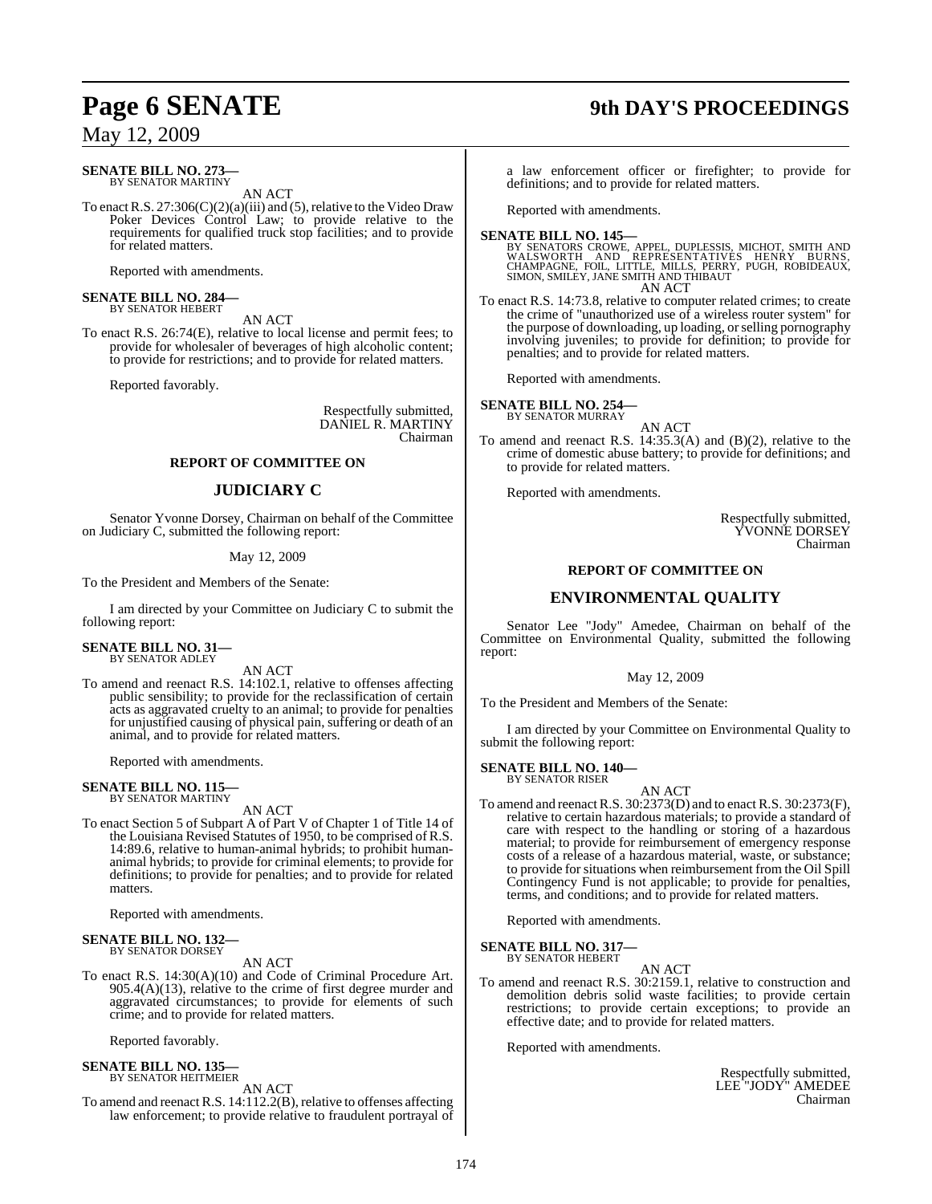**SENATE BILL NO. 273—**
BY SENATOR MARTINY

AN ACT

To enact R.S. 27:306(C)(2)(a)(iii) and (5), relative to the Video Draw Poker Devices Control Law; to provide relative to the requirements for qualified truck stop facilities; and to provide for related matters.

Reported with amendments.

**SENATE BILL NO. 284—**
BY SENATOR HEBERT

AN ACT

To enact R.S. 26:74(E), relative to local license and permit fees; to provide for wholesaler of beverages of high alcoholic content; to provide for restrictions; and to provide for related matters.

Reported favorably.

Respectfully submitted,
DANIEL R. MARTINY
Chairman

## REPORT OF COMMITTEE ON

## JUDICIARY C

Senator Yvonne Dorsey, Chairman on behalf of the Committee on Judiciary C, submitted the following report:

May 12, 2009

To the President and Members of the Senate:

I am directed by your Committee on Judiciary C to submit the following report:

**SENATE BILL NO. 31—**
BY SENATOR ADLEY

AN ACT

To amend and reenact R.S. 14:102.1, relative to offenses affecting public sensibility; to provide for the reclassification of certain acts as aggravated cruelty to an animal; to provide for penalties for unjustified causing of physical pain, suffering or death of an animal, and to provide for related matters.

Reported with amendments.

**SENATE BILL NO. 115—**
BY SENATOR MARTINY

AN ACT

To enact Section 5 of Subpart A of Part V of Chapter 1 of Title 14 of the Louisiana Revised Statutes of 1950, to be comprised of R.S. 14:89.6, relative to human-animal hybrids; to prohibit human-animal hybrids; to provide for criminal elements; to provide for definitions; to provide for penalties; and to provide for related matters.

Reported with amendments.

**SENATE BILL NO. 132—**
BY SENATOR DORSEY

AN ACT

To enact R.S. 14:30(A)(10) and Code of Criminal Procedure Art. 905.4(A)(13), relative to the crime of first degree murder and aggravated circumstances; to provide for elements of such crime; and to provide for related matters.

Reported favorably.

**SENATE BILL NO. 135—**
BY SENATOR HEITMEIER

AN ACT

To amend and reenact R.S. 14:112.2(B), relative to offenses affecting law enforcement; to provide relative to fraudulent portrayal of a law enforcement officer or firefighter; to provide for definitions; and to provide for related matters.

Reported with amendments.

**SENATE BILL NO. 145—**
BY SENATORS CROWE, APPEL, DUPLESSIS, MICHOT, SMITH AND WALSWORTH AND REPRESENTATIVES HENRY BURNS, CHAMPAGNE, FOIL, LITTLE, MILLS, PERRY, PUGH, ROBIDEAUX, SIMON, SMILEY, JANE SMITH AND THIBAUT

AN ACT

To enact R.S. 14:73.8, relative to computer related crimes; to create the crime of "unauthorized use of a wireless router system" for the purpose of downloading, up loading, or selling pornography involving juveniles; to provide for definition; to provide for penalties; and to provide for related matters.

Reported with amendments.

**SENATE BILL NO. 254—**
BY SENATOR MURRAY

AN ACT

To amend and reenact R.S. 14:35.3(A) and (B)(2), relative to the crime of domestic abuse battery; to provide for definitions; and to provide for related matters.

Reported with amendments.

Respectfully submitted,
YVONNE DORSEY
Chairman

## REPORT OF COMMITTEE ON

## ENVIRONMENTAL QUALITY

Senator Lee "Jody" Amedee, Chairman on behalf of the Committee on Environmental Quality, submitted the following report:

May 12, 2009

To the President and Members of the Senate:

I am directed by your Committee on Environmental Quality to submit the following report:

**SENATE BILL NO. 140—**
BY SENATOR RISER

AN ACT

To amend and reenact R.S. 30:2373(D) and to enact R.S. 30:2373(F), relative to certain hazardous materials; to provide a standard of care with respect to the handling or storing of a hazardous material; to provide for reimbursement of emergency response costs of a release of a hazardous material, waste, or substance; to provide for situations when reimbursement from the Oil Spill Contingency Fund is not applicable; to provide for penalties, terms, and conditions; and to provide for related matters.

Reported with amendments.

**SENATE BILL NO. 317—**
BY SENATOR HEBERT

AN ACT

To amend and reenact R.S. 30:2159.1, relative to construction and demolition debris solid waste facilities; to provide certain restrictions; to provide certain exceptions; to provide an effective date; and to provide for related matters.

Reported with amendments.

Respectfully submitted,
LEE "JODY" AMEDEE
Chairman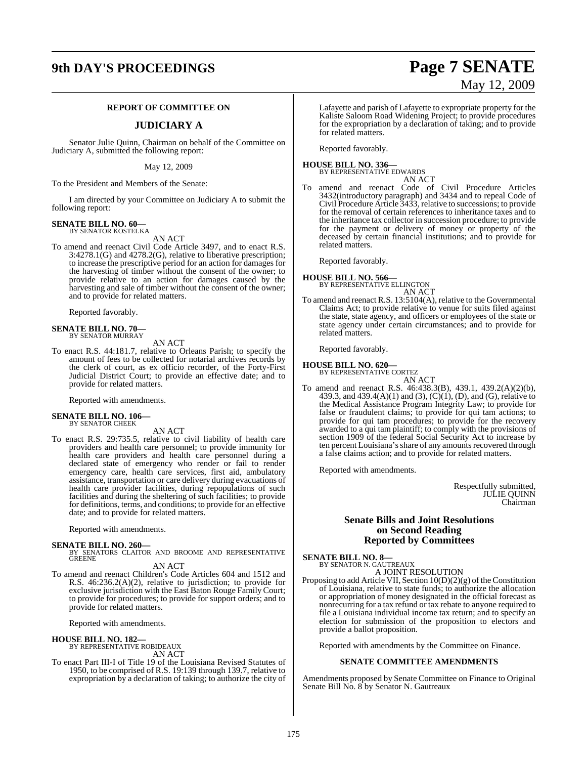**REPORT OF COMMITTEE ON**

## JUDICIARY A

Senator Julie Quinn, Chairman on behalf of the Committee on Judiciary A, submitted the following report:

May 12, 2009

To the President and Members of the Senate:

I am directed by your Committee on Judiciary A to submit the following report:

**SENATE BILL NO. 60—**
BY SENATOR KOSTELKA

AN ACT

To amend and reenact Civil Code Article 3497, and to enact R.S. 3:4278.1(G) and 4278.2(G), relative to liberative prescription; to increase the prescriptive period for an action for damages for the harvesting of timber without the consent of the owner; to provide relative to an action for damages caused by the harvesting and sale of timber without the consent of the owner; and to provide for related matters.

Reported favorably.

**SENATE BILL NO. 70—**
BY SENATOR MURRAY

AN ACT

To enact R.S. 44:181.7, relative to Orleans Parish; to specify the amount of fees to be collected for notarial archives records by the clerk of court, as ex officio recorder, of the Forty-First Judicial District Court; to provide an effective date; and to provide for related matters.

Reported with amendments.

**SENATE BILL NO. 106—**
BY SENATOR CHEEK

AN ACT

To enact R.S. 29:735.5, relative to civil liability of health care providers and health care personnel; to provide immunity for health care providers and health care personnel during a declared state of emergency who render or fail to render emergency care, health care services, first aid, ambulatory assistance, transportation or care delivery during evacuations of health care provider facilities, during repopulations of such facilities and during the sheltering of such facilities; to provide for definitions, terms, and conditions; to provide for an effective date; and to provide for related matters.

Reported with amendments.

**SENATE BILL NO. 260—**
BY SENATORS CLAITOR AND BROOME AND REPRESENTATIVE GREENE

AN ACT

To amend and reenact Children's Code Articles 604 and 1512 and R.S. 46:236.2(A)(2), relative to jurisdiction; to provide for exclusive jurisdiction with the East Baton Rouge Family Court; to provide for procedures; to provide for support orders; and to provide for related matters.

Reported with amendments.

**HOUSE BILL NO. 182—**
BY REPRESENTATIVE ROBIDEAUX

AN ACT

To enact Part III-I of Title 19 of the Louisiana Revised Statutes of 1950, to be comprised of R.S. 19:139 through 139.7, relative to expropriation by a declaration of taking; to authorize the city of Lafayette and parish of Lafayette to expropriate property for the Kaliste Saloom Road Widening Project; to provide procedures for the expropriation by a declaration of taking; and to provide for related matters.

Reported favorably.

**HOUSE BILL NO. 336—**
BY REPRESENTATIVE EDWARDS

AN ACT

To amend and reenact Code of Civil Procedure Articles 3432(introductory paragraph) and 3434 and to repeal Code of Civil Procedure Article 3433, relative to successions; to provide for the removal of certain references to inheritance taxes and to the inheritance tax collector in succession procedure; to provide for the payment or delivery of money or property of the deceased by certain financial institutions; and to provide for related matters.

Reported favorably.

**HOUSE BILL NO. 566—**
BY REPRESENTATIVE ELLINGTON

AN ACT

To amend and reenact R.S. 13:5104(A), relative to the Governmental Claims Act; to provide relative to venue for suits filed against the state, state agency, and officers or employees of the state or state agency under certain circumstances; and to provide for related matters.

Reported favorably.

**HOUSE BILL NO. 620—**
BY REPRESENTATIVE CORTEZ

AN ACT

To amend and reenact R.S. 46:438.3(B), 439.1, 439.2(A)(2)(b), 439.3, and 439.4(A)(1) and (3), (C)(1), (D), and (G), relative to the Medical Assistance Program Integrity Law; to provide for false or fraudulent claims; to provide for qui tam actions; to provide for qui tam procedures; to provide for the recovery awarded to a qui tam plaintiff; to comply with the provisions of section 1909 of the federal Social Security Act to increase by ten percent Louisiana's share of any amounts recovered through a false claims action; and to provide for related matters.

Reported with amendments.

Respectfully submitted,
JULIE QUINN
Chairman

## Senate Bills and Joint Resolutions on Second Reading Reported by Committees

**SENATE BILL NO. 8—**
BY SENATOR N. GAUTREAUX

A JOINT RESOLUTION

Proposing to add Article VII, Section 10(D)(2)(g) of the Constitution of Louisiana, relative to state funds; to authorize the allocation or appropriation of money designated in the official forecast as nonrecurring for a tax refund or tax rebate to anyone required to file a Louisiana individual income tax return; and to specify an election for submission of the proposition to electors and provide a ballot proposition.

Reported with amendments by the Committee on Finance.

**SENATE COMMITTEE AMENDMENTS**

Amendments proposed by Senate Committee on Finance to Original Senate Bill No. 8 by Senator N. Gautreaux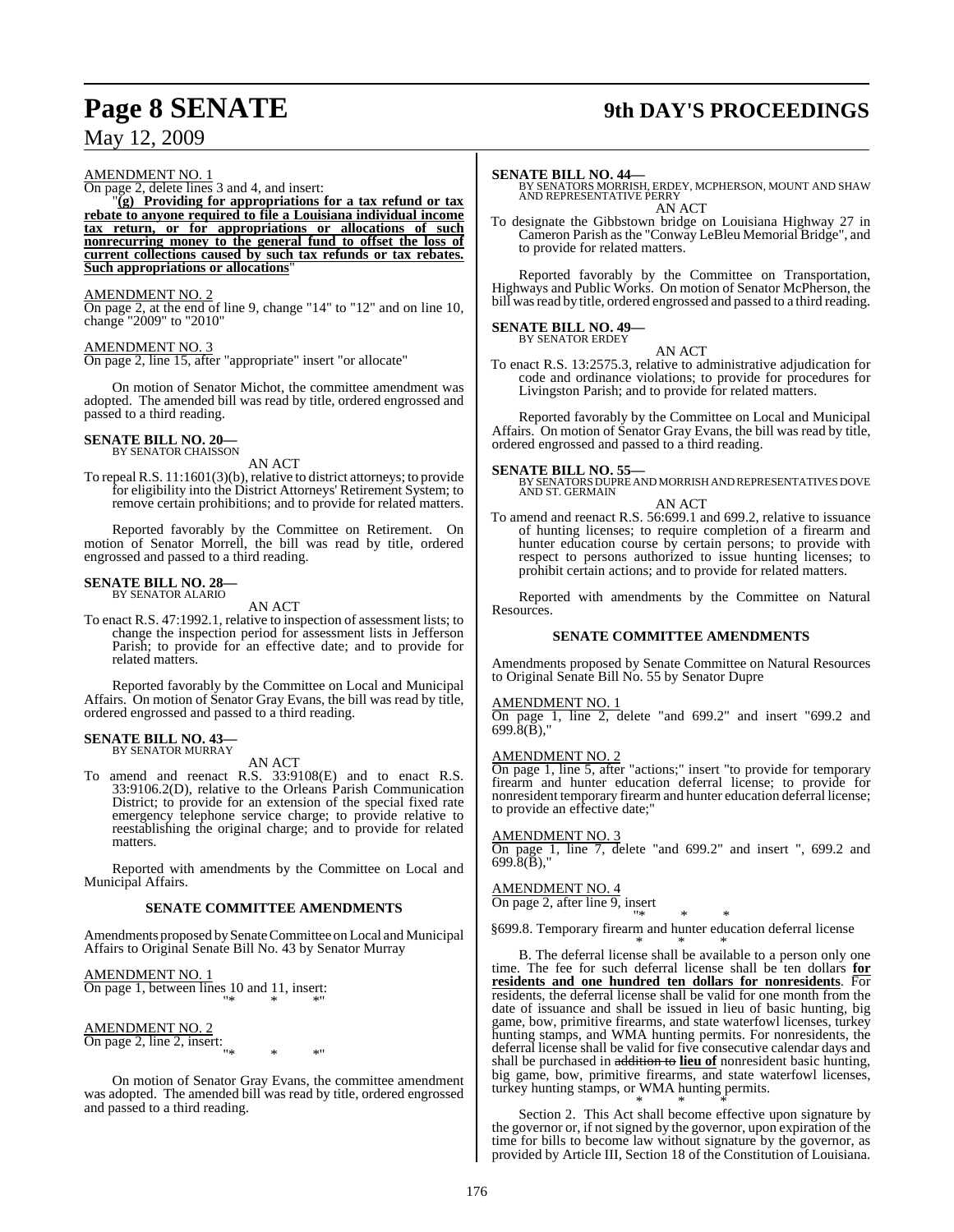AMENDMENT NO. 1

On page 2, delete lines 3 and 4, and insert:

"**(g) Providing for appropriations for a tax refund or tax rebate to anyone required to file a Louisiana individual income tax return, or for appropriations or allocations of such nonrecurring money to the general fund to offset the loss of current collections caused by such tax refunds or tax rebates. Such appropriations or allocations**"

AMENDMENT NO. 2

On page 2, at the end of line 9, change "14" to "12" and on line 10, change "2009" to "2010"

AMENDMENT NO. 3

On page 2, line 15, after "appropriate" insert "or allocate"

On motion of Senator Michot, the committee amendment was adopted. The amended bill was read by title, ordered engrossed and passed to a third reading.

**SENATE BILL NO. 20—**
BY SENATOR CHAISSON

AN ACT

To repeal R.S. 11:1601(3)(b), relative to district attorneys; to provide for eligibility into the District Attorneys' Retirement System; to remove certain prohibitions; and to provide for related matters.

Reported favorably by the Committee on Retirement. On motion of Senator Morrell, the bill was read by title, ordered engrossed and passed to a third reading.

**SENATE BILL NO. 28—**
BY SENATOR ALARIO

AN ACT

To enact R.S. 47:1992.1, relative to inspection of assessment lists; to change the inspection period for assessment lists in Jefferson Parish; to provide for an effective date; and to provide for related matters.

Reported favorably by the Committee on Local and Municipal Affairs. On motion of Senator Gray Evans, the bill was read by title, ordered engrossed and passed to a third reading.

**SENATE BILL NO. 43—**
BY SENATOR MURRAY

AN ACT

To amend and reenact R.S. 33:9108(E) and to enact R.S. 33:9106.2(D), relative to the Orleans Parish Communication District; to provide for an extension of the special fixed rate emergency telephone service charge; to provide relative to reestablishing the original charge; and to provide for related matters.

Reported with amendments by the Committee on Local and Municipal Affairs.

**SENATE COMMITTEE AMENDMENTS**

Amendments proposed by Senate Committee on Local and Municipal Affairs to Original Senate Bill No. 43 by Senator Murray

AMENDMENT NO. 1

On page 1, between lines 10 and 11, insert:

"* * *"

AMENDMENT NO. 2

On page 2, line 2, insert:

"* * *"

On motion of Senator Gray Evans, the committee amendment was adopted. The amended bill was read by title, ordered engrossed and passed to a third reading.

**SENATE BILL NO. 44—**
BY SENATORS MORRISH, ERDEY, MCPHERSON, MOUNT AND SHAW AND REPRESENTATIVE PERRY

AN ACT

To designate the Gibbstown bridge on Louisiana Highway 27 in Cameron Parish as the "Conway LeBleu Memorial Bridge", and to provide for related matters.

Reported favorably by the Committee on Transportation, Highways and Public Works. On motion of Senator McPherson, the bill was read by title, ordered engrossed and passed to a third reading.

**SENATE BILL NO. 49—**
BY SENATOR ERDEY

AN ACT

To enact R.S. 13:2575.3, relative to administrative adjudication for code and ordinance violations; to provide for procedures for Livingston Parish; and to provide for related matters.

Reported favorably by the Committee on Local and Municipal Affairs. On motion of Senator Gray Evans, the bill was read by title, ordered engrossed and passed to a third reading.

**SENATE BILL NO. 55—**
BY SENATORS DUPRE AND MORRISH AND REPRESENTATIVES DOVE AND ST. GERMAIN

AN ACT

To amend and reenact R.S. 56:699.1 and 699.2, relative to issuance of hunting licenses; to require completion of a firearm and hunter education course by certain persons; to provide with respect to persons authorized to issue hunting licenses; to prohibit certain actions; and to provide for related matters.

Reported with amendments by the Committee on Natural Resources.

**SENATE COMMITTEE AMENDMENTS**

Amendments proposed by Senate Committee on Natural Resources to Original Senate Bill No. 55 by Senator Dupre

AMENDMENT NO. 1

On page 1, line 2, delete "and 699.2" and insert "699.2 and 699.8(B),"

AMENDMENT NO. 2

On page 1, line 5, after "actions;" insert "to provide for temporary firearm and hunter education deferral license; to provide for nonresident temporary firearm and hunter education deferral license; to provide an effective date;"

AMENDMENT NO. 3

On page 1, line 7, delete "and 699.2" and insert ", 699.2 and 699.8(B),"

AMENDMENT NO. 4

On page 2, after line 9, insert

"* * *

§699.8. Temporary firearm and hunter education deferral license

* * *

B. The deferral license shall be available to a person only one time. The fee for such deferral license shall be ten dollars **for residents and one hundred ten dollars for nonresidents**. For residents, the deferral license shall be valid for one month from the date of issuance and shall be issued in lieu of basic hunting, big game, bow, primitive firearms, and state waterfowl licenses, turkey hunting stamps, and WMA hunting permits. For nonresidents, the deferral license shall be valid for five consecutive calendar days and shall be purchased in ~~addition to~~ **lieu of** nonresident basic hunting, big game, bow, primitive firearms, and state waterfowl licenses, turkey hunting stamps, or WMA hunting permits.

* * *

Section 2. This Act shall become effective upon signature by the governor or, if not signed by the governor, upon expiration of the time for bills to become law without signature by the governor, as provided by Article III, Section 18 of the Constitution of Louisiana.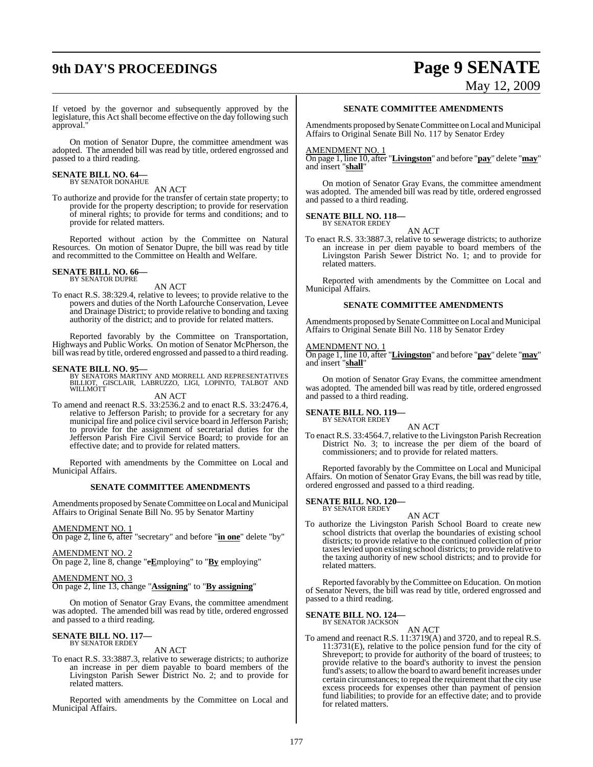If vetoed by the governor and subsequently approved by the legislature, this Act shall become effective on the day following such approval."

On motion of Senator Dupre, the committee amendment was adopted. The amended bill was read by title, ordered engrossed and passed to a third reading.

**SENATE BILL NO. 64—**
BY SENATOR DONAHUE

AN ACT

To authorize and provide for the transfer of certain state property; to provide for the property description; to provide for reservation of mineral rights; to provide for terms and conditions; and to provide for related matters.

Reported without action by the Committee on Natural Resources. On motion of Senator Dupre, the bill was read by title and recommitted to the Committee on Health and Welfare.

**SENATE BILL NO. 66—**
BY SENATOR DUPRE

AN ACT

To enact R.S. 38:329.4, relative to levees; to provide relative to the powers and duties of the North Lafourche Conservation, Levee and Drainage District; to provide relative to bonding and taxing authority of the district; and to provide for related matters.

Reported favorably by the Committee on Transportation, Highways and Public Works. On motion of Senator McPherson, the bill was read by title, ordered engrossed and passed to a third reading.

**SENATE BILL NO. 95—**
BY SENATORS MARTINY AND MORRELL AND REPRESENTATIVES BILLIOT, GISCLAIR, LABRUZZO, LIGI, LOPINTO, TALBOT AND WILLMOTT

AN ACT

To amend and reenact R.S. 33:2536.2 and to enact R.S. 33:2476.4, relative to Jefferson Parish; to provide for a secretary for any municipal fire and police civil service board in Jefferson Parish; to provide for the assignment of secretarial duties for the Jefferson Parish Fire Civil Service Board; to provide for an effective date; and to provide for related matters.

Reported with amendments by the Committee on Local and Municipal Affairs.

**SENATE COMMITTEE AMENDMENTS**

Amendments proposed by Senate Committee on Local and Municipal Affairs to Original Senate Bill No. 95 by Senator Martiny

AMENDMENT NO. 1
On page 2, line 6, after "secretary" and before "**in one**" delete "by"

AMENDMENT NO. 2
On page 2, line 8, change "~~e~~**E**mploying" to "**By** employing"

AMENDMENT NO. 3
On page 2, line 13, change "**Assigning**" to "**By assigning**"

On motion of Senator Gray Evans, the committee amendment was adopted. The amended bill was read by title, ordered engrossed and passed to a third reading.

**SENATE BILL NO. 117—**
BY SENATOR ERDEY

AN ACT

To enact R.S. 33:3887.3, relative to sewerage districts; to authorize an increase in per diem payable to board members of the Livingston Parish Sewer District No. 2; and to provide for related matters.

Reported with amendments by the Committee on Local and Municipal Affairs.

**SENATE COMMITTEE AMENDMENTS**

Amendments proposed by Senate Committee on Local and Municipal Affairs to Original Senate Bill No. 117 by Senator Erdey

AMENDMENT NO. 1
On page 1, line 10, after "**Livingston**" and before "**pay**" delete "**may**" and insert "**shall**"

On motion of Senator Gray Evans, the committee amendment was adopted. The amended bill was read by title, ordered engrossed and passed to a third reading.

**SENATE BILL NO. 118—**
BY SENATOR ERDEY

AN ACT

To enact R.S. 33:3887.3, relative to sewerage districts; to authorize an increase in per diem payable to board members of the Livingston Parish Sewer District No. 1; and to provide for related matters.

Reported with amendments by the Committee on Local and Municipal Affairs.

**SENATE COMMITTEE AMENDMENTS**

Amendments proposed by Senate Committee on Local and Municipal Affairs to Original Senate Bill No. 118 by Senator Erdey

AMENDMENT NO. 1
On page 1, line 10, after "**Livingston**" and before "**pay**" delete "**may**" and insert "**shall**"

On motion of Senator Gray Evans, the committee amendment was adopted. The amended bill was read by title, ordered engrossed and passed to a third reading.

**SENATE BILL NO. 119—**
BY SENATOR ERDEY

AN ACT

To enact R.S. 33:4564.7, relative to the Livingston Parish Recreation District No. 3; to increase the per diem of the board of commissioners; and to provide for related matters.

Reported favorably by the Committee on Local and Municipal Affairs. On motion of Senator Gray Evans, the bill was read by title, ordered engrossed and passed to a third reading.

**SENATE BILL NO. 120—**
BY SENATOR ERDEY

AN ACT

To authorize the Livingston Parish School Board to create new school districts that overlap the boundaries of existing school districts; to provide relative to the continued collection of prior taxes levied upon existing school districts; to provide relative to the taxing authority of new school districts; and to provide for related matters.

Reported favorably by the Committee on Education. On motion of Senator Nevers, the bill was read by title, ordered engrossed and passed to a third reading.

**SENATE BILL NO. 124—**
BY SENATOR JACKSON

AN ACT

To amend and reenact R.S. 11:3719(A) and 3720, and to repeal R.S. 11:3731(E), relative to the police pension fund for the city of Shreveport; to provide for authority of the board of trustees; to provide relative to the board's authority to invest the pension fund's assets; to allow the board to award benefit increases under certain circumstances; to repeal the requirement that the city use excess proceeds for expenses other than payment of pension fund liabilities; to provide for an effective date; and to provide for related matters.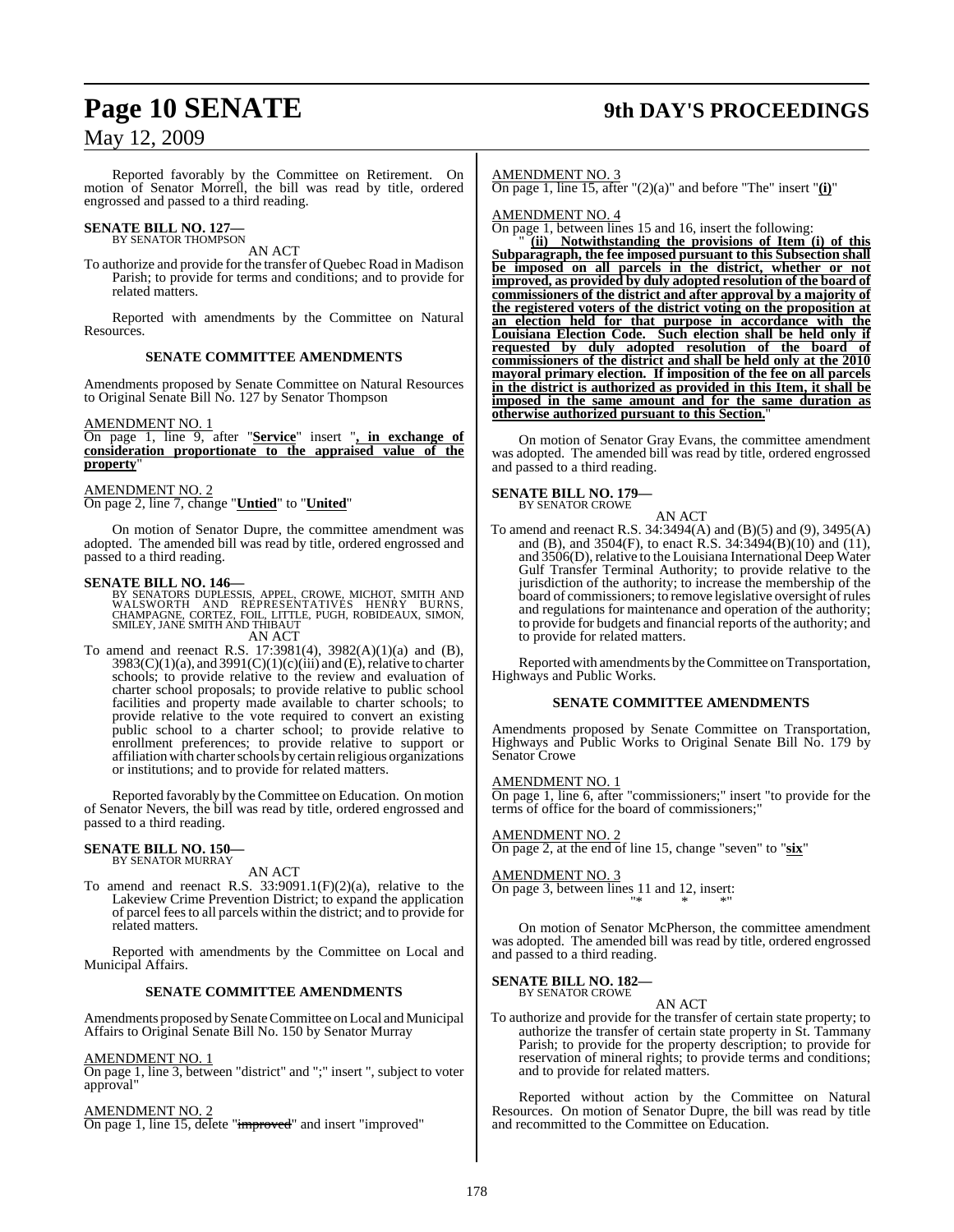Reported favorably by the Committee on Retirement. On motion of Senator Morrell, the bill was read by title, ordered engrossed and passed to a third reading.

**SENATE BILL NO. 127—**
BY SENATOR THOMPSON

AN ACT

To authorize and provide for the transfer of Quebec Road in Madison Parish; to provide for terms and conditions; and to provide for related matters.

Reported with amendments by the Committee on Natural Resources.

**SENATE COMMITTEE AMENDMENTS**

Amendments proposed by Senate Committee on Natural Resources to Original Senate Bill No. 127 by Senator Thompson

AMENDMENT NO. 1
On page 1, line 9, after "**Service**" insert "**, in exchange of consideration proportionate to the appraised value of the property**"

AMENDMENT NO. 2
On page 2, line 7, change "**Untied**" to "**United**"

On motion of Senator Dupre, the committee amendment was adopted. The amended bill was read by title, ordered engrossed and passed to a third reading.

**SENATE BILL NO. 146—**
BY SENATORS DUPLESSIS, APPEL, CROWE, MICHOT, SMITH AND WALSWORTH AND REPRESENTATIVES HENRY BURNS, CHAMPAGNE, CORTEZ, FOIL, LITTLE, PUGH, ROBIDEAUX, SIMON, SMILEY, JANE SMITH AND THIBAUT

AN ACT

To amend and reenact R.S. 17:3981(4), 3982(A)(1)(a) and (B), 3983(C)(1)(a), and 3991(C)(1)(c)(iii) and (E), relative to charter schools; to provide relative to the review and evaluation of charter school proposals; to provide relative to public school facilities and property made available to charter schools; to provide relative to the vote required to convert an existing public school to a charter school; to provide relative to enrollment preferences; to provide relative to support or affiliation with charter schools by certain religious organizations or institutions; and to provide for related matters.

Reported favorably by the Committee on Education. On motion of Senator Nevers, the bill was read by title, ordered engrossed and passed to a third reading.

**SENATE BILL NO. 150—**
BY SENATOR MURRAY

AN ACT

To amend and reenact R.S. 33:9091.1(F)(2)(a), relative to the Lakeview Crime Prevention District; to expand the application of parcel fees to all parcels within the district; and to provide for related matters.

Reported with amendments by the Committee on Local and Municipal Affairs.

**SENATE COMMITTEE AMENDMENTS**

Amendments proposed by Senate Committee on Local and Municipal Affairs to Original Senate Bill No. 150 by Senator Murray

AMENDMENT NO. 1
On page 1, line 3, between "district" and ";" insert ", subject to voter approval"

AMENDMENT NO. 2
On page 1, line 15, delete "~~improved~~" and insert "improved"

AMENDMENT NO. 3
On page 1, line 15, after "(2)(a)" and before "The" insert "**(i)**"

AMENDMENT NO. 4
On page 1, between lines 15 and 16, insert the following:

" **(ii) Notwithstanding the provisions of Item (i) of this Subparagraph, the fee imposed pursuant to this Subsection shall be imposed on all parcels in the district, whether or not improved, as provided by duly adopted resolution of the board of commissioners of the district and after approval by a majority of the registered voters of the district voting on the proposition at an election held for that purpose in accordance with the Louisiana Election Code. Such election shall be held only if requested by duly adopted resolution of the board of commissioners of the district and shall be held only at the 2010 mayoral primary election. If imposition of the fee on all parcels in the district is authorized as provided in this Item, it shall be imposed in the same amount and for the same duration as otherwise authorized pursuant to this Section.**"

On motion of Senator Gray Evans, the committee amendment was adopted. The amended bill was read by title, ordered engrossed and passed to a third reading.

**SENATE BILL NO. 179—**
BY SENATOR CROWE

AN ACT

To amend and reenact R.S. 34:3494(A) and (B)(5) and (9), 3495(A) and (B), and 3504(F), to enact R.S. 34:3494(B)(10) and (11), and 3506(D), relative to the Louisiana International Deep Water Gulf Transfer Terminal Authority; to provide relative to the jurisdiction of the authority; to increase the membership of the board of commissioners; to remove legislative oversight of rules and regulations for maintenance and operation of the authority; to provide for budgets and financial reports of the authority; and to provide for related matters.

Reported with amendments by the Committee on Transportation, Highways and Public Works.

**SENATE COMMITTEE AMENDMENTS**

Amendments proposed by Senate Committee on Transportation, Highways and Public Works to Original Senate Bill No. 179 by Senator Crowe

AMENDMENT NO. 1
On page 1, line 6, after "commissioners;" insert "to provide for the terms of office for the board of commissioners;"

AMENDMENT NO. 2
On page 2, at the end of line 15, change "seven" to "**six**"

AMENDMENT NO. 3
On page 3, between lines 11 and 12, insert:

"* * *"

On motion of Senator McPherson, the committee amendment was adopted. The amended bill was read by title, ordered engrossed and passed to a third reading.

**SENATE BILL NO. 182—**
BY SENATOR CROWE

AN ACT

To authorize and provide for the transfer of certain state property; to authorize the transfer of certain state property in St. Tammany Parish; to provide for the property description; to provide for reservation of mineral rights; to provide terms and conditions; and to provide for related matters.

Reported without action by the Committee on Natural Resources. On motion of Senator Dupre, the bill was read by title and recommitted to the Committee on Education.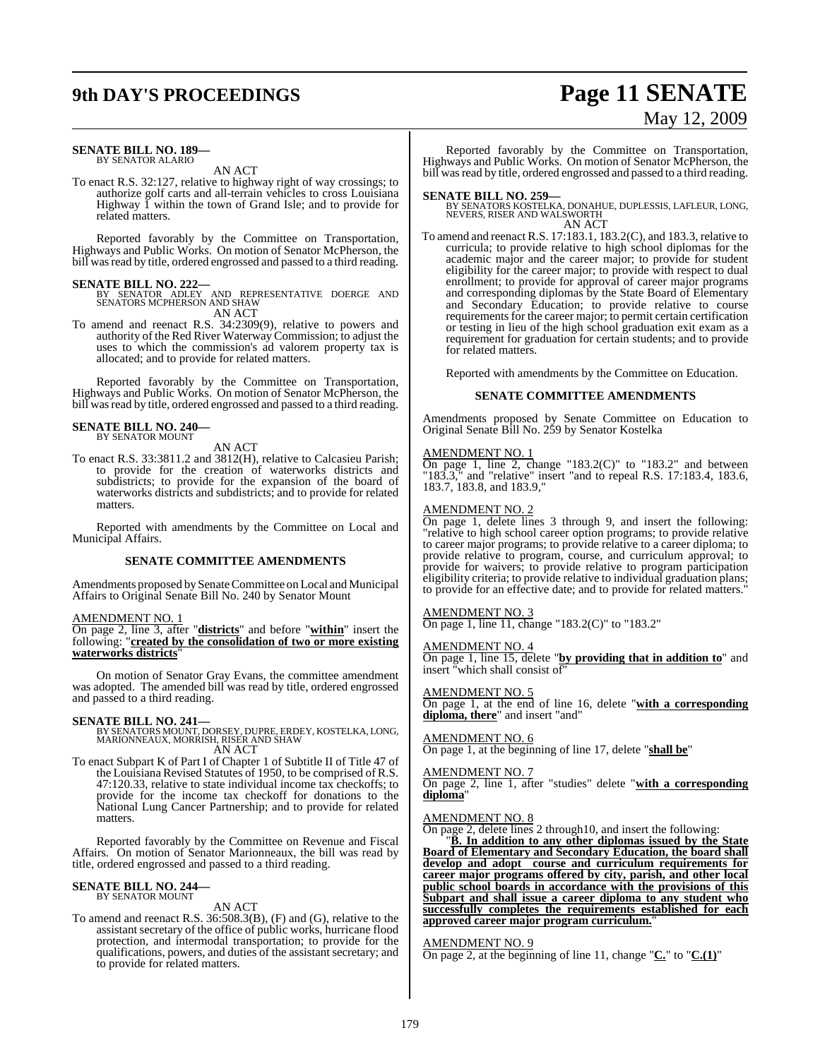**SENATE BILL NO. 189—**
BY SENATOR ALARIO

AN ACT

To enact R.S. 32:127, relative to highway right of way crossings; to authorize golf carts and all-terrain vehicles to cross Louisiana Highway 1 within the town of Grand Isle; and to provide for related matters.

Reported favorably by the Committee on Transportation, Highways and Public Works. On motion of Senator McPherson, the bill was read by title, ordered engrossed and passed to a third reading.

**SENATE BILL NO. 222—**
BY SENATOR ADLEY AND REPRESENTATIVE DOERGE AND SENATORS MCPHERSON AND SHAW

AN ACT

To amend and reenact R.S. 34:2309(9), relative to powers and authority of the Red River Waterway Commission; to adjust the uses to which the commission's ad valorem property tax is allocated; and to provide for related matters.

Reported favorably by the Committee on Transportation, Highways and Public Works. On motion of Senator McPherson, the bill was read by title, ordered engrossed and passed to a third reading.

**SENATE BILL NO. 240—**
BY SENATOR MOUNT

AN ACT

To enact R.S. 33:3811.2 and 3812(H), relative to Calcasieu Parish; to provide for the creation of waterworks districts and subdistricts; to provide for the expansion of the board of waterworks districts and subdistricts; and to provide for related matters.

Reported with amendments by the Committee on Local and Municipal Affairs.

**SENATE COMMITTEE AMENDMENTS**

Amendments proposed by Senate Committee on Local and Municipal Affairs to Original Senate Bill No. 240 by Senator Mount

AMENDMENT NO. 1
On page 2, line 3, after "**districts**" and before "**within**" insert the following: "**created by the consolidation of two or more existing waterworks districts**"

On motion of Senator Gray Evans, the committee amendment was adopted. The amended bill was read by title, ordered engrossed and passed to a third reading.

**SENATE BILL NO. 241—**
BY SENATORS MOUNT, DORSEY, DUPRE, ERDEY, KOSTELKA, LONG, MARIONNEAUX, MORRISH, RISER AND SHAW

AN ACT

To enact Subpart K of Part I of Chapter 1 of Subtitle II of Title 47 of the Louisiana Revised Statutes of 1950, to be comprised of R.S. 47:120.33, relative to state individual income tax checkoffs; to provide for the income tax checkoff for donations to the National Lung Cancer Partnership; and to provide for related matters.

Reported favorably by the Committee on Revenue and Fiscal Affairs. On motion of Senator Marionneaux, the bill was read by title, ordered engrossed and passed to a third reading.

**SENATE BILL NO. 244—**
BY SENATOR MOUNT

AN ACT

To amend and reenact R.S. 36:508.3(B), (F) and (G), relative to the assistant secretary of the office of public works, hurricane flood protection, and intermodal transportation; to provide for the qualifications, powers, and duties of the assistant secretary; and to provide for related matters.

Reported favorably by the Committee on Transportation, Highways and Public Works. On motion of Senator McPherson, the bill was read by title, ordered engrossed and passed to a third reading.

**SENATE BILL NO. 259—**
BY SENATORS KOSTELKA, DONAHUE, DUPLESSIS, LAFLEUR, LONG, NEVERS, RISER AND WALSWORTH

AN ACT

To amend and reenact R.S. 17:183.1, 183.2(C), and 183.3, relative to curricula; to provide relative to high school diplomas for the academic major and the career major; to provide for student eligibility for the career major; to provide with respect to dual enrollment; to provide for approval of career major programs and corresponding diplomas by the State Board of Elementary and Secondary Education; to provide relative to course requirements for the career major; to permit certain certification or testing in lieu of the high school graduation exit exam as a requirement for graduation for certain students; and to provide for related matters.

Reported with amendments by the Committee on Education.

**SENATE COMMITTEE AMENDMENTS**

Amendments proposed by Senate Committee on Education to Original Senate Bill No. 259 by Senator Kostelka

AMENDMENT NO. 1
On page 1, line 2, change "183.2(C)" to "183.2" and between "183.3," and "relative" insert "and to repeal R.S. 17:183.4, 183.6, 183.7, 183.8, and 183.9,"

AMENDMENT NO. 2
On page 1, delete lines 3 through 9, and insert the following: "relative to high school career option programs; to provide relative to career major programs; to provide relative to a career diploma; to provide relative to program, course, and curriculum approval; to provide for waivers; to provide relative to program participation eligibility criteria; to provide relative to individual graduation plans; to provide for an effective date; and to provide for related matters."

AMENDMENT NO. 3
On page 1, line 11, change "183.2(C)" to "183.2"

AMENDMENT NO. 4
On page 1, line 15, delete "**by providing that in addition to**" and insert "which shall consist of"

AMENDMENT NO. 5
On page 1, at the end of line 16, delete "**with a corresponding diploma, there**" and insert "and"

AMENDMENT NO. 6
On page 1, at the beginning of line 17, delete "**shall be**"

AMENDMENT NO. 7
On page 2, line 1, after "studies" delete "**with a corresponding diploma**"

AMENDMENT NO. 8
On page 2, delete lines 2 through10, and insert the following:

"**B. In addition to any other diplomas issued by the State Board of Elementary and Secondary Education, the board shall develop and adopt course and curriculum requirements for career major programs offered by city, parish, and other local public school boards in accordance with the provisions of this Subpart and shall issue a career diploma to any student who successfully completes the requirements established for each approved career major program curriculum.**"

AMENDMENT NO. 9
On page 2, at the beginning of line 11, change "**C.**" to "**C.(1)**"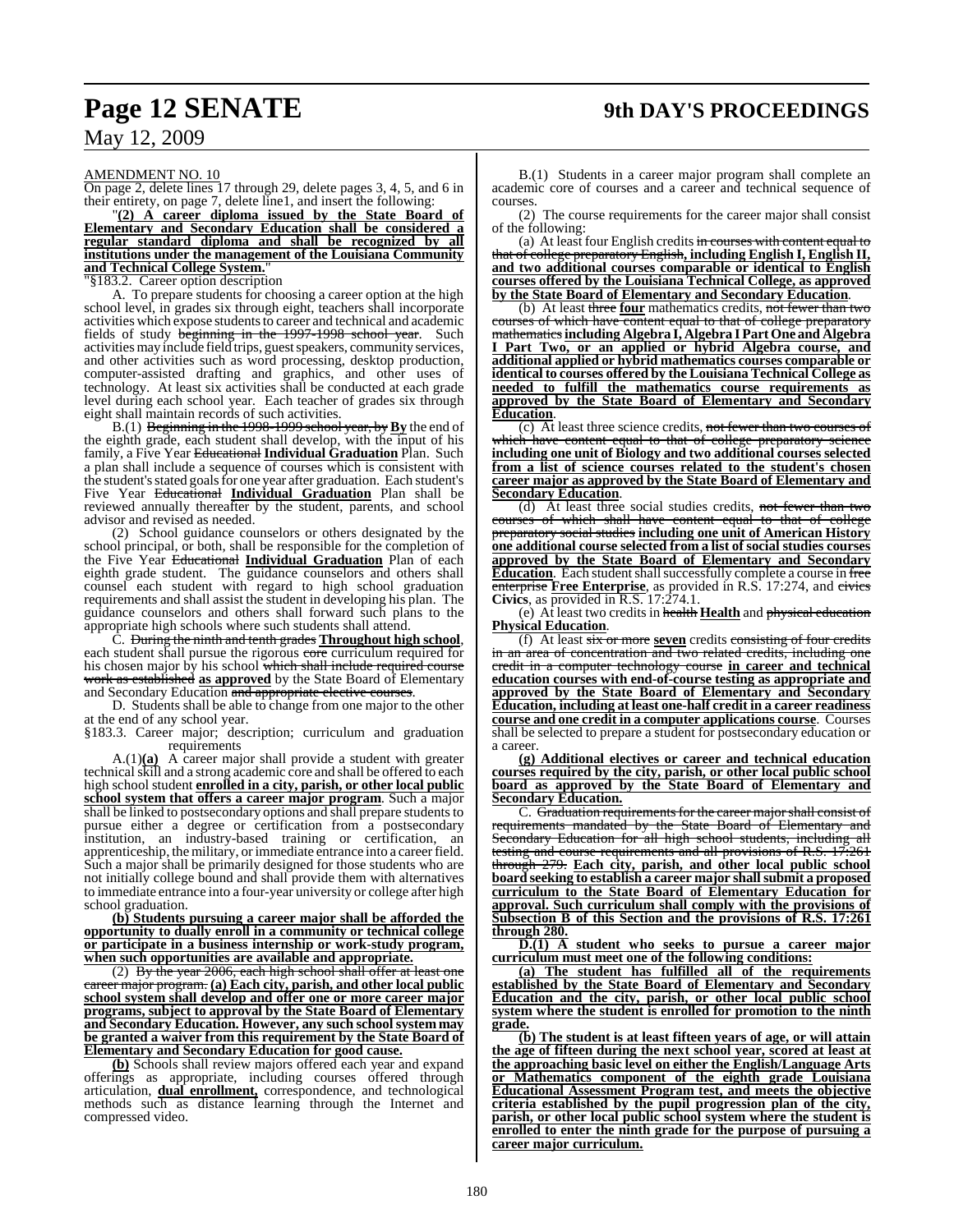AMENDMENT NO. 10

On page 2, delete lines 17 through 29, delete pages 3, 4, 5, and 6 in their entirety, on page 7, delete line1, and insert the following:

"**(2) A career diploma issued by the State Board of Elementary and Secondary Education shall be considered a regular standard diploma and shall be recognized by all institutions under the management of the Louisiana Community and Technical College System.**"

"§183.2. Career option description

A. To prepare students for choosing a career option at the high school level, in grades six through eight, teachers shall incorporate activities which expose students to career and technical and academic fields of study ~~beginning in the 1997-1998 school year~~. Such activities may include field trips, guest speakers, community services, and other activities such as word processing, desktop production, computer-assisted drafting and graphics, and other uses of technology. At least six activities shall be conducted at each grade level during each school year. Each teacher of grades six through eight shall maintain records of such activities.

B.(1) ~~Beginning in the 1998-1999 school year, by~~ **By** the end of the eighth grade, each student shall develop, with the input of his family, a Five Year ~~Educational~~ **Individual Graduation** Plan. Such a plan shall include a sequence of courses which is consistent with the student's stated goals for one year after graduation. Each student's Five Year ~~Educational~~ **Individual Graduation** Plan shall be reviewed annually thereafter by the student, parents, and school advisor and revised as needed.

(2) School guidance counselors or others designated by the school principal, or both, shall be responsible for the completion of the Five Year ~~Educational~~ **Individual Graduation** Plan of each eighth grade student. The guidance counselors and others shall counsel each student with regard to high school graduation requirements and shall assist the student in developing his plan. The guidance counselors and others shall forward such plans to the appropriate high schools where such students shall attend.

C. ~~During the ninth and tenth grades~~ **Throughout high school**, each student shall pursue the rigorous ~~core~~ curriculum required for his chosen major by his school ~~which shall include required course work as established~~ **as approved** by the State Board of Elementary and Secondary Education ~~and appropriate elective courses~~.

D. Students shall be able to change from one major to the other at the end of any school year.

§183.3. Career major; description; curriculum and graduation requirements

A.(1)**(a)** A career major shall provide a student with greater technical skill and a strong academic core and shall be offered to each high school student **enrolled in a city, parish, or other local public school system that offers a career major program**. Such a major shall be linked to postsecondary options and shall prepare students to pursue either a degree or certification from a postsecondary institution, an industry-based training or certification, an apprenticeship, the military, or immediate entrance into a career field. Such a major shall be primarily designed for those students who are not initially college bound and shall provide them with alternatives to immediate entrance into a four-year university or college after high school graduation.

**(b) Students pursuing a career major shall be afforded the opportunity to dually enroll in a community or technical college or participate in a business internship or work-study program, when such opportunities are available and appropriate.**

(2) ~~By the year 2006, each high school shall offer at least one career major program.~~ **(a) Each city, parish, and other local public school system shall develop and offer one or more career major programs, subject to approval by the State Board of Elementary and Secondary Education. However, any such school system may be granted a waiver from this requirement by the State Board of Elementary and Secondary Education for good cause.**

**(b)** Schools shall review majors offered each year and expand offerings as appropriate, including courses offered through articulation, **dual enrollment,** correspondence, and technological methods such as distance learning through the Internet and compressed video.

B.(1) Students in a career major program shall complete an academic core of courses and a career and technical sequence of courses.

(2) The course requirements for the career major shall consist of the following:

(a) At least four English credits ~~in courses with content equal to that of college preparatory English~~**, including English I, English II, and two additional courses comparable or identical to English courses offered by the Louisiana Technical College, as approved by the State Board of Elementary and Secondary Education**.

(b) At least ~~three~~ **four** mathematics credits, ~~not fewer than two courses of which have content equal to that of college preparatory mathematics~~ **including Algebra I, Algebra I Part One and Algebra I Part Two, or an applied or hybrid Algebra course, and additional applied or hybrid mathematics courses comparable or identical to courses offered by the Louisiana Technical College as needed to fulfill the mathematics course requirements as approved by the State Board of Elementary and Secondary Education**.

(c) At least three science credits, ~~not fewer than two courses of which have content equal to that of college preparatory science~~ **including one unit of Biology and two additional courses selected from a list of science courses related to the student's chosen career major as approved by the State Board of Elementary and Secondary Education**.

(d) At least three social studies credits, ~~not fewer than two courses of which shall have content equal to that of college preparatory social studies~~ **including one unit of American History one additional course selected from a list of social studies courses approved by the State Board of Elementary and Secondary Education**. Each student shall successfully complete a course in ~~free enterprise~~ **Free Enterprise**, as provided in R.S. 17:274, and ~~civics~~ **Civics**, as provided in R.S. 17:274.1.

(e) At least two credits in ~~health~~ **Health** and ~~physical education~~ **Physical Education**.

(f) At least ~~six or more~~ **seven** credits ~~consisting of four credits in an area of concentration and two related credits, including one credit in a computer technology course~~ **in career and technical education courses with end-of-course testing as appropriate and approved by the State Board of Elementary and Secondary Education, including at least one-half credit in a career readiness course and one credit in a computer applications course**. Courses shall be selected to prepare a student for postsecondary education or a career.

**(g) Additional electives or career and technical education courses required by the city, parish, or other local public school board as approved by the State Board of Elementary and Secondary Education.**

C. ~~Graduation requirements for the career major shall consist of requirements mandated by the State Board of Elementary and Secondary Education for all high school students, including all testing and course requirements and all provisions of R.S. 17:261 through 279.~~ **Each city, parish, and other local public school board seeking to establish a career major shall submit a proposed curriculum to the State Board of Elementary Education for approval. Such curriculum shall comply with the provisions of Subsection B of this Section and the provisions of R.S. 17:261 through 280.**

**D.(1) A student who seeks to pursue a career major curriculum must meet one of the following conditions:**

**(a) The student has fulfilled all of the requirements established by the State Board of Elementary and Secondary Education and the city, parish, or other local public school system where the student is enrolled for promotion to the ninth grade.**

**(b) The student is at least fifteen years of age, or will attain the age of fifteen during the next school year, scored at least at the approaching basic level on either the English/Language Arts or Mathematics component of the eighth grade Louisiana Educational Assessment Program test, and meets the objective criteria established by the pupil progression plan of the city, parish, or other local public school system where the student is enrolled to enter the ninth grade for the purpose of pursuing a career major curriculum.**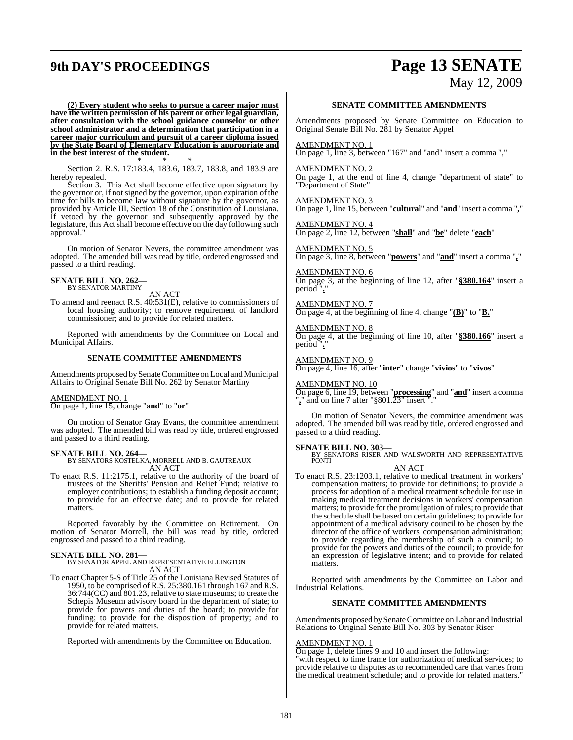**(2) Every student who seeks to pursue a career major must have the written permission of his parent or other legal guardian, after consultation with the school guidance counselor or other school administrator and a determination that participation in a career major curriculum and pursuit of a career diploma issued by the State Board of Elementary Education is appropriate and in the best interest of the student.**

\* \* \*

Section 2. R.S. 17:183.4, 183.6, 183.7, 183.8, and 183.9 are hereby repealed.

Section 3. This Act shall become effective upon signature by the governor or, if not signed by the governor, upon expiration of the time for bills to become law without signature by the governor, as provided by Article III, Section 18 of the Constitution of Louisiana. If vetoed by the governor and subsequently approved by the legislature, this Act shall become effective on the day following such approval."

On motion of Senator Nevers, the committee amendment was adopted. The amended bill was read by title, ordered engrossed and passed to a third reading.

**SENATE BILL NO. 262—**
BY SENATOR MARTINY

AN ACT

To amend and reenact R.S. 40:531(E), relative to commissioners of local housing authority; to remove requirement of landlord commissioner; and to provide for related matters.

Reported with amendments by the Committee on Local and Municipal Affairs.

**SENATE COMMITTEE AMENDMENTS**

Amendments proposed by Senate Committee on Local and Municipal Affairs to Original Senate Bill No. 262 by Senator Martiny

AMENDMENT NO. 1
On page 1, line 15, change "**and**" to "**or**"

On motion of Senator Gray Evans, the committee amendment was adopted. The amended bill was read by title, ordered engrossed and passed to a third reading.

**SENATE BILL NO. 264—**
BY SENATORS KOSTELKA, MORRELL AND B. GAUTREAUX

AN ACT

To enact R.S. 11:2175.1, relative to the authority of the board of trustees of the Sheriffs' Pension and Relief Fund; relative to employer contributions; to establish a funding deposit account; to provide for an effective date; and to provide for related matters.

Reported favorably by the Committee on Retirement. On motion of Senator Morrell, the bill was read by title, ordered engrossed and passed to a third reading.

**SENATE BILL NO. 281—**
BY SENATOR APPEL AND REPRESENTATIVE ELLINGTON

AN ACT

To enact Chapter 5-S of Title 25 of the Louisiana Revised Statutes of 1950, to be comprised of R.S. 25:380.161 through 167 and R.S. 36:744(CC) and 801.23, relative to state museums; to create the Schepis Museum advisory board in the department of state; to provide for powers and duties of the board; to provide for funding; to provide for the disposition of property; and to provide for related matters.

Reported with amendments by the Committee on Education.

**SENATE COMMITTEE AMENDMENTS**

Amendments proposed by Senate Committee on Education to Original Senate Bill No. 281 by Senator Appel

AMENDMENT NO. 1
On page 1, line 3, between "167" and "and" insert a comma ","

AMENDMENT NO. 2
On page 1, at the end of line 4, change "department of state" to "Department of State"

AMENDMENT NO. 3
On page 1, line 15, between "**cultural**" and "**and**" insert a comma "**,**"

AMENDMENT NO. 4
On page 2, line 12, between "**shall**" and "**be**" delete "**each**"

AMENDMENT NO. 5
On page 3, line 8, between "**powers**" and "**and**" insert a comma "**,**"

AMENDMENT NO. 6
On page 3, at the beginning of line 12, after "**§380.164**" insert a period "**.**"

AMENDMENT NO. 7
On page 4, at the beginning of line 4, change "**(B)**" to "**B.**"

AMENDMENT NO. 8
On page 4, at the beginning of line 10, after "**§380.166**" insert a period "**.**"

AMENDMENT NO. 9
On page 4, line 16, after "**inter**" change "**vivios**" to "**vivos**"

AMENDMENT NO. 10
On page 6, line 19, between "**processing**" and "**and**" insert a comma "**,**" and on line 7 after "§801.23" insert "."

On motion of Senator Nevers, the committee amendment was adopted. The amended bill was read by title, ordered engrossed and passed to a third reading.

**SENATE BILL NO. 303—**
BY SENATORS RISER AND WALSWORTH AND REPRESENTATIVE PONTI

AN ACT

To enact R.S. 23:1203.1, relative to medical treatment in workers' compensation matters; to provide for definitions; to provide a process for adoption of a medical treatment schedule for use in making medical treatment decisions in workers' compensation matters; to provide for the promulgation of rules; to provide that the schedule shall be based on certain guidelines; to provide for appointment of a medical advisory council to be chosen by the director of the office of workers' compensation administration; to provide regarding the membership of such a council; to provide for the powers and duties of the council; to provide for an expression of legislative intent; and to provide for related matters.

Reported with amendments by the Committee on Labor and Industrial Relations.

**SENATE COMMITTEE AMENDMENTS**

Amendments proposed by Senate Committee on Labor and Industrial Relations to Original Senate Bill No. 303 by Senator Riser

AMENDMENT NO. 1
On page 1, delete lines 9 and 10 and insert the following:
"with respect to time frame for authorization of medical services; to provide relative to disputes as to recommended care that varies from the medical treatment schedule; and to provide for related matters."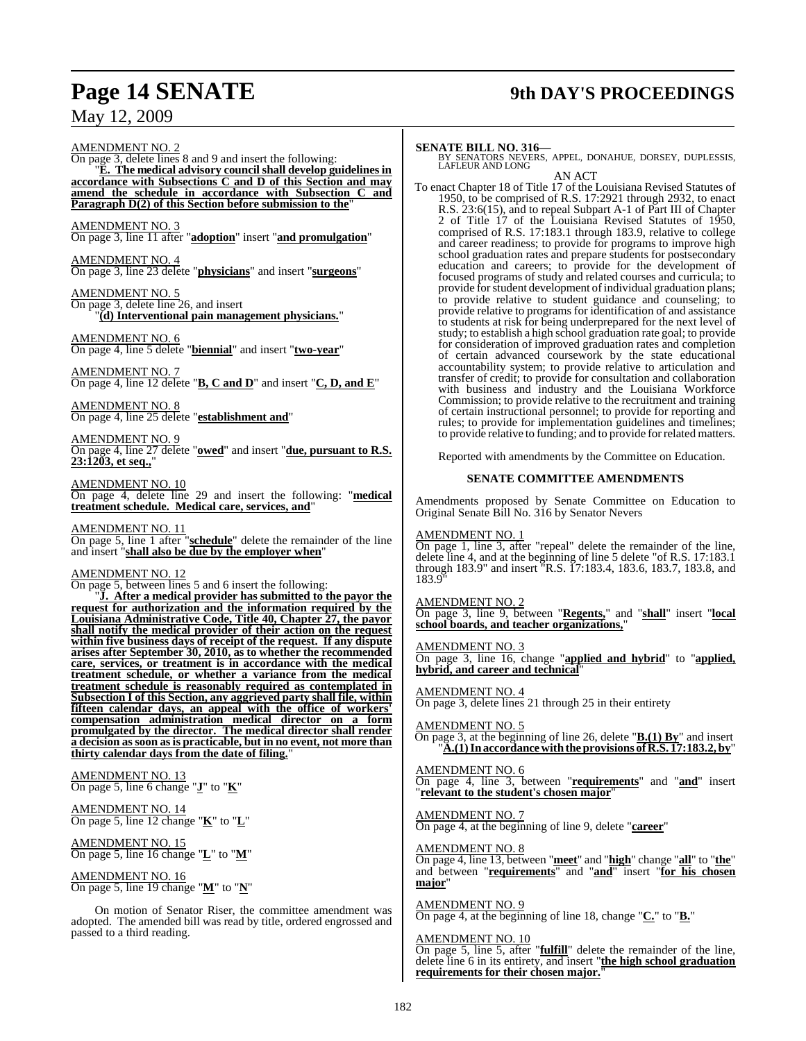AMENDMENT NO. 2

On page 3, delete lines 8 and 9 and insert the following:

"**E. The medical advisory council shall develop guidelines in accordance with Subsections C and D of this Section and may amend the schedule in accordance with Subsection C and Paragraph D(2) of this Section before submission to the**"

AMENDMENT NO. 3

On page 3, line 11 after "**adoption**" insert "**and promulgation**"

AMENDMENT NO. 4

On page 3, line 23 delete "**physicians**" and insert "**surgeons**"

AMENDMENT NO. 5

On page 3, delete line 26, and insert

"**(d) Interventional pain management physicians.**"

AMENDMENT NO. 6

On page 4, line 5 delete "**biennial**" and insert "**two-year**"

AMENDMENT NO. 7

On page 4, line 12 delete "**B, C and D**" and insert "**C, D, and E**"

AMENDMENT NO. 8

On page 4, line 25 delete "**establishment and**"

AMENDMENT NO. 9

On page 4, line 27 delete "**owed**" and insert "**due, pursuant to R.S. 23:1203, et seq.,**"

AMENDMENT NO. 10

On page 4, delete line 29 and insert the following: "**medical treatment schedule. Medical care, services, and**"

AMENDMENT NO. 11

On page 5, line 1 after "**schedule**" delete the remainder of the line and insert "**shall also be due by the employer when**"

AMENDMENT NO. 12

On page 5, between lines 5 and 6 insert the following:

"**J. After a medical provider has submitted to the payor the request for authorization and the information required by the Louisiana Administrative Code, Title 40, Chapter 27, the payor shall notify the medical provider of their action on the request within five business days of receipt of the request. If any dispute arises after September 30, 2010, as to whether the recommended care, services, or treatment is in accordance with the medical treatment schedule, or whether a variance from the medical treatment schedule is reasonably required as contemplated in Subsection I of this Section, any aggrieved party shall file, within fifteen calendar days, an appeal with the office of workers' compensation administration medical director on a form promulgated by the director. The medical director shall render a decision as soon as is practicable, but in no event, not more than thirty calendar days from the date of filing.**"

AMENDMENT NO. 13

On page 5, line 6 change "**J**" to "**K**"

AMENDMENT NO. 14

On page 5, line 12 change "**K**" to "**L**"

AMENDMENT NO. 15

On page 5, line 16 change "**L**" to "**M**"

AMENDMENT NO. 16

On page 5, line 19 change "**M**" to "**N**"

On motion of Senator Riser, the committee amendment was adopted. The amended bill was read by title, ordered engrossed and passed to a third reading.

**SENATE BILL NO. 316—**

BY SENATORS NEVERS, APPEL, DONAHUE, DORSEY, DUPLESSIS, LAFLEUR AND LONG

AN ACT

To enact Chapter 18 of Title 17 of the Louisiana Revised Statutes of 1950, to be comprised of R.S. 17:2921 through 2932, to enact R.S. 23:6(15), and to repeal Subpart A-1 of Part III of Chapter 2 of Title 17 of the Louisiana Revised Statutes of 1950, comprised of R.S. 17:183.1 through 183.9, relative to college and career readiness; to provide for programs to improve high school graduation rates and prepare students for postsecondary education and careers; to provide for the development of focused programs of study and related courses and curricula; to provide for student development of individual graduation plans; to provide relative to student guidance and counseling; to provide relative to programs for identification of and assistance to students at risk for being underprepared for the next level of study; to establish a high school graduation rate goal; to provide for consideration of improved graduation rates and completion of certain advanced coursework by the state educational accountability system; to provide relative to articulation and transfer of credit; to provide for consultation and collaboration with business and industry and the Louisiana Workforce Commission; to provide relative to the recruitment and training of certain instructional personnel; to provide for reporting and rules; to provide for implementation guidelines and timelines; to provide relative to funding; and to provide for related matters.

Reported with amendments by the Committee on Education.

**SENATE COMMITTEE AMENDMENTS**

Amendments proposed by Senate Committee on Education to Original Senate Bill No. 316 by Senator Nevers

AMENDMENT NO. 1

On page 1, line 3, after "repeal" delete the remainder of the line, delete line 4, and at the beginning of line 5 delete "of R.S. 17:183.1 through 183.9" and insert "R.S. 17:183.4, 183.6, 183.7, 183.8, and 183.9"

AMENDMENT NO. 2

On page 3, line 9, between "**Regents,**" and "**shall**" insert "**local school boards, and teacher organizations,**"

AMENDMENT NO. 3

On page 3, line 16, change "**applied and hybrid**" to "**applied, hybrid, and career and technical**"

AMENDMENT NO. 4

On page 3, delete lines 21 through 25 in their entirety

AMENDMENT NO. 5

On page 3, at the beginning of line 26, delete "**B.(1) By**" and insert "**A.(1) In accordance with the provisions of R.S. 17:183.2, by**"

AMENDMENT NO. 6

On page 4, line 3, between "**requirements**" and "**and**" insert "**relevant to the student's chosen major**"

AMENDMENT NO. 7

On page 4, at the beginning of line 9, delete "**career**"

AMENDMENT NO. 8

On page 4, line 13, between "**meet**" and "**high**" change "**all**" to "**the**" and between "**requirements**" and "**and**" insert "**for his chosen major**"

AMENDMENT NO. 9

On page 4, at the beginning of line 18, change "**C.**" to "**B.**"

AMENDMENT NO. 10

On page 5, line 5, after "**fulfill**" delete the remainder of the line, delete line 6 in its entirety, and insert "**the high school graduation requirements for their chosen major.**"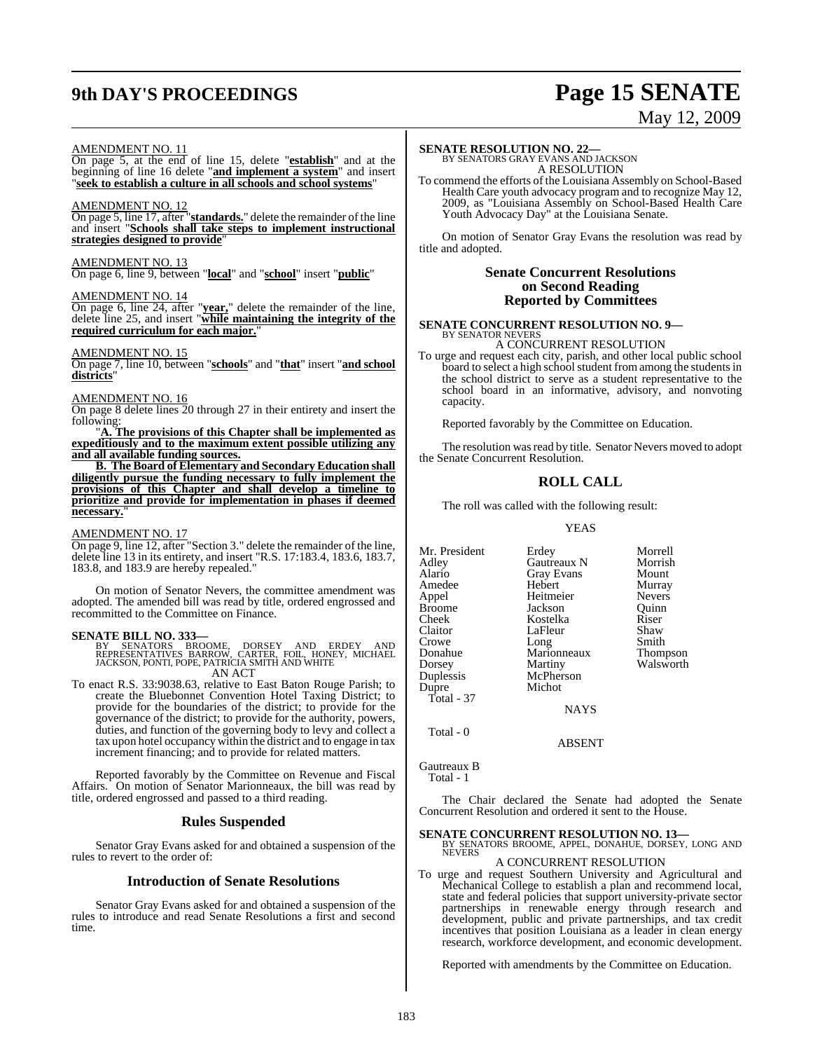AMENDMENT NO. 11

On page 5, at the end of line 15, delete "**establish**" and at the beginning of line 16 delete "**and implement a system**" and insert "**seek to establish a culture in all schools and school systems**"

AMENDMENT NO. 12

On page 5, line 17, after "**standards.**" delete the remainder of the line and insert "**Schools shall take steps to implement instructional strategies designed to provide**"

AMENDMENT NO. 13

On page 6, line 9, between "**local**" and "**school**" insert "**public**"

AMENDMENT NO. 14

On page 6, line 24, after "**year,**" delete the remainder of the line, delete line 25, and insert "**while maintaining the integrity of the required curriculum for each major.**"

AMENDMENT NO. 15

On page 7, line 10, between "**schools**" and "**that**" insert "**and school districts**"

AMENDMENT NO. 16

On page 8 delete lines 20 through 27 in their entirety and insert the following:

"**A. The provisions of this Chapter shall be implemented as expeditiously and to the maximum extent possible utilizing any and all available funding sources.**

**B. The Board of Elementary and Secondary Education shall diligently pursue the funding necessary to fully implement the provisions of this Chapter and shall develop a timeline to prioritize and provide for implementation in phases if deemed necessary.**"

AMENDMENT NO. 17

On page 9, line 12, after "Section 3." delete the remainder of the line, delete line 13 in its entirety, and insert "R.S. 17:183.4, 183.6, 183.7, 183.8, and 183.9 are hereby repealed."

On motion of Senator Nevers, the committee amendment was adopted. The amended bill was read by title, ordered engrossed and recommitted to the Committee on Finance.

**SENATE BILL NO. 333—**
BY SENATORS BROOME, DORSEY AND ERDEY AND REPRESENTATIVES BARROW, CARTER, FOIL, HONEY, MICHAEL JACKSON, PONTI, POPE, PATRICIA SMITH AND WHITE

AN ACT

To enact R.S. 33:9038.63, relative to East Baton Rouge Parish; to create the Bluebonnet Convention Hotel Taxing District; to provide for the boundaries of the district; to provide for the governance of the district; to provide for the authority, powers, duties, and function of the governing body to levy and collect a tax upon hotel occupancy within the district and to engage in tax increment financing; and to provide for related matters.

Reported favorably by the Committee on Revenue and Fiscal Affairs. On motion of Senator Marionneaux, the bill was read by title, ordered engrossed and passed to a third reading.

## Rules Suspended

Senator Gray Evans asked for and obtained a suspension of the rules to revert to the order of:

## Introduction of Senate Resolutions

Senator Gray Evans asked for and obtained a suspension of the rules to introduce and read Senate Resolutions a first and second time.

**SENATE RESOLUTION NO. 22—**
BY SENATORS GRAY EVANS AND JACKSON

A RESOLUTION

To commend the efforts of the Louisiana Assembly on School-Based Health Care youth advocacy program and to recognize May 12, 2009, as "Louisiana Assembly on School-Based Health Care Youth Advocacy Day" at the Louisiana Senate.

On motion of Senator Gray Evans the resolution was read by title and adopted.

## Senate Concurrent Resolutions on Second Reading Reported by Committees

**SENATE CONCURRENT RESOLUTION NO. 9—**
BY SENATOR NEVERS

A CONCURRENT RESOLUTION

To urge and request each city, parish, and other local public school board to select a high school student from among the students in the school district to serve as a student representative to the school board in an informative, advisory, and nonvoting capacity.

Reported favorably by the Committee on Education.

The resolution was read by title. Senator Nevers moved to adopt the Senate Concurrent Resolution.

## ROLL CALL

The roll was called with the following result:

YEAS

| | | |
|---|---|---|
| Mr. President | Erdey | Morrell |
| Adley | Gautreaux N | Morrish |
| Alario | Gray Evans | Mount |
| Amedee | Hebert | Murray |
| Appel | Heitmeier | Nevers |
| Broome | Jackson | Quinn |
| Cheek | Kostelka | Riser |
| Claitor | LaFleur | Shaw |
| Crowe | Long | Smith |
| Donahue | Marionneaux | Thompson |
| Dorsey | Martiny | Walsworth |
| Duplessis | McPherson | |
| Dupre | Michot | |
| Total - 37 | | |

NAYS

Total - 0

ABSENT

Gautreaux B
Total - 1

The Chair declared the Senate had adopted the Senate Concurrent Resolution and ordered it sent to the House.

**SENATE CONCURRENT RESOLUTION NO. 13—**
BY SENATORS BROOME, APPEL, DONAHUE, DORSEY, LONG AND NEVERS

A CONCURRENT RESOLUTION

To urge and request Southern University and Agricultural and Mechanical College to establish a plan and recommend local, state and federal policies that support university-private sector partnerships in renewable energy through research and development, public and private partnerships, and tax credit incentives that position Louisiana as a leader in clean energy research, workforce development, and economic development.

Reported with amendments by the Committee on Education.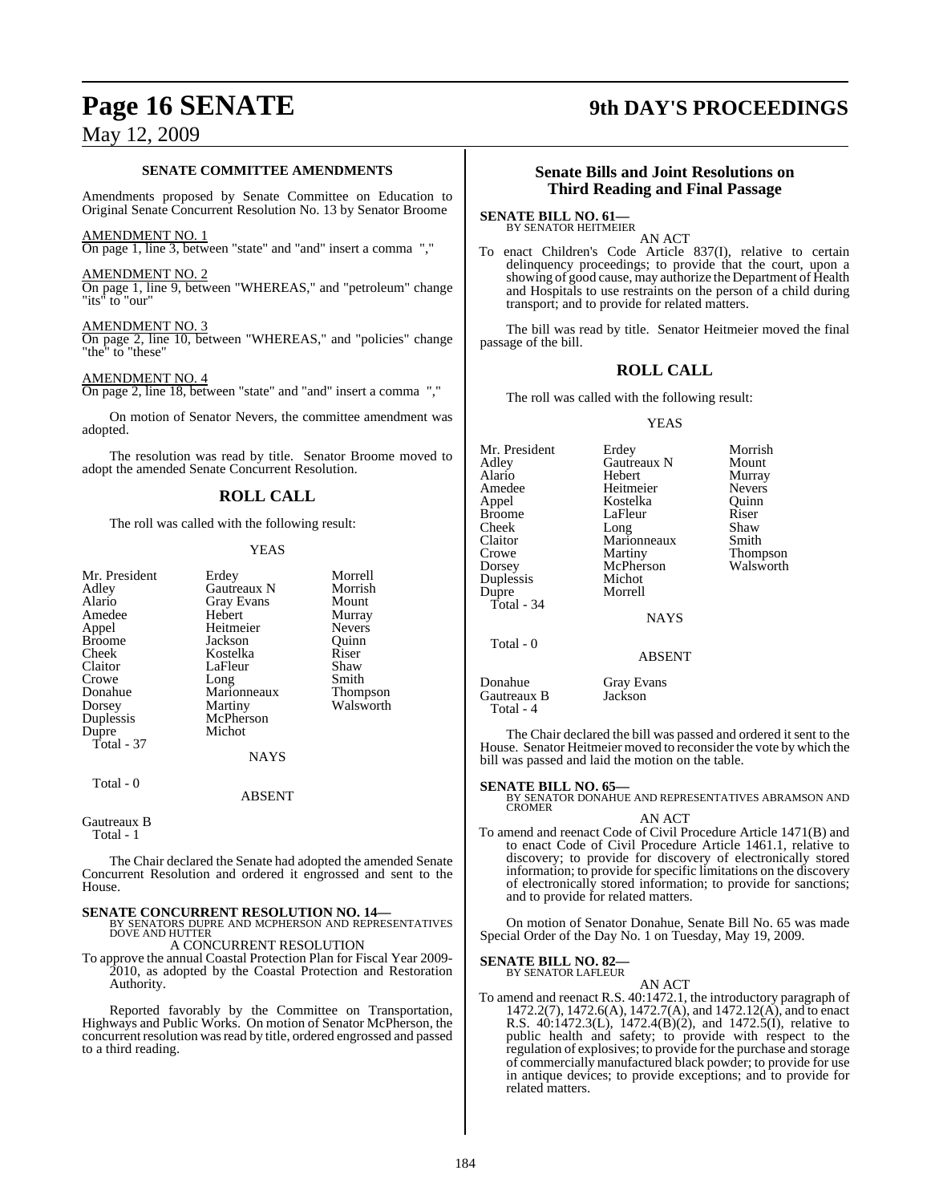#### SENATE COMMITTEE AMENDMENTS

Amendments proposed by Senate Committee on Education to Original Senate Concurrent Resolution No. 13 by Senator Broome

AMENDMENT NO. 1
On page 1, line 3, between "state" and "and" insert a comma ","

AMENDMENT NO. 2
On page 1, line 9, between "WHEREAS," and "petroleum" change "its" to "our"

AMENDMENT NO. 3
On page 2, line 10, between "WHEREAS," and "policies" change "the" to "these"

AMENDMENT NO. 4
On page 2, line 18, between "state" and "and" insert a comma ","

On motion of Senator Nevers, the committee amendment was adopted.

The resolution was read by title. Senator Broome moved to adopt the amended Senate Concurrent Resolution.

## ROLL CALL

The roll was called with the following result:

YEAS

| | | |
|---|---|---|
| Mr. President | Erdey | Morrell |
| Adley | Gautreaux N | Morrish |
| Alario | Gray Evans | Mount |
| Amedee | Hebert | Murray |
| Appel | Heitmeier | Nevers |
| Broome | Jackson | Quinn |
| Cheek | Kostelka | Riser |
| Claitor | LaFleur | Shaw |
| Crowe | Long | Smith |
| Donahue | Marionneaux | Thompson |
| Dorsey | Martiny | Walsworth |
| Duplessis | McPherson | |
| Dupre | Michot | |

Total - 37

NAYS

Total - 0

ABSENT

Gautreaux B
Total - 1

The Chair declared the Senate had adopted the amended Senate Concurrent Resolution and ordered it engrossed and sent to the House.

**SENATE CONCURRENT RESOLUTION NO. 14—**
BY SENATORS DUPRE AND MCPHERSON AND REPRESENTATIVES DOVE AND HUTTER
A CONCURRENT RESOLUTION
To approve the annual Coastal Protection Plan for Fiscal Year 2009-2010, as adopted by the Coastal Protection and Restoration Authority.

Reported favorably by the Committee on Transportation, Highways and Public Works. On motion of Senator McPherson, the concurrent resolution was read by title, ordered engrossed and passed to a third reading.

### Senate Bills and Joint Resolutions on Third Reading and Final Passage

**SENATE BILL NO. 61—**
BY SENATOR HEITMEIER
AN ACT
To enact Children's Code Article 837(I), relative to certain delinquency proceedings; to provide that the court, upon a showing of good cause, may authorize the Department of Health and Hospitals to use restraints on the person of a child during transport; and to provide for related matters.

The bill was read by title. Senator Heitmeier moved the final passage of the bill.

## ROLL CALL

The roll was called with the following result:

YEAS

| | | |
|---|---|---|
| Mr. President | Erdey | Morrish |
| Adley | Gautreaux N | Mount |
| Alario | Hebert | Murray |
| Amedee | Heitmeier | Nevers |
| Appel | Kostelka | Quinn |
| Broome | LaFleur | Riser |
| Cheek | Long | Shaw |
| Claitor | Marionneaux | Smith |
| Crowe | Martiny | Thompson |
| Dorsey | McPherson | Walsworth |
| Duplessis | Michot | |
| Dupre | Morrell | |

Total - 34

NAYS

Total - 0

ABSENT

| | |
|---|---|
| Donahue | Gray Evans |
| Gautreaux B | Jackson |

Total - 4

The Chair declared the bill was passed and ordered it sent to the House. Senator Heitmeier moved to reconsider the vote by which the bill was passed and laid the motion on the table.

**SENATE BILL NO. 65—**
BY SENATOR DONAHUE AND REPRESENTATIVES ABRAMSON AND CROMER
AN ACT
To amend and reenact Code of Civil Procedure Article 1471(B) and to enact Code of Civil Procedure Article 1461.1, relative to discovery; to provide for discovery of electronically stored information; to provide for specific limitations on the discovery of electronically stored information; to provide for sanctions; and to provide for related matters.

On motion of Senator Donahue, Senate Bill No. 65 was made Special Order of the Day No. 1 on Tuesday, May 19, 2009.

**SENATE BILL NO. 82—**
BY SENATOR LAFLEUR
AN ACT
To amend and reenact R.S. 40:1472.1, the introductory paragraph of 1472.2(7), 1472.6(A), 1472.7(A), and 1472.12(A), and to enact R.S. 40:1472.3(L), 1472.4(B)(2), and 1472.5(I), relative to public health and safety; to provide with respect to the regulation of explosives; to provide for the purchase and storage of commercially manufactured black powder; to provide for use in antique devices; to provide exceptions; and to provide for related matters.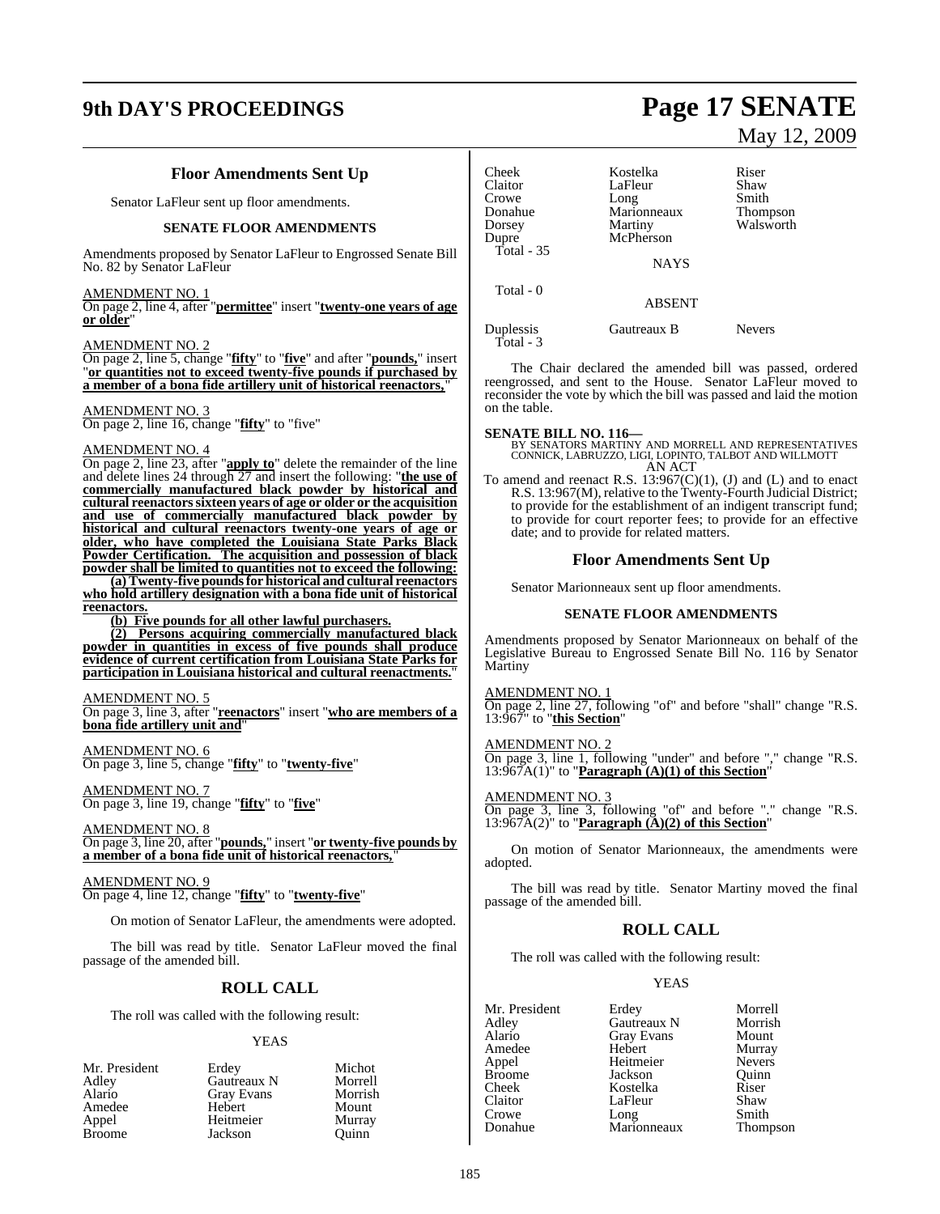### Floor Amendments Sent Up

Senator LaFleur sent up floor amendments.

#### SENATE FLOOR AMENDMENTS

Amendments proposed by Senator LaFleur to Engrossed Senate Bill No. 82 by Senator LaFleur

AMENDMENT NO. 1
On page 2, line 4, after "**permittee**" insert "**twenty-one years of age or older**"

AMENDMENT NO. 2
On page 2, line 5, change "**fifty**" to "**five**" and after "**pounds,**" insert "**or quantities not to exceed twenty-five pounds if purchased by a member of a bona fide artillery unit of historical reenactors,**"

AMENDMENT NO. 3
On page 2, line 16, change "**fifty**" to "five"

AMENDMENT NO. 4
On page 2, line 23, after "**apply to**" delete the remainder of the line and delete lines 24 through 27 and insert the following: "**the use of commercially manufactured black powder by historical and cultural reenactors sixteen years of age or older or the acquisition and use of commercially manufactured black powder by historical and cultural reenactors twenty-one years of age or older, who have completed the Louisiana State Parks Black Powder Certification. The acquisition and possession of black powder shall be limited to quantities not to exceed the following:**

**(a) Twenty-five pounds for historical and cultural reenactors who hold artillery designation with a bona fide unit of historical reenactors.**

**(b) Five pounds for all other lawful purchasers.**

**(2) Persons acquiring commercially manufactured black powder in quantities in excess of five pounds shall produce evidence of current certification from Louisiana State Parks for participation in Louisiana historical and cultural reenactments.**"

AMENDMENT NO. 5
On page 3, line 3, after "**reenactors**" insert "**who are members of a bona fide artillery unit and**"

AMENDMENT NO. 6
On page 3, line 5, change "**fifty**" to "**twenty-five**"

AMENDMENT NO. 7
On page 3, line 19, change "**fifty**" to "**five**"

AMENDMENT NO. 8
On page 3, line 20, after "**pounds,**" insert "**or twenty-five pounds by a member of a bona fide unit of historical reenactors,**"

AMENDMENT NO. 9
On page 4, line 12, change "**fifty**" to "**twenty-five**"

On motion of Senator LaFleur, the amendments were adopted.

The bill was read by title. Senator LaFleur moved the final passage of the amended bill.

### ROLL CALL

The roll was called with the following result:

YEAS

| | | |
|---|---|---|
| Mr. President | Erdey | Michot |
| Adley | Gautreaux N | Morrell |
| Alario | Gray Evans | Morrish |
| Amedee | Hebert | Mount |
| Appel | Heitmeier | Murray |
| Broome | Jackson | Quinn |
| Cheek | Kostelka | Riser |
| Claitor | LaFleur | Shaw |
| Crowe | Long | Smith |
| Donahue | Marionneaux | Thompson |
| Dorsey | Martiny | Walsworth |
| Dupre | McPherson | |

Total - 35

NAYS

Total - 0

ABSENT

| | | |
|---|---|---|
| Duplessis | Gautreaux B | Nevers |

Total - 3

The Chair declared the amended bill was passed, ordered reengrossed, and sent to the House. Senator LaFleur moved to reconsider the vote by which the bill was passed and laid the motion on the table.

**SENATE BILL NO. 116—**
BY SENATORS MARTINY AND MORRELL AND REPRESENTATIVES CONNICK, LABRUZZO, LIGI, LOPINTO, TALBOT AND WILLMOTT
AN ACT

To amend and reenact R.S. 13:967(C)(1), (J) and (L) and to enact R.S. 13:967(M), relative to the Twenty-Fourth Judicial District; to provide for the establishment of an indigent transcript fund; to provide for court reporter fees; to provide for an effective date; and to provide for related matters.

### Floor Amendments Sent Up

Senator Marionneaux sent up floor amendments.

#### SENATE FLOOR AMENDMENTS

Amendments proposed by Senator Marionneaux on behalf of the Legislative Bureau to Engrossed Senate Bill No. 116 by Senator Martiny

AMENDMENT NO. 1
On page 2, line 27, following "of" and before "shall" change "R.S. 13:967" to "**this Section**"

AMENDMENT NO. 2
On page 3, line 1, following "under" and before "," change "R.S. 13:967A(1)" to "**Paragraph (A)(1) of this Section**"

AMENDMENT NO. 3
On page 3, line 3, following "of" and before "." change "R.S. 13:967A(2)" to "**Paragraph (A)(2) of this Section**"

On motion of Senator Marionneaux, the amendments were adopted.

The bill was read by title. Senator Martiny moved the final passage of the amended bill.

### ROLL CALL

The roll was called with the following result:

YEAS

| | | |
|---|---|---|
| Mr. President | Erdey | Morrell |
| Adley | Gautreaux N | Morrish |
| Alario | Gray Evans | Mount |
| Amedee | Hebert | Murray |
| Appel | Heitmeier | Nevers |
| Broome | Jackson | Quinn |
| Cheek | Kostelka | Riser |
| Claitor | LaFleur | Shaw |
| Crowe | Long | Smith |
| Donahue | Marionneaux | Thompson |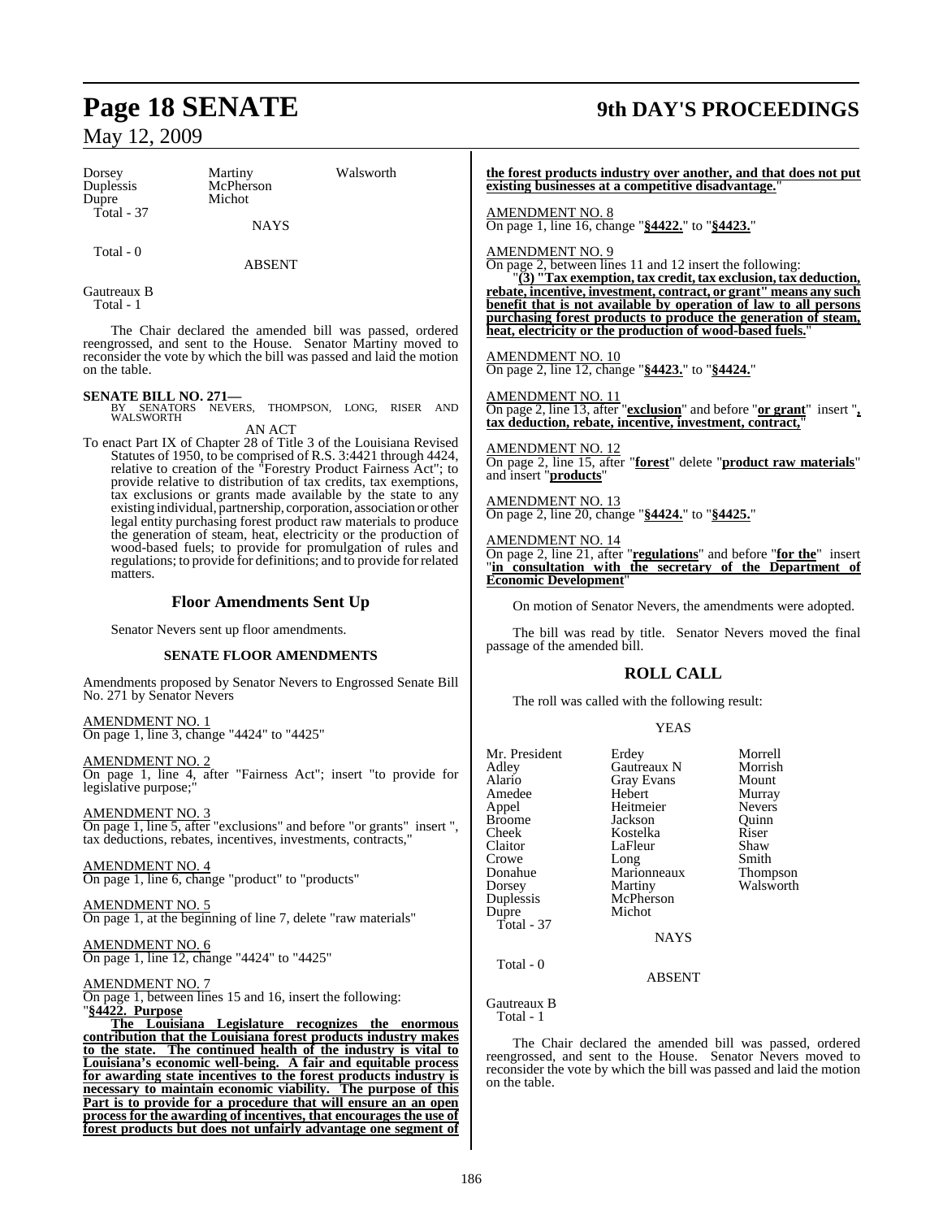| | | |
|---|---|---|
| Dorsey | Martiny | Walsworth |
| Duplessis | McPherson | |
| Dupre | Michot | |
| Total - 37 | | |

NAYS

Total - 0

ABSENT

Gautreaux B
Total - 1

The Chair declared the amended bill was passed, ordered reengrossed, and sent to the House. Senator Martiny moved to reconsider the vote by which the bill was passed and laid the motion on the table.

**SENATE BILL NO. 271—**
BY SENATORS NEVERS, THOMPSON, LONG, RISER AND WALSWORTH

AN ACT

To enact Part IX of Chapter 28 of Title 3 of the Louisiana Revised Statutes of 1950, to be comprised of R.S. 3:4421 through 4424, relative to creation of the "Forestry Product Fairness Act"; to provide relative to distribution of tax credits, tax exemptions, tax exclusions or grants made available by the state to any existing individual, partnership, corporation, association or other legal entity purchasing forest product raw materials to produce the generation of steam, heat, electricity or the production of wood-based fuels; to provide for promulgation of rules and regulations; to provide for definitions; and to provide for related matters.

## Floor Amendments Sent Up

Senator Nevers sent up floor amendments.

### SENATE FLOOR AMENDMENTS

Amendments proposed by Senator Nevers to Engrossed Senate Bill No. 271 by Senator Nevers

AMENDMENT NO. 1
On page 1, line 3, change "4424" to "4425"

AMENDMENT NO. 2
On page 1, line 4, after "Fairness Act"; insert "to provide for legislative purpose;"

AMENDMENT NO. 3
On page 1, line 5, after "exclusions" and before "or grants" insert ", tax deductions, rebates, incentives, investments, contracts,"

AMENDMENT NO. 4
On page 1, line 6, change "product" to "products"

AMENDMENT NO. 5
On page 1, at the beginning of line 7, delete "raw materials"

AMENDMENT NO. 6
On page 1, line 12, change "4424" to "4425"

AMENDMENT NO. 7
On page 1, between lines 15 and 16, insert the following:
"**§4422. Purpose**

**The Louisiana Legislature recognizes the enormous contribution that the Louisiana forest products industry makes to the state. The continued health of the industry is vital to Louisiana's economic well-being. A fair and equitable process for awarding state incentives to the forest products industry is necessary to maintain economic viability. The purpose of this Part is to provide for a procedure that will ensure an an open process for the awarding of incentives, that encourages the use of forest products but does not unfairly advantage one segment of the forest products industry over another, and that does not put existing businesses at a competitive disadvantage.**"

AMENDMENT NO. 8
On page 1, line 16, change "**§4422.**" to "**§4423.**"

AMENDMENT NO. 9
On page 2, between lines 11 and 12 insert the following:
"**(3) "Tax exemption, tax credit, tax exclusion, tax deduction, rebate, incentive, investment, contract, or grant" means any such benefit that is not available by operation of law to all persons purchasing forest products to produce the generation of steam, heat, electricity or the production of wood-based fuels.**"

AMENDMENT NO. 10
On page 2, line 12, change "**§4423.**" to "**§4424.**"

AMENDMENT NO. 11
On page 2, line 13, after "**exclusion**" and before "**or grant**" insert "**, tax deduction, rebate, incentive, investment, contract,**"

AMENDMENT NO. 12
On page 2, line 15, after "**forest**" delete "**product raw materials**" and insert "**products**"

AMENDMENT NO. 13
On page 2, line 20, change "**§4424.**" to "**§4425.**"

AMENDMENT NO. 14
On page 2, line 21, after "**regulations**" and before "**for the**" insert "**in consultation with the secretary of the Department of Economic Development**"

On motion of Senator Nevers, the amendments were adopted.

The bill was read by title. Senator Nevers moved the final passage of the amended bill.

## ROLL CALL

The roll was called with the following result:

YEAS

| | | |
|---|---|---|
| Mr. President | Erdey | Morrell |
| Adley | Gautreaux N | Morrish |
| Alario | Gray Evans | Mount |
| Amedee | Hebert | Murray |
| Appel | Heitmeier | Nevers |
| Broome | Jackson | Quinn |
| Cheek | Kostelka | Riser |
| Claitor | LaFleur | Shaw |
| Crowe | Long | Smith |
| Donahue | Marionneaux | Thompson |
| Dorsey | Martiny | Walsworth |
| Duplessis | McPherson | |
| Dupre | Michot | |
| Total - 37 | | |

NAYS

Total - 0

ABSENT

Gautreaux B
Total - 1

The Chair declared the amended bill was passed, ordered reengrossed, and sent to the House. Senator Nevers moved to reconsider the vote by which the bill was passed and laid the motion on the table.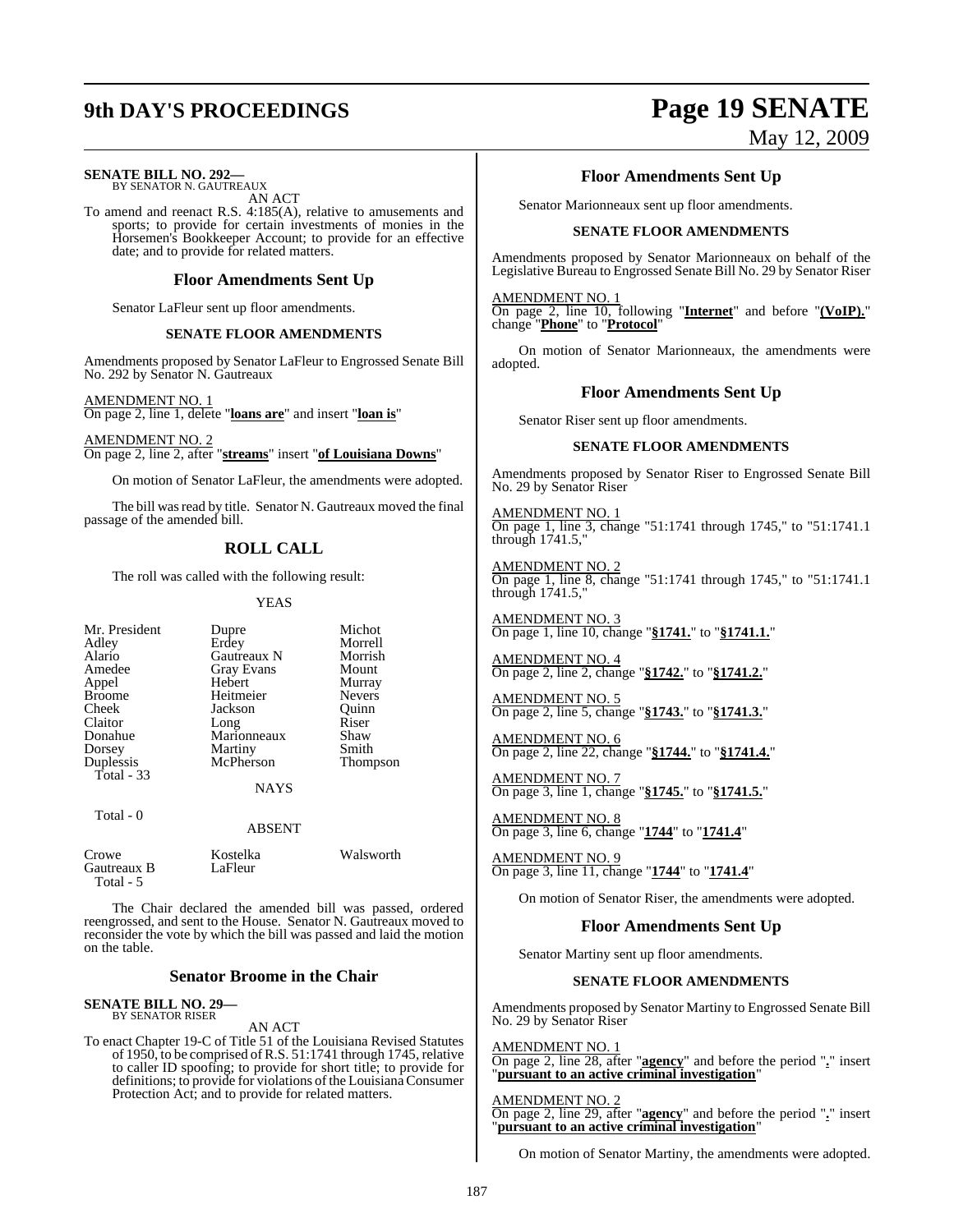**SENATE BILL NO. 292—**
BY SENATOR N. GAUTREAUX

AN ACT

To amend and reenact R.S. 4:185(A), relative to amusements and sports; to provide for certain investments of monies in the Horsemen's Bookkeeper Account; to provide for an effective date; and to provide for related matters.

## Floor Amendments Sent Up

Senator LaFleur sent up floor amendments.

### SENATE FLOOR AMENDMENTS

Amendments proposed by Senator LaFleur to Engrossed Senate Bill No. 292 by Senator N. Gautreaux

AMENDMENT NO. 1
On page 2, line 1, delete "**loans are**" and insert "**loan is**"

AMENDMENT NO. 2
On page 2, line 2, after "**streams**" insert "**of Louisiana Downs**"

On motion of Senator LaFleur, the amendments were adopted.

The bill was read by title. Senator N. Gautreaux moved the final passage of the amended bill.

## ROLL CALL

The roll was called with the following result:

YEAS

| | | |
|---|---|---|
| Mr. President | Dupre | Michot |
| Adley | Erdey | Morrell |
| Alario | Gautreaux N | Morrish |
| Amedee | Gray Evans | Mount |
| Appel | Hebert | Murray |
| Broome | Heitmeier | Nevers |
| Cheek | Jackson | Quinn |
| Claitor | Long | Riser |
| Donahue | Marionneaux | Shaw |
| Dorsey | Martiny | Smith |
| Duplessis | McPherson | Thompson |

Total - 33

NAYS

Total - 0

ABSENT

| | | |
|---|---|---|
| Crowe | Kostelka | Walsworth |
| Gautreaux B | LaFleur | |

Total - 5

The Chair declared the amended bill was passed, ordered reengrossed, and sent to the House. Senator N. Gautreaux moved to reconsider the vote by which the bill was passed and laid the motion on the table.

## Senator Broome in the Chair

**SENATE BILL NO. 29—**
BY SENATOR RISER

AN ACT

To enact Chapter 19-C of Title 51 of the Louisiana Revised Statutes of 1950, to be comprised of R.S. 51:1741 through 1745, relative to caller ID spoofing; to provide for short title; to provide for definitions; to provide for violations of the Louisiana Consumer Protection Act; and to provide for related matters.

## Floor Amendments Sent Up

Senator Marionneaux sent up floor amendments.

### SENATE FLOOR AMENDMENTS

Amendments proposed by Senator Marionneaux on behalf of the Legislative Bureau to Engrossed Senate Bill No. 29 by Senator Riser

AMENDMENT NO. 1
On page 2, line 10, following "**Internet**" and before "**(VoIP).**" change "**Phone**" to "**Protocol**"

On motion of Senator Marionneaux, the amendments were adopted.

## Floor Amendments Sent Up

Senator Riser sent up floor amendments.

### SENATE FLOOR AMENDMENTS

Amendments proposed by Senator Riser to Engrossed Senate Bill No. 29 by Senator Riser

AMENDMENT NO. 1
On page 1, line 3, change "51:1741 through 1745," to "51:1741.1 through 1741.5,"

AMENDMENT NO. 2
On page 1, line 8, change "51:1741 through 1745," to "51:1741.1 through 1741.5,"

AMENDMENT NO. 3
On page 1, line 10, change "**§1741.**" to "**§1741.1.**"

AMENDMENT NO. 4
On page 2, line 2, change "**§1742.**" to "**§1741.2.**"

AMENDMENT NO. 5
On page 2, line 5, change "**§1743.**" to "**§1741.3.**"

AMENDMENT NO. 6
On page 2, line 22, change "**§1744.**" to "**§1741.4.**"

AMENDMENT NO. 7
On page 3, line 1, change "**§1745.**" to "**§1741.5.**"

AMENDMENT NO. 8
On page 3, line 6, change "**1744**" to "**1741.4**"

AMENDMENT NO. 9
On page 3, line 11, change "**1744**" to "**1741.4**"

On motion of Senator Riser, the amendments were adopted.

## Floor Amendments Sent Up

Senator Martiny sent up floor amendments.

### SENATE FLOOR AMENDMENTS

Amendments proposed by Senator Martiny to Engrossed Senate Bill No. 29 by Senator Riser

AMENDMENT NO. 1
On page 2, line 28, after "**agency**" and before the period "**.**" insert "**pursuant to an active criminal investigation**"

AMENDMENT NO. 2
On page 2, line 29, after "**agency**" and before the period "**.**" insert "**pursuant to an active criminal investigation**"

On motion of Senator Martiny, the amendments were adopted.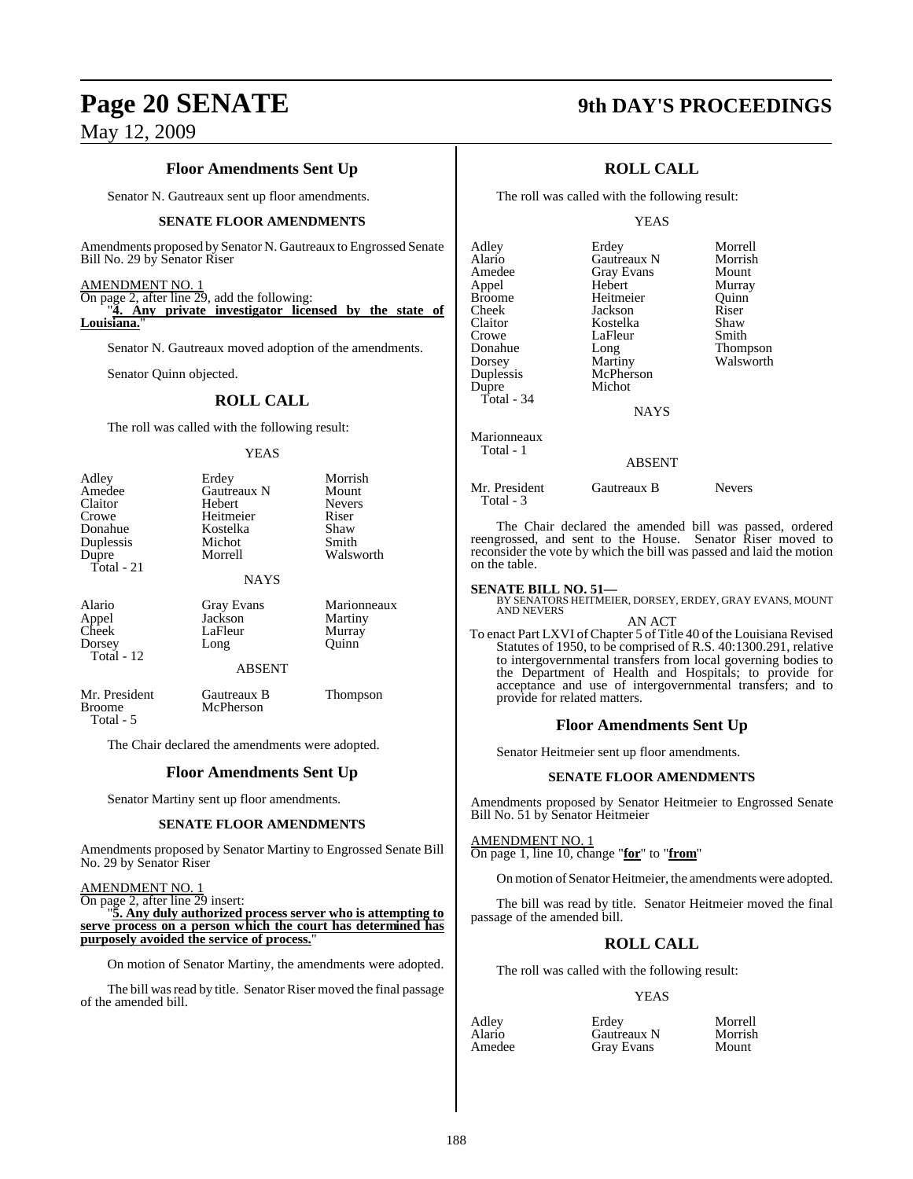### Floor Amendments Sent Up

Senator N. Gautreaux sent up floor amendments.

#### SENATE FLOOR AMENDMENTS

Amendments proposed by Senator N. Gautreaux to Engrossed Senate Bill No. 29 by Senator Riser

AMENDMENT NO. 1
On page 2, after line 29, add the following:
"**4. Any private investigator licensed by the state of Louisiana.**"

Senator N. Gautreaux moved adoption of the amendments.

Senator Quinn objected.

### ROLL CALL

The roll was called with the following result:

YEAS

| | | |
|---|---|---|
| Adley | Erdey | Morrish |
| Amedee | Gautreaux N | Mount |
| Claitor | Hebert | Nevers |
| Crowe | Heitmeier | Riser |
| Donahue | Kostelka | Shaw |
| Duplessis | Michot | Smith |
| Dupre | Morrell | Walsworth |
| Total - 21 | | |

NAYS

| | | |
|---|---|---|
| Alario | Gray Evans | Marionneaux |
| Appel | Jackson | Martiny |
| Cheek | LaFleur | Murray |
| Dorsey | Long | Quinn |
| Total - 12 | | |

ABSENT

| | | |
|---|---|---|
| Mr. President | Gautreaux B | Thompson |
| Broome | McPherson | |
| Total - 5 | | |

The Chair declared the amendments were adopted.

### Floor Amendments Sent Up

Senator Martiny sent up floor amendments.

#### SENATE FLOOR AMENDMENTS

Amendments proposed by Senator Martiny to Engrossed Senate Bill No. 29 by Senator Riser

AMENDMENT NO. 1
On page 2, after line 29 insert:
"**5. Any duly authorized process server who is attempting to serve process on a person which the court has determined has purposely avoided the service of process.**"

On motion of Senator Martiny, the amendments were adopted.

The bill was read by title. Senator Riser moved the final passage of the amended bill.

### ROLL CALL

The roll was called with the following result:

YEAS

| | | |
|---|---|---|
| Adley | Erdey | Morrell |
| Alario | Gautreaux N | Morrish |
| Amedee | Gray Evans | Mount |
| Appel | Hebert | Murray |
| Broome | Heitmeier | Quinn |
| Cheek | Jackson | Riser |
| Claitor | Kostelka | Shaw |
| Crowe | LaFleur | Smith |
| Donahue | Long | Thompson |
| Dorsey | Martiny | Walsworth |
| Duplessis | McPherson | |
| Dupre | Michot | |
| Total - 34 | | |

NAYS

Marionneaux
Total - 1

ABSENT

| | | |
|---|---|---|
| Mr. President | Gautreaux B | Nevers |
| Total - 3 | | |

The Chair declared the amended bill was passed, ordered reengrossed, and sent to the House. Senator Riser moved to reconsider the vote by which the bill was passed and laid the motion on the table.

**SENATE BILL NO. 51—**
BY SENATORS HEITMEIER, DORSEY, ERDEY, GRAY EVANS, MOUNT AND NEVERS

AN ACT

To enact Part LXVI of Chapter 5 of Title 40 of the Louisiana Revised Statutes of 1950, to be comprised of R.S. 40:1300.291, relative to intergovernmental transfers from local governing bodies to the Department of Health and Hospitals; to provide for acceptance and use of intergovernmental transfers; and to provide for related matters.

### Floor Amendments Sent Up

Senator Heitmeier sent up floor amendments.

#### SENATE FLOOR AMENDMENTS

Amendments proposed by Senator Heitmeier to Engrossed Senate Bill No. 51 by Senator Heitmeier

AMENDMENT NO. 1
On page 1, line 10, change "**for**" to "**from**"

On motion of Senator Heitmeier, the amendments were adopted.

The bill was read by title. Senator Heitmeier moved the final passage of the amended bill.

### ROLL CALL

The roll was called with the following result:

YEAS

| | | |
|---|---|---|
| Adley | Erdey | Morrell |
| Alario | Gautreaux N | Morrish |
| Amedee | Gray Evans | Mount |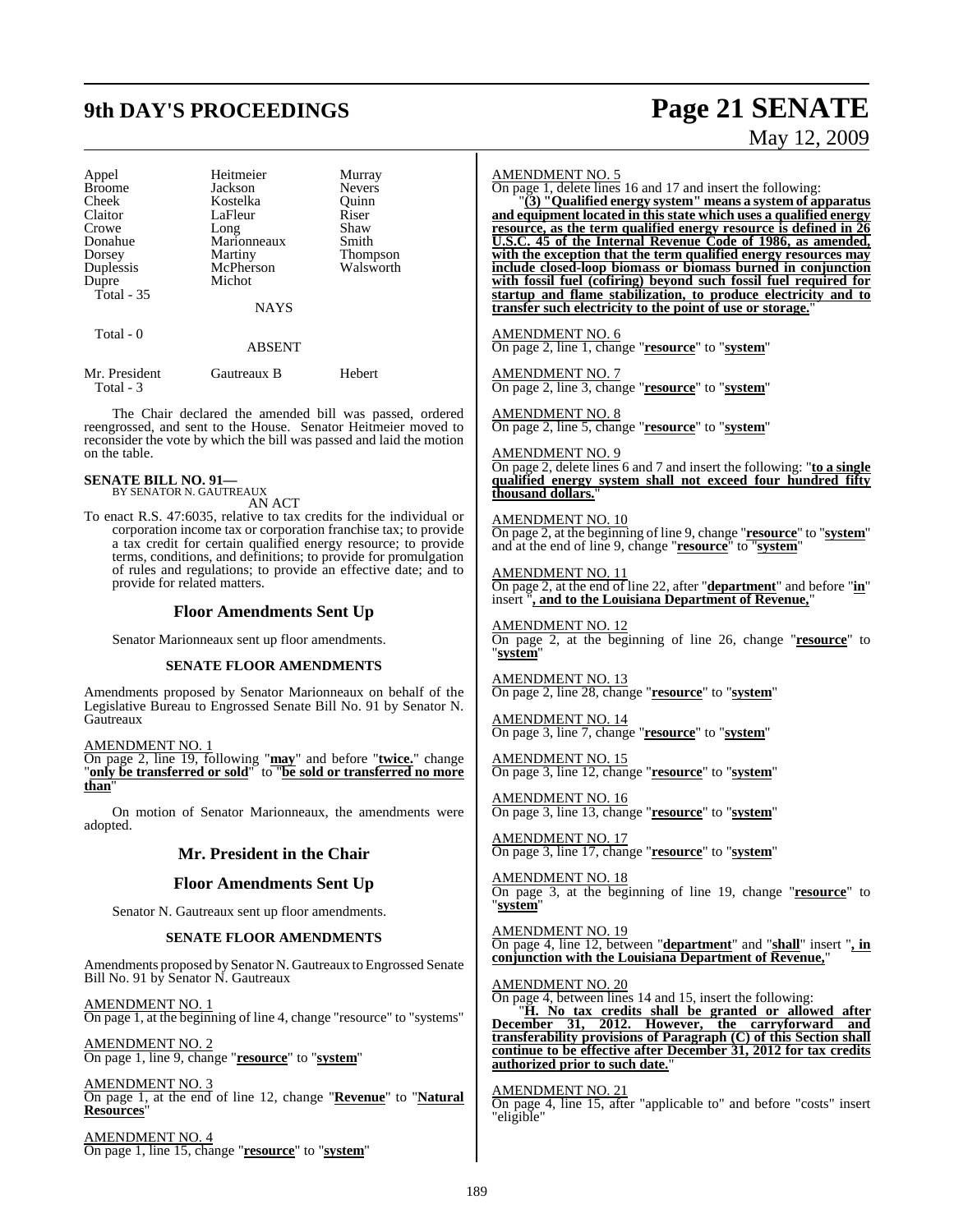| Appel | Heitmeier | Murray |
|---|---|---|
| Broome | Jackson | Nevers |
| Cheek | Kostelka | Quinn |
| Claitor | LaFleur | Riser |
| Crowe | Long | Shaw |
| Donahue | Marionneaux | Smith |
| Dorsey | Martiny | Thompson |
| Duplessis | McPherson | Walsworth |
| Dupre | Michot | |

Total - 35

NAYS

Total - 0

ABSENT

| Mr. President | Gautreaux B | Hebert |
|---|---|---|

Total - 3

The Chair declared the amended bill was passed, ordered reengrossed, and sent to the House. Senator Heitmeier moved to reconsider the vote by which the bill was passed and laid the motion on the table.

**SENATE BILL NO. 91—**
BY SENATOR N. GAUTREAUX

AN ACT

To enact R.S. 47:6035, relative to tax credits for the individual or corporation income tax or corporation franchise tax; to provide a tax credit for certain qualified energy resource; to provide terms, conditions, and definitions; to provide for promulgation of rules and regulations; to provide an effective date; and to provide for related matters.

## Floor Amendments Sent Up

Senator Marionneaux sent up floor amendments.

### SENATE FLOOR AMENDMENTS

Amendments proposed by Senator Marionneaux on behalf of the Legislative Bureau to Engrossed Senate Bill No. 91 by Senator N. Gautreaux

AMENDMENT NO. 1
On page 2, line 19, following "**may**" and before "**twice.**" change "**only be transferred or sold**" to "**be sold or transferred no more than**"

On motion of Senator Marionneaux, the amendments were adopted.

## Mr. President in the Chair

## Floor Amendments Sent Up

Senator N. Gautreaux sent up floor amendments.

### SENATE FLOOR AMENDMENTS

Amendments proposed by Senator N. Gautreaux to Engrossed Senate Bill No. 91 by Senator N. Gautreaux

AMENDMENT NO. 1
On page 1, at the beginning of line 4, change "resource" to "systems"

AMENDMENT NO. 2
On page 1, line 9, change "**resource**" to "**system**"

AMENDMENT NO. 3
On page 1, at the end of line 12, change "**Revenue**" to "**Natural Resources**"

AMENDMENT NO. 4
On page 1, line 15, change "**resource**" to "**system**"

AMENDMENT NO. 5
On page 1, delete lines 16 and 17 and insert the following:

"**(3) "Qualified energy system" means a system of apparatus and equipment located in this state which uses a qualified energy resource, as the term qualified energy resource is defined in 26 U.S.C. 45 of the Internal Revenue Code of 1986, as amended, with the exception that the term qualified energy resources may include closed-loop biomass or biomass burned in conjunction with fossil fuel (cofiring) beyond such fossil fuel required for startup and flame stabilization, to produce electricity and to transfer such electricity to the point of use or storage.**"

AMENDMENT NO. 6
On page 2, line 1, change "**resource**" to "**system**"

AMENDMENT NO. 7
On page 2, line 3, change "**resource**" to "**system**"

AMENDMENT NO. 8
On page 2, line 5, change "**resource**" to "**system**"

AMENDMENT NO. 9
On page 2, delete lines 6 and 7 and insert the following: "**to a single qualified energy system shall not exceed four hundred fifty thousand dollars.**"

AMENDMENT NO. 10
On page 2, at the beginning of line 9, change "**resource**" to "**system**" and at the end of line 9, change "**resource**" to "**system**"

AMENDMENT NO. 11
On page 2, at the end of line 22, after "**department**" and before "**in**" insert "**, and to the Louisiana Department of Revenue,**"

AMENDMENT NO. 12
On page 2, at the beginning of line 26, change "**resource**" to "**system**"

AMENDMENT NO. 13
On page 2, line 28, change "**resource**" to "**system**"

AMENDMENT NO. 14
On page 3, line 7, change "**resource**" to "**system**"

AMENDMENT NO. 15
On page 3, line 12, change "**resource**" to "**system**"

AMENDMENT NO. 16
On page 3, line 13, change "**resource**" to "**system**"

AMENDMENT NO. 17
On page 3, line 17, change "**resource**" to "**system**"

AMENDMENT NO. 18
On page 3, at the beginning of line 19, change "**resource**" to "**system**"

AMENDMENT NO. 19
On page 4, line 12, between "**department**" and "**shall**" insert "**, in conjunction with the Louisiana Department of Revenue,**"

AMENDMENT NO. 20
On page 4, between lines 14 and 15, insert the following:

"**H. No tax credits shall be granted or allowed after December 31, 2012. However, the carryforward and transferability provisions of Paragraph (C) of this Section shall continue to be effective after December 31, 2012 for tax credits authorized prior to such date.**"

AMENDMENT NO. 21
On page 4, line 15, after "applicable to" and before "costs" insert "eligible"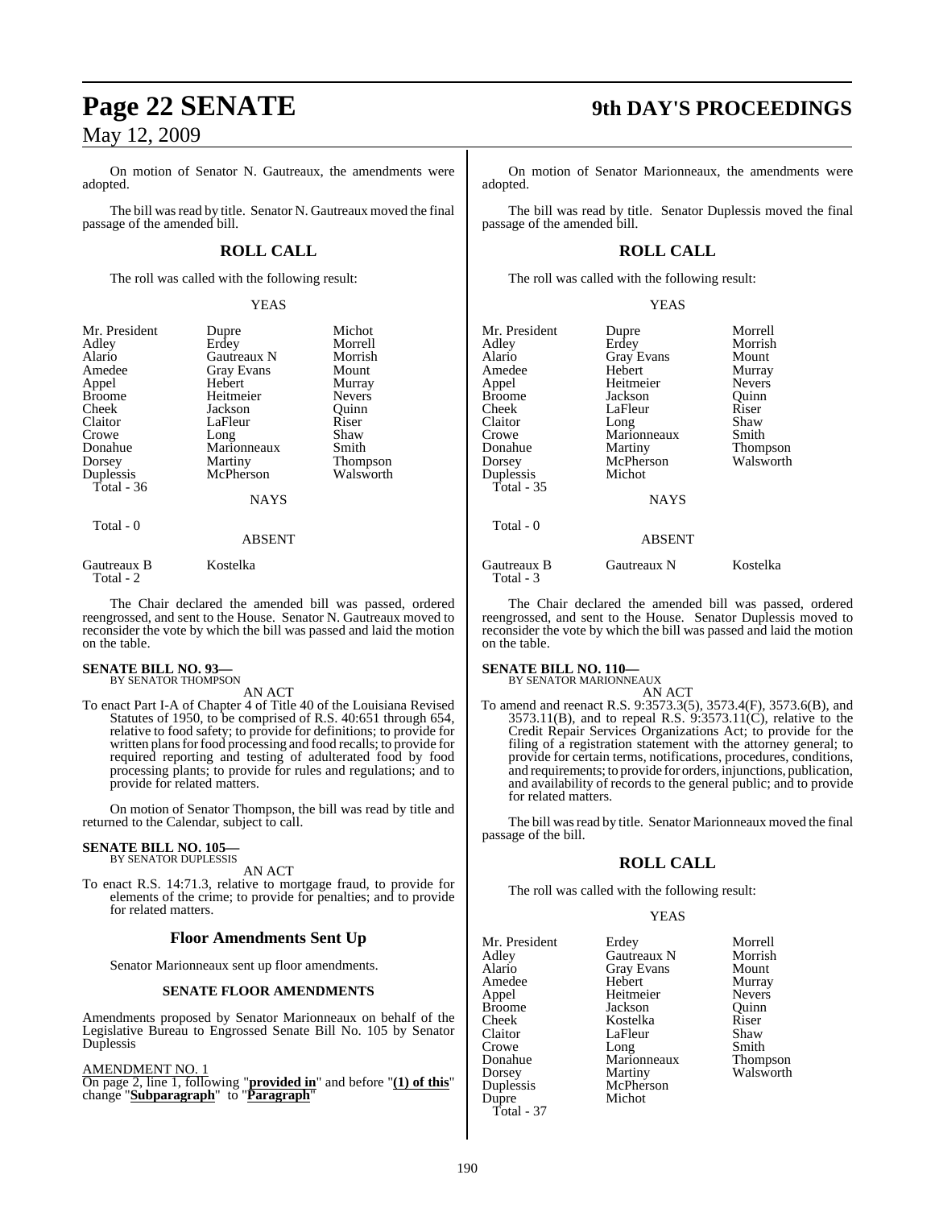On motion of Senator N. Gautreaux, the amendments were adopted.

The bill was read by title. Senator N. Gautreaux moved the final passage of the amended bill.

## ROLL CALL

The roll was called with the following result:

YEAS

| | | |
|---|---|---|
| Mr. President | Dupre | Michot |
| Adley | Erdey | Morrell |
| Alario | Gautreaux N | Morrish |
| Amedee | Gray Evans | Mount |
| Appel | Hebert | Murray |
| Broome | Heitmeier | Nevers |
| Cheek | Jackson | Quinn |
| Claitor | LaFleur | Riser |
| Crowe | Long | Shaw |
| Donahue | Marionneaux | Smith |
| Dorsey | Martiny | Thompson |
| Duplessis | McPherson | Walsworth |

Total - 36

NAYS

Total - 0

ABSENT

Gautreaux B    Kostelka

Total - 2

The Chair declared the amended bill was passed, ordered reengrossed, and sent to the House. Senator N. Gautreaux moved to reconsider the vote by which the bill was passed and laid the motion on the table.

**SENATE BILL NO. 93—**
BY SENATOR THOMPSON

AN ACT

To enact Part I-A of Chapter 4 of Title 40 of the Louisiana Revised Statutes of 1950, to be comprised of R.S. 40:651 through 654, relative to food safety; to provide for definitions; to provide for written plans for food processing and food recalls; to provide for required reporting and testing of adulterated food by food processing plants; to provide for rules and regulations; and to provide for related matters.

On motion of Senator Thompson, the bill was read by title and returned to the Calendar, subject to call.

**SENATE BILL NO. 105—**
BY SENATOR DUPLESSIS

AN ACT

To enact R.S. 14:71.3, relative to mortgage fraud, to provide for elements of the crime; to provide for penalties; and to provide for related matters.

### Floor Amendments Sent Up

Senator Marionneaux sent up floor amendments.

#### SENATE FLOOR AMENDMENTS

Amendments proposed by Senator Marionneaux on behalf of the Legislative Bureau to Engrossed Senate Bill No. 105 by Senator Duplessis

AMENDMENT NO. 1

On page 2, line 1, following "**provided in**" and before "**(1) of this**" change "**Subparagraph**" to "**Paragraph**"

On motion of Senator Marionneaux, the amendments were adopted.

The bill was read by title. Senator Duplessis moved the final passage of the amended bill.

## ROLL CALL

The roll was called with the following result:

YEAS

| | | |
|---|---|---|
| Mr. President | Dupre | Morrell |
| Adley | Erdey | Morrish |
| Alario | Gray Evans | Mount |
| Amedee | Hebert | Murray |
| Appel | Heitmeier | Nevers |
| Broome | Jackson | Quinn |
| Cheek | LaFleur | Riser |
| Claitor | Long | Shaw |
| Crowe | Marionneaux | Smith |
| Donahue | Martiny | Thompson |
| Dorsey | McPherson | Walsworth |
| Duplessis | Michot | |

Total - 35

NAYS

Total - 0

ABSENT

Gautreaux B    Gautreaux N    Kostelka

Total - 3

The Chair declared the amended bill was passed, ordered reengrossed, and sent to the House. Senator Duplessis moved to reconsider the vote by which the bill was passed and laid the motion on the table.

**SENATE BILL NO. 110—**
BY SENATOR MARIONNEAUX

AN ACT

To amend and reenact R.S. 9:3573.3(5), 3573.4(F), 3573.6(B), and 3573.11(B), and to repeal R.S. 9:3573.11(C), relative to the Credit Repair Services Organizations Act; to provide for the filing of a registration statement with the attorney general; to provide for certain terms, notifications, procedures, conditions, and requirements; to provide for orders, injunctions, publication, and availability of records to the general public; and to provide for related matters.

The bill was read by title. Senator Marionneaux moved the final passage of the bill.

## ROLL CALL

The roll was called with the following result:

YEAS

| | | |
|---|---|---|
| Mr. President | Erdey | Morrell |
| Adley | Gautreaux N | Morrish |
| Alario | Gray Evans | Mount |
| Amedee | Hebert | Murray |
| Appel | Heitmeier | Nevers |
| Broome | Jackson | Quinn |
| Cheek | Kostelka | Riser |
| Claitor | LaFleur | Shaw |
| Crowe | Long | Smith |
| Donahue | Marionneaux | Thompson |
| Dorsey | Martiny | Walsworth |
| Duplessis | McPherson | |
| Dupre | Michot | |

Total - 37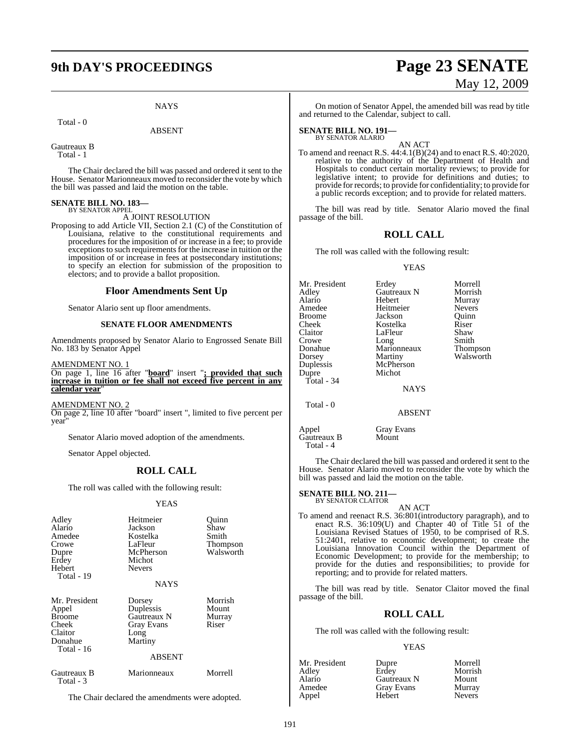NAYS

Total - 0

ABSENT

Gautreaux B
Total - 1

The Chair declared the bill was passed and ordered it sent to the House. Senator Marionneaux moved to reconsider the vote by which the bill was passed and laid the motion on the table.

**SENATE BILL NO. 183—**
BY SENATOR APPEL

A JOINT RESOLUTION

Proposing to add Article VII, Section 2.1 (C) of the Constitution of Louisiana, relative to the constitutional requirements and procedures for the imposition of or increase in a fee; to provide exceptions to such requirements for the increase in tuition or the imposition of or increase in fees at postsecondary institutions; to specify an election for submission of the proposition to electors; and to provide a ballot proposition.

## Floor Amendments Sent Up

Senator Alario sent up floor amendments.

### SENATE FLOOR AMENDMENTS

Amendments proposed by Senator Alario to Engrossed Senate Bill No. 183 by Senator Appel

AMENDMENT NO. 1
On page 1, line 16 after "**board**" insert "**; provided that such increase in tuition or fee shall not exceed five percent in any calendar year**"

AMENDMENT NO. 2
On page 2, line 10 after "board" insert ", limited to five percent per year"

Senator Alario moved adoption of the amendments.

Senator Appel objected.

## ROLL CALL

The roll was called with the following result:

YEAS

| | | |
|---|---|---|
| Adley | Heitmeier | Quinn |
| Alario | Jackson | Shaw |
| Amedee | Kostelka | Smith |
| Crowe | LaFleur | Thompson |
| Dupre | McPherson | Walsworth |
| Erdey | Michot | |
| Hebert | Nevers | |

Total - 19

NAYS

| | | |
|---|---|---|
| Mr. President | Dorsey | Morrish |
| Appel | Duplessis | Mount |
| Broome | Gautreaux N | Murray |
| Cheek | Gray Evans | Riser |
| Claitor | Long | |
| Donahue | Martiny | |

Total - 16

ABSENT

| | | |
|---|---|---|
| Gautreaux B | Marionneaux | Morrell |

Total - 3

The Chair declared the amendments were adopted.

On motion of Senator Appel, the amended bill was read by title and returned to the Calendar, subject to call.

**SENATE BILL NO. 191—**
BY SENATOR ALARIO

AN ACT

To amend and reenact R.S. 44:4.1(B)(24) and to enact R.S. 40:2020, relative to the authority of the Department of Health and Hospitals to conduct certain mortality reviews; to provide for legislative intent; to provide for definitions and duties; to provide for records; to provide for confidentiality; to provide for a public records exception; and to provide for related matters.

The bill was read by title. Senator Alario moved the final passage of the bill.

## ROLL CALL

The roll was called with the following result:

YEAS

| | | |
|---|---|---|
| Mr. President | Erdey | Morrell |
| Adley | Gautreaux N | Morrish |
| Alario | Hebert | Murray |
| Amedee | Heitmeier | Nevers |
| Broome | Jackson | Quinn |
| Cheek | Kostelka | Riser |
| Claitor | LaFleur | Shaw |
| Crowe | Long | Smith |
| Donahue | Marionneaux | Thompson |
| Dorsey | Martiny | Walsworth |
| Duplessis | McPherson | |
| Dupre | Michot | |

Total - 34

NAYS

Total - 0

ABSENT

| | |
|---|---|
| Appel | Gray Evans |
| Gautreaux B | Mount |

Total - 4

The Chair declared the bill was passed and ordered it sent to the House. Senator Alario moved to reconsider the vote by which the bill was passed and laid the motion on the table.

**SENATE BILL NO. 211—**
BY SENATOR CLAITOR

AN ACT

To amend and reenact R.S. 36:801(introductory paragraph), and to enact R.S. 36:109(U) and Chapter 40 of Title 51 of the Louisiana Revised Statues of 1950, to be comprised of R.S. 51:2401, relative to economic development; to create the Louisiana Innovation Council within the Department of Economic Development; to provide for the membership; to provide for the duties and responsibilities; to provide for reporting; and to provide for related matters.

The bill was read by title. Senator Claitor moved the final passage of the bill.

## ROLL CALL

The roll was called with the following result:

YEAS

| | | |
|---|---|---|
| Mr. President | Dupre | Morrell |
| Adley | Erdey | Morrish |
| Alario | Gautreaux N | Mount |
| Amedee | Gray Evans | Murray |
| Appel | Hebert | Nevers |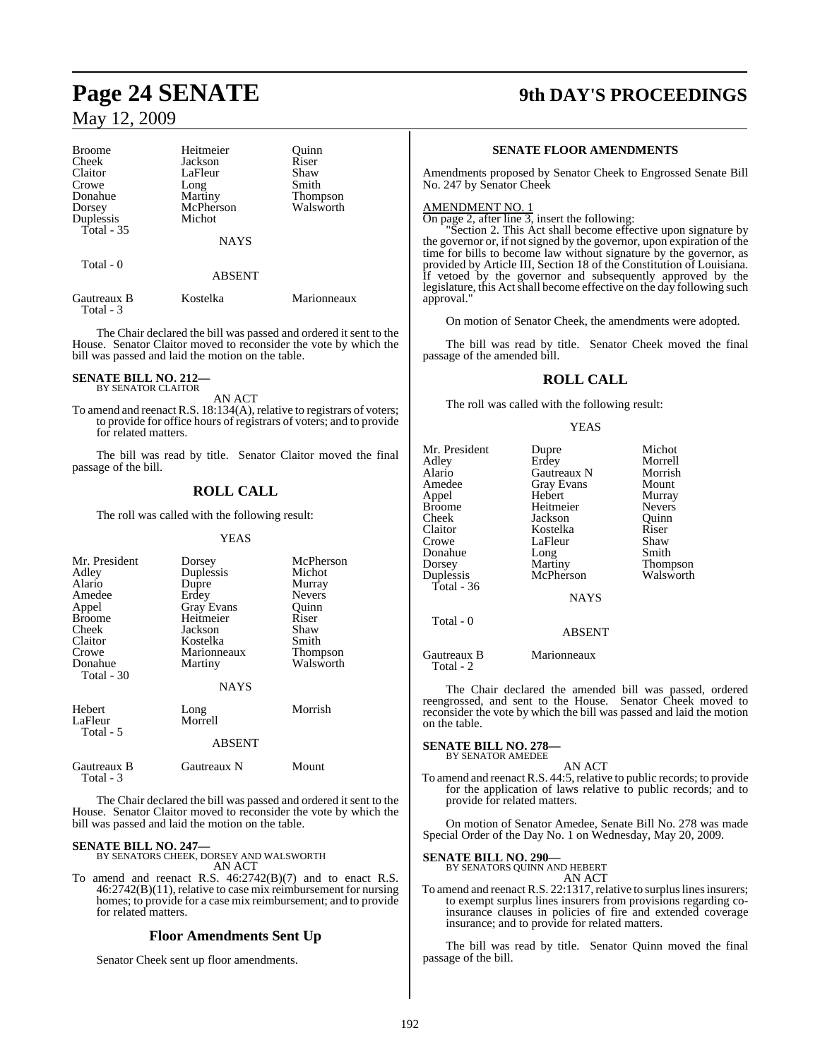| Broome | Heitmeier | Quinn |
|---|---|---|
| Cheek | Jackson | Riser |
| Claitor | LaFleur | Shaw |
| Crowe | Long | Smith |
| Donahue | Martiny | Thompson |
| Dorsey | McPherson | Walsworth |
| Duplessis | Michot | |
| Total - 35 | | |

NAYS

Total - 0

ABSENT

| Gautreaux B | Kostelka | Marionneaux |
|---|---|---|
| Total - 3 | | |

The Chair declared the bill was passed and ordered it sent to the House. Senator Claitor moved to reconsider the vote by which the bill was passed and laid the motion on the table.

**SENATE BILL NO. 212—**
BY SENATOR CLAITOR

AN ACT

To amend and reenact R.S. 18:134(A), relative to registrars of voters; to provide for office hours of registrars of voters; and to provide for related matters.

The bill was read by title. Senator Claitor moved the final passage of the bill.

## ROLL CALL

The roll was called with the following result:

YEAS

| Mr. President | Dorsey | McPherson |
|---|---|---|
| Adley | Duplessis | Michot |
| Alario | Dupre | Murray |
| Amedee | Erdey | Nevers |
| Appel | Gray Evans | Quinn |
| Broome | Heitmeier | Riser |
| Cheek | Jackson | Shaw |
| Claitor | Kostelka | Smith |
| Crowe | Marionneaux | Thompson |
| Donahue | Martiny | Walsworth |
| Total - 30 | | |

NAYS

| Hebert | Long | Morrish |
|---|---|---|
| LaFleur | Morrell | |
| Total - 5 | | |

ABSENT

| Gautreaux B | Gautreaux N | Mount |
|---|---|---|
| Total - 3 | | |

The Chair declared the bill was passed and ordered it sent to the House. Senator Claitor moved to reconsider the vote by which the bill was passed and laid the motion on the table.

**SENATE BILL NO. 247—**
BY SENATORS CHEEK, DORSEY AND WALSWORTH

AN ACT

To amend and reenact R.S. 46:2742(B)(7) and to enact R.S. 46:2742(B)(11), relative to case mix reimbursement for nursing homes; to provide for a case mix reimbursement; and to provide for related matters.

## Floor Amendments Sent Up

Senator Cheek sent up floor amendments.

### SENATE FLOOR AMENDMENTS

Amendments proposed by Senator Cheek to Engrossed Senate Bill No. 247 by Senator Cheek

AMENDMENT NO. 1

On page 2, after line 3, insert the following:

"Section 2. This Act shall become effective upon signature by the governor or, if not signed by the governor, upon expiration of the time for bills to become law without signature by the governor, as provided by Article III, Section 18 of the Constitution of Louisiana. If vetoed by the governor and subsequently approved by the legislature, this Act shall become effective on the day following such approval."

On motion of Senator Cheek, the amendments were adopted.

The bill was read by title. Senator Cheek moved the final passage of the amended bill.

## ROLL CALL

The roll was called with the following result:

YEAS

| Mr. President | Dupre | Michot |
|---|---|---|
| Adley | Erdey | Morrell |
| Alario | Gautreaux N | Morrish |
| Amedee | Gray Evans | Mount |
| Appel | Hebert | Murray |
| Broome | Heitmeier | Nevers |
| Cheek | Jackson | Quinn |
| Claitor | Kostelka | Riser |
| Crowe | LaFleur | Shaw |
| Donahue | Long | Smith |
| Dorsey | Martiny | Thompson |
| Duplessis | McPherson | Walsworth |
| Total - 36 | | |

NAYS

Total - 0

ABSENT

| Gautreaux B | Marionneaux |
|---|---|
| Total - 2 | |

The Chair declared the amended bill was passed, ordered reengrossed, and sent to the House. Senator Cheek moved to reconsider the vote by which the bill was passed and laid the motion on the table.

**SENATE BILL NO. 278—**
BY SENATOR AMEDEE

AN ACT

To amend and reenact R.S. 44:5, relative to public records; to provide for the application of laws relative to public records; and to provide for related matters.

On motion of Senator Amedee, Senate Bill No. 278 was made Special Order of the Day No. 1 on Wednesday, May 20, 2009.

**SENATE BILL NO. 290—**
BY SENATORS QUINN AND HEBERT

AN ACT

To amend and reenact R.S. 22:1317, relative to surplus lines insurers; to exempt surplus lines insurers from provisions regarding co-insurance clauses in policies of fire and extended coverage insurance; and to provide for related matters.

The bill was read by title. Senator Quinn moved the final passage of the bill.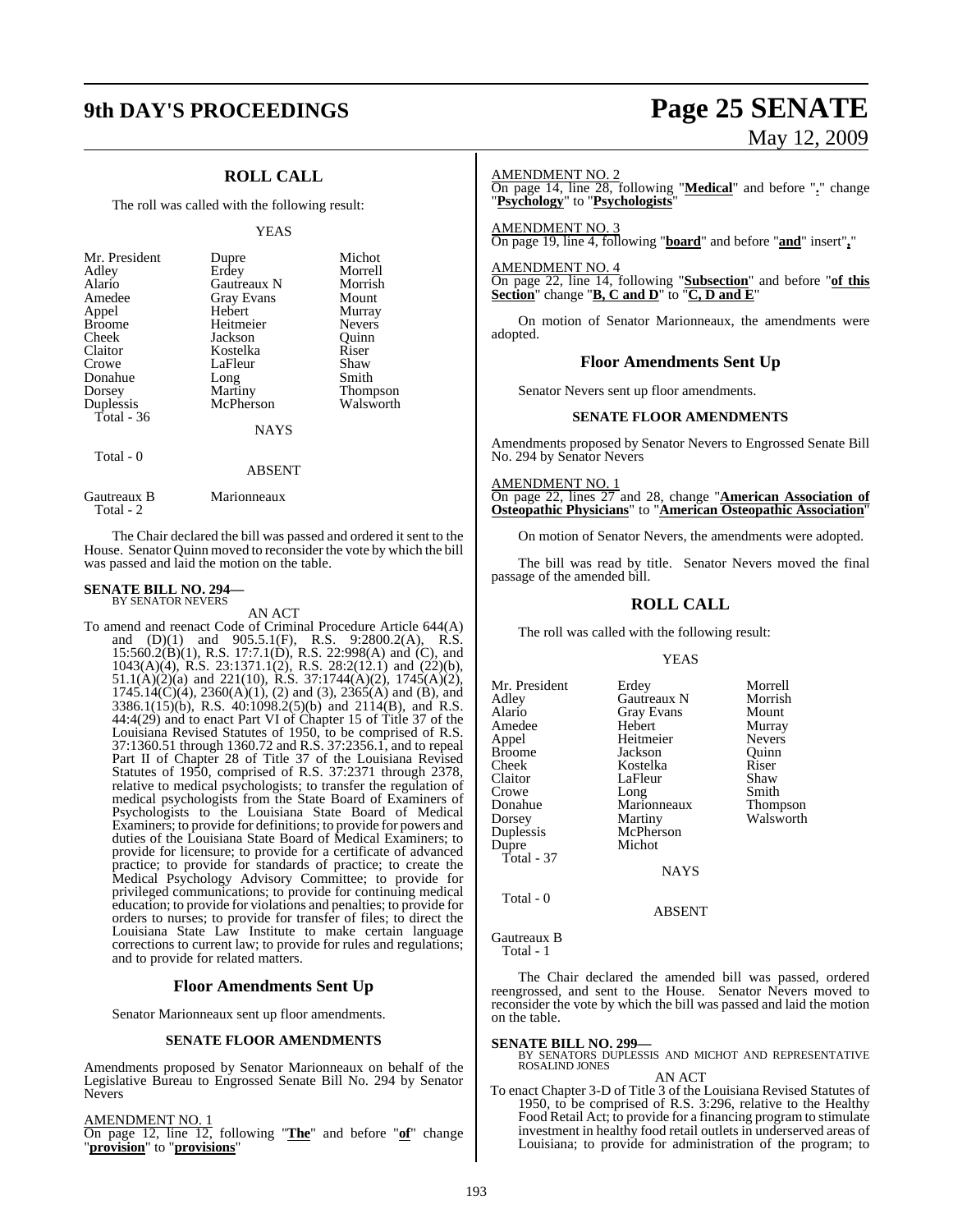## ROLL CALL

The roll was called with the following result:

YEAS

| | | |
|---|---|---|
| Mr. President | Dupre | Michot |
| Adley | Erdey | Morrell |
| Alario | Gautreaux N | Morrish |
| Amedee | Gray Evans | Mount |
| Appel | Hebert | Murray |
| Broome | Heitmeier | Nevers |
| Cheek | Jackson | Quinn |
| Claitor | Kostelka | Riser |
| Crowe | LaFleur | Shaw |
| Donahue | Long | Smith |
| Dorsey | Martiny | Thompson |
| Duplessis | McPherson | Walsworth |
| Total - 36 | | |

NAYS

Total - 0

ABSENT

| | |
|---|---|
| Gautreaux B | Marionneaux |
| Total - 2 | |

The Chair declared the bill was passed and ordered it sent to the House. Senator Quinn moved to reconsider the vote by which the bill was passed and laid the motion on the table.

**SENATE BILL NO. 294—**
BY SENATOR NEVERS

AN ACT

To amend and reenact Code of Criminal Procedure Article 644(A) and (D)(1) and 905.5.1(F), R.S. 9:2800.2(A), R.S. 15:560.2(B)(1), R.S. 17:7.1(D), R.S. 22:998(A) and (C), and 1043(A)(4), R.S. 23:1371.1(2), R.S. 28:2(12.1) and (22)(b), 51.1(A)(2)(a) and 221(10), R.S. 37:1744(A)(2), 1745(A)(2), 1745.14(C)(4), 2360(A)(1), (2) and (3), 2365(A) and (B), and 3386.1(15)(b), R.S. 40:1098.2(5)(b) and 2114(B), and R.S. 44:4(29) and to enact Part VI of Chapter 15 of Title 37 of the Louisiana Revised Statutes of 1950, to be comprised of R.S. 37:1360.51 through 1360.72 and R.S. 37:2356.1, and to repeal Part II of Chapter 28 of Title 37 of the Louisiana Revised Statutes of 1950, comprised of R.S. 37:2371 through 2378, relative to medical psychologists; to transfer the regulation of medical psychologists from the State Board of Examiners of Psychologists to the Louisiana State Board of Medical Examiners; to provide for definitions; to provide for powers and duties of the Louisiana State Board of Medical Examiners; to provide for licensure; to provide for a certificate of advanced practice; to provide for standards of practice; to create the Medical Psychology Advisory Committee; to provide for privileged communications; to provide for continuing medical education; to provide for violations and penalties; to provide for orders to nurses; to provide for transfer of files; to direct the Louisiana State Law Institute to make certain language corrections to current law; to provide for rules and regulations; and to provide for related matters.

### Floor Amendments Sent Up

Senator Marionneaux sent up floor amendments.

#### SENATE FLOOR AMENDMENTS

Amendments proposed by Senator Marionneaux on behalf of the Legislative Bureau to Engrossed Senate Bill No. 294 by Senator Nevers

AMENDMENT NO. 1
On page 12, line 12, following "**The**" and before "**of**" change "**provision**" to "**provisions**"

AMENDMENT NO. 2
On page 14, line 28, following "**Medical**" and before "**.**" change "**Psychology**" to "**Psychologists**"

AMENDMENT NO. 3
On page 19, line 4, following "**board**" and before "**and**" insert"**,**"

AMENDMENT NO. 4
On page 22, line 14, following "**Subsection**" and before "**of this Section**" change "**B, C and D**" to "**C, D and E**"

On motion of Senator Marionneaux, the amendments were adopted.

### Floor Amendments Sent Up

Senator Nevers sent up floor amendments.

#### SENATE FLOOR AMENDMENTS

Amendments proposed by Senator Nevers to Engrossed Senate Bill No. 294 by Senator Nevers

AMENDMENT NO. 1
On page 22, lines 27 and 28, change "**American Association of Osteopathic Physicians**" to "**American Osteopathic Association**"

On motion of Senator Nevers, the amendments were adopted.

The bill was read by title. Senator Nevers moved the final passage of the amended bill.

## ROLL CALL

The roll was called with the following result:

YEAS

| | | |
|---|---|---|
| Mr. President | Erdey | Morrell |
| Adley | Gautreaux N | Morrish |
| Alario | Gray Evans | Mount |
| Amedee | Hebert | Murray |
| Appel | Heitmeier | Nevers |
| Broome | Jackson | Quinn |
| Cheek | Kostelka | Riser |
| Claitor | LaFleur | Shaw |
| Crowe | Long | Smith |
| Donahue | Marionneaux | Thompson |
| Dorsey | Martiny | Walsworth |
| Duplessis | McPherson | |
| Dupre | Michot | |
| Total - 37 | | |

NAYS

Total - 0

ABSENT

Gautreaux B
Total - 1

The Chair declared the amended bill was passed, ordered reengrossed, and sent to the House. Senator Nevers moved to reconsider the vote by which the bill was passed and laid the motion on the table.

**SENATE BILL NO. 299—**
BY SENATORS DUPLESSIS AND MICHOT AND REPRESENTATIVE ROSALIND JONES

AN ACT

To enact Chapter 3-D of Title 3 of the Louisiana Revised Statutes of 1950, to be comprised of R.S. 3:296, relative to the Healthy Food Retail Act; to provide for a financing program to stimulate investment in healthy food retail outlets in underserved areas of Louisiana; to provide for administration of the program; to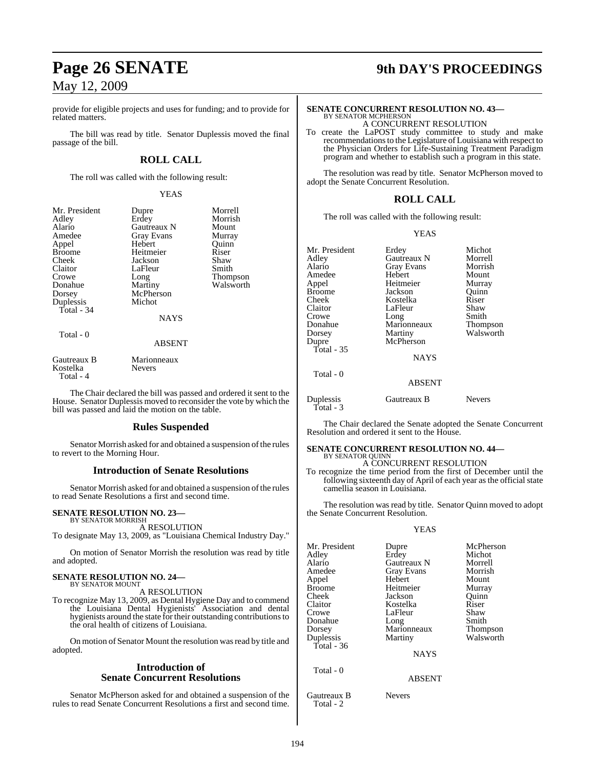provide for eligible projects and uses for funding; and to provide for related matters.

The bill was read by title. Senator Duplessis moved the final passage of the bill.

## ROLL CALL

The roll was called with the following result:

YEAS

| | | |
|---|---|---|
| Mr. President | Dupre | Morrell |
| Adley | Erdey | Morrish |
| Alario | Gautreaux N | Mount |
| Amedee | Gray Evans | Murray |
| Appel | Hebert | Quinn |
| Broome | Heitmeier | Riser |
| Cheek | Jackson | Shaw |
| Claitor | LaFleur | Smith |
| Crowe | Long | Thompson |
| Donahue | Martiny | Walsworth |
| Dorsey | McPherson | |
| Duplessis | Michot | |
| Total - 34 | | |

NAYS

Total - 0

ABSENT

| | |
|---|---|
| Gautreaux B | Marionneaux |
| Kostelka | Nevers |
| Total - 4 | |

The Chair declared the bill was passed and ordered it sent to the House. Senator Duplessis moved to reconsider the vote by which the bill was passed and laid the motion on the table.

## Rules Suspended

Senator Morrish asked for and obtained a suspension of the rules to revert to the Morning Hour.

## Introduction of Senate Resolutions

Senator Morrish asked for and obtained a suspension of the rules to read Senate Resolutions a first and second time.

**SENATE RESOLUTION NO. 23—**
BY SENATOR MORRISH

A RESOLUTION

To designate May 13, 2009, as "Louisiana Chemical Industry Day."

On motion of Senator Morrish the resolution was read by title and adopted.

**SENATE RESOLUTION NO. 24—**
BY SENATOR MOUNT

A RESOLUTION

To recognize May 13, 2009, as Dental Hygiene Day and to commend the Louisiana Dental Hygienists' Association and dental hygienists around the state for their outstanding contributions to the oral health of citizens of Louisiana.

On motion of Senator Mount the resolution was read by title and adopted.

## Introduction of Senate Concurrent Resolutions

Senator McPherson asked for and obtained a suspension of the rules to read Senate Concurrent Resolutions a first and second time.

**SENATE CONCURRENT RESOLUTION NO. 43—**
BY SENATOR MCPHERSON

A CONCURRENT RESOLUTION

To create the LaPOST study committee to study and make recommendations to the Legislature of Louisiana with respect to the Physician Orders for Life-Sustaining Treatment Paradigm program and whether to establish such a program in this state.

The resolution was read by title. Senator McPherson moved to adopt the Senate Concurrent Resolution.

## ROLL CALL

The roll was called with the following result:

YEAS

| | | |
|---|---|---|
| Mr. President | Erdey | Michot |
| Adley | Gautreaux N | Morrell |
| Alario | Gray Evans | Morrish |
| Amedee | Hebert | Mount |
| Appel | Heitmeier | Murray |
| Broome | Jackson | Quinn |
| Cheek | Kostelka | Riser |
| Claitor | LaFleur | Shaw |
| Crowe | Long | Smith |
| Donahue | Marionneaux | Thompson |
| Dorsey | Martiny | Walsworth |
| Dupre | McPherson | |
| Total - 35 | | |

NAYS

Total - 0

ABSENT

| | | |
|---|---|---|
| Duplessis | Gautreaux B | Nevers |
| Total - 3 | | |

The Chair declared the Senate adopted the Senate Concurrent Resolution and ordered it sent to the House.

**SENATE CONCURRENT RESOLUTION NO. 44—**
BY SENATOR QUINN

A CONCURRENT RESOLUTION

To recognize the time period from the first of December until the following sixteenth day of April of each year as the official state camellia season in Louisiana.

The resolution was read by title. Senator Quinn moved to adopt the Senate Concurrent Resolution.

YEAS

| | | |
|---|---|---|
| Mr. President | Dupre | McPherson |
| Adley | Erdey | Michot |
| Alario | Gautreaux N | Morrell |
| Amedee | Gray Evans | Morrish |
| Appel | Hebert | Mount |
| Broome | Heitmeier | Murray |
| Cheek | Jackson | Quinn |
| Claitor | Kostelka | Riser |
| Crowe | LaFleur | Shaw |
| Donahue | Long | Smith |
| Dorsey | Marionneaux | Thompson |
| Duplessis | Martiny | Walsworth |
| Total - 36 | | |

NAYS

Total - 0

ABSENT

| | |
|---|---|
| Gautreaux B | Nevers |
| Total - 2 | |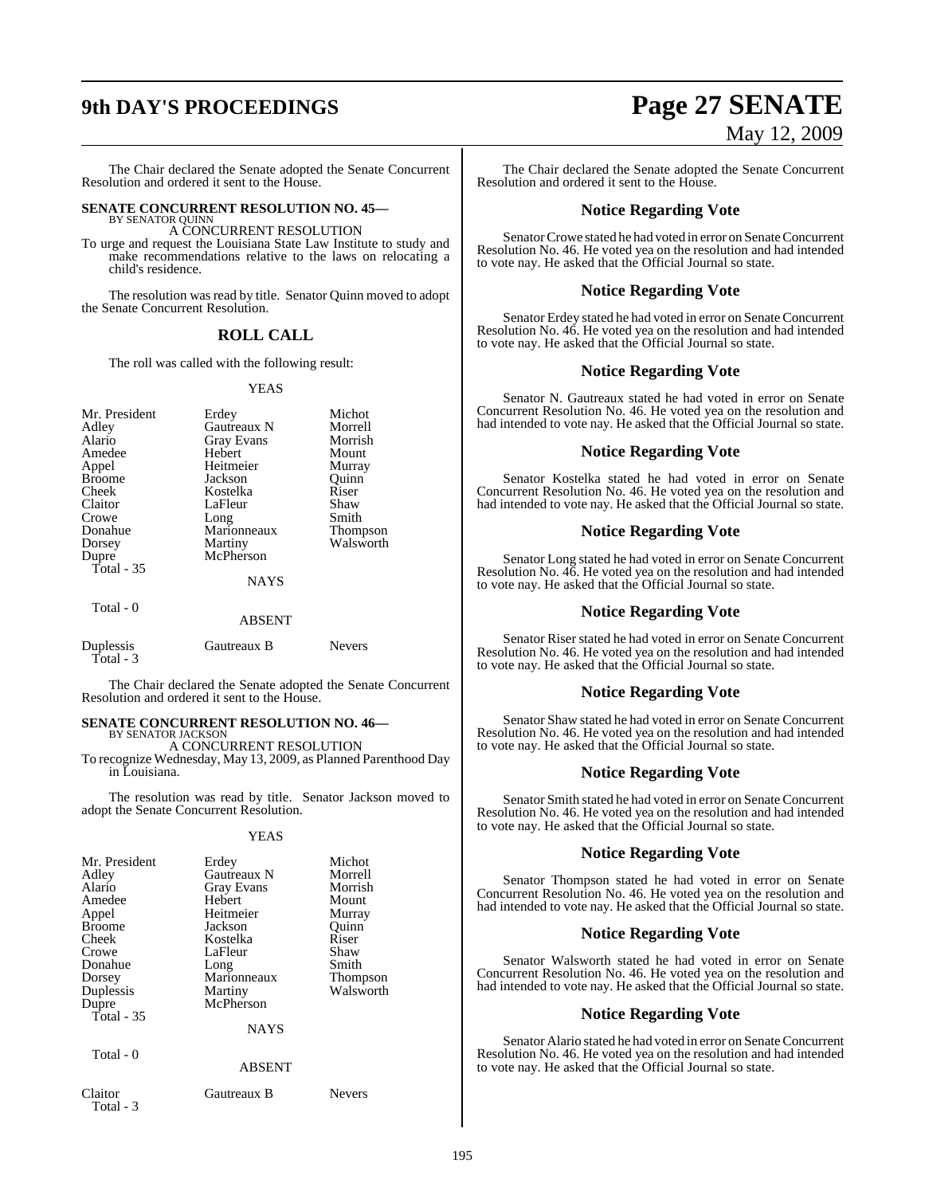The Chair declared the Senate adopted the Senate Concurrent Resolution and ordered it sent to the House.

**SENATE CONCURRENT RESOLUTION NO. 45—**
BY SENATOR QUINN

A CONCURRENT RESOLUTION

To urge and request the Louisiana State Law Institute to study and make recommendations relative to the laws on relocating a child's residence.

The resolution was read by title. Senator Quinn moved to adopt the Senate Concurrent Resolution.

## ROLL CALL

The roll was called with the following result:

YEAS

| | | |
|---|---|---|
| Mr. President | Erdey | Michot |
| Adley | Gautreaux N | Morrell |
| Alario | Gray Evans | Morrish |
| Amedee | Hebert | Mount |
| Appel | Heitmeier | Murray |
| Broome | Jackson | Quinn |
| Cheek | Kostelka | Riser |
| Claitor | LaFleur | Shaw |
| Crowe | Long | Smith |
| Donahue | Marionneaux | Thompson |
| Dorsey | Martiny | Walsworth |
| Dupre | McPherson | |

Total - 35

NAYS

Total - 0

ABSENT

| | | |
|---|---|---|
| Duplessis | Gautreaux B | Nevers |

Total - 3

The Chair declared the Senate adopted the Senate Concurrent Resolution and ordered it sent to the House.

**SENATE CONCURRENT RESOLUTION NO. 46—**
BY SENATOR JACKSON

A CONCURRENT RESOLUTION

To recognize Wednesday, May 13, 2009, as Planned Parenthood Day in Louisiana.

The resolution was read by title. Senator Jackson moved to adopt the Senate Concurrent Resolution.

YEAS

| | | |
|---|---|---|
| Mr. President | Erdey | Michot |
| Adley | Gautreaux N | Morrell |
| Alario | Gray Evans | Morrish |
| Amedee | Hebert | Mount |
| Appel | Heitmeier | Murray |
| Broome | Jackson | Quinn |
| Cheek | Kostelka | Riser |
| Crowe | LaFleur | Shaw |
| Donahue | Long | Smith |
| Dorsey | Marionneaux | Thompson |
| Duplessis | Martiny | Walsworth |
| Dupre | McPherson | |

Total - 35

NAYS

Total - 0

ABSENT

| | | |
|---|---|---|
| Claitor | Gautreaux B | Nevers |

Total - 3

The Chair declared the Senate adopted the Senate Concurrent Resolution and ordered it sent to the House.

## Notice Regarding Vote

Senator Crowe stated he had voted in error on Senate Concurrent Resolution No. 46. He voted yea on the resolution and had intended to vote nay. He asked that the Official Journal so state.

## Notice Regarding Vote

Senator Erdey stated he had voted in error on Senate Concurrent Resolution No. 46. He voted yea on the resolution and had intended to vote nay. He asked that the Official Journal so state.

## Notice Regarding Vote

Senator N. Gautreaux stated he had voted in error on Senate Concurrent Resolution No. 46. He voted yea on the resolution and had intended to vote nay. He asked that the Official Journal so state.

## Notice Regarding Vote

Senator Kostelka stated he had voted in error on Senate Concurrent Resolution No. 46. He voted yea on the resolution and had intended to vote nay. He asked that the Official Journal so state.

## Notice Regarding Vote

Senator Long stated he had voted in error on Senate Concurrent Resolution No. 46. He voted yea on the resolution and had intended to vote nay. He asked that the Official Journal so state.

## Notice Regarding Vote

Senator Riser stated he had voted in error on Senate Concurrent Resolution No. 46. He voted yea on the resolution and had intended to vote nay. He asked that the Official Journal so state.

## Notice Regarding Vote

Senator Shaw stated he had voted in error on Senate Concurrent Resolution No. 46. He voted yea on the resolution and had intended to vote nay. He asked that the Official Journal so state.

## Notice Regarding Vote

Senator Smith stated he had voted in error on Senate Concurrent Resolution No. 46. He voted yea on the resolution and had intended to vote nay. He asked that the Official Journal so state.

## Notice Regarding Vote

Senator Thompson stated he had voted in error on Senate Concurrent Resolution No. 46. He voted yea on the resolution and had intended to vote nay. He asked that the Official Journal so state.

## Notice Regarding Vote

Senator Walsworth stated he had voted in error on Senate Concurrent Resolution No. 46. He voted yea on the resolution and had intended to vote nay. He asked that the Official Journal so state.

## Notice Regarding Vote

Senator Alario stated he had voted in error on Senate Concurrent Resolution No. 46. He voted yea on the resolution and had intended to vote nay. He asked that the Official Journal so state.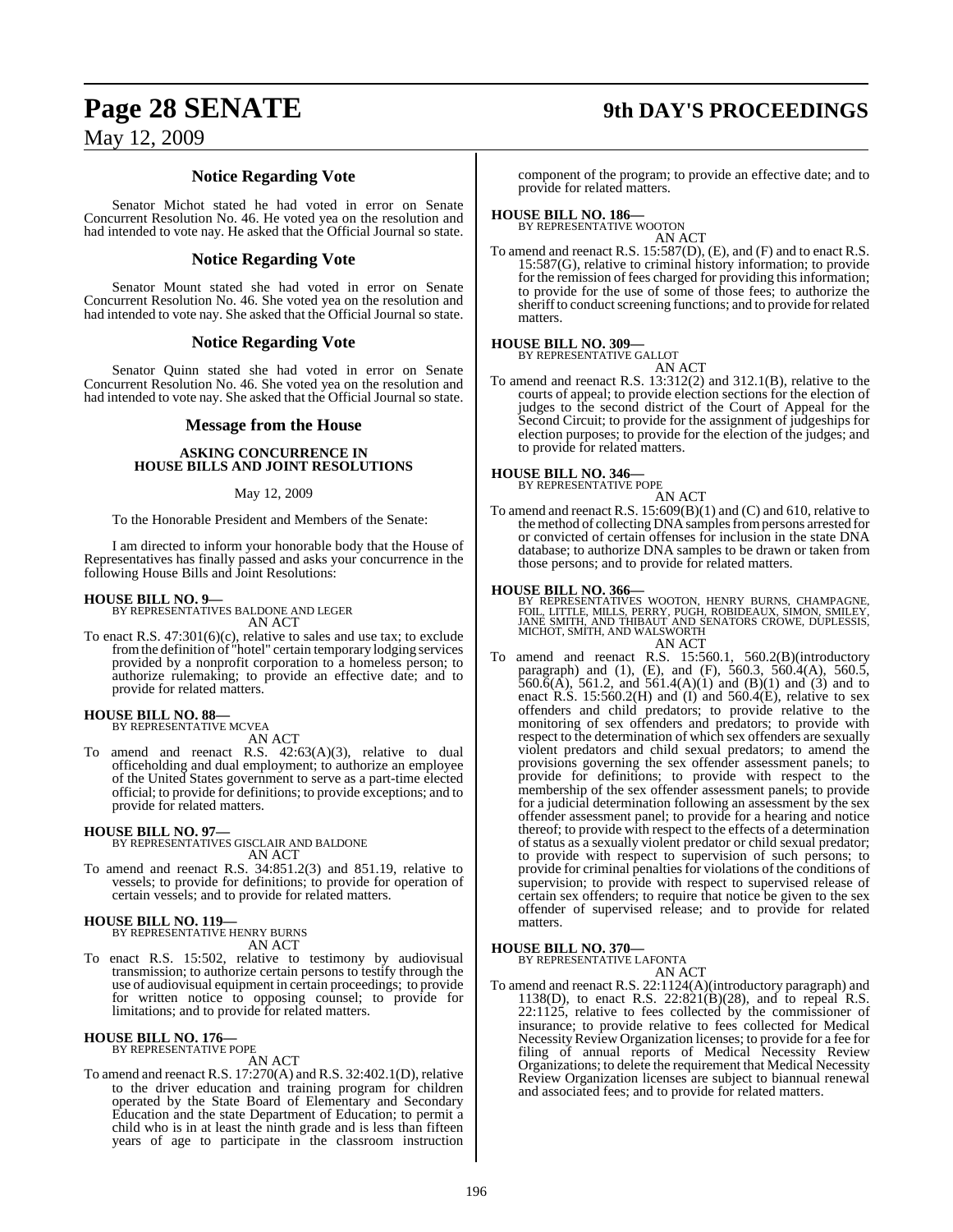### Notice Regarding Vote

Senator Michot stated he had voted in error on Senate Concurrent Resolution No. 46. He voted yea on the resolution and had intended to vote nay. He asked that the Official Journal so state.

### Notice Regarding Vote

Senator Mount stated she had voted in error on Senate Concurrent Resolution No. 46. She voted yea on the resolution and had intended to vote nay. She asked that the Official Journal so state.

### Notice Regarding Vote

Senator Quinn stated she had voted in error on Senate Concurrent Resolution No. 46. She voted yea on the resolution and had intended to vote nay. She asked that the Official Journal so state.

### Message from the House

**ASKING CONCURRENCE IN HOUSE BILLS AND JOINT RESOLUTIONS**

May 12, 2009

To the Honorable President and Members of the Senate:

I am directed to inform your honorable body that the House of Representatives has finally passed and asks your concurrence in the following House Bills and Joint Resolutions:

**HOUSE BILL NO. 9—**
BY REPRESENTATIVES BALDONE AND LEGER
AN ACT

To enact R.S. 47:301(6)(c), relative to sales and use tax; to exclude from the definition of "hotel" certain temporary lodging services provided by a nonprofit corporation to a homeless person; to authorize rulemaking; to provide an effective date; and to provide for related matters.

**HOUSE BILL NO. 88—**
BY REPRESENTATIVE MCVEA
AN ACT

To amend and reenact R.S. 42:63(A)(3), relative to dual officeholding and dual employment; to authorize an employee of the United States government to serve as a part-time elected official; to provide for definitions; to provide exceptions; and to provide for related matters.

**HOUSE BILL NO. 97—**
BY REPRESENTATIVES GISCLAIR AND BALDONE
AN ACT

To amend and reenact R.S. 34:851.2(3) and 851.19, relative to vessels; to provide for definitions; to provide for operation of certain vessels; and to provide for related matters.

**HOUSE BILL NO. 119—**
BY REPRESENTATIVE HENRY BURNS
AN ACT

To enact R.S. 15:502, relative to testimony by audiovisual transmission; to authorize certain persons to testify through the use of audiovisual equipment in certain proceedings; to provide for written notice to opposing counsel; to provide for limitations; and to provide for related matters.

**HOUSE BILL NO. 176—**
BY REPRESENTATIVE POPE
AN ACT

To amend and reenact R.S. 17:270(A) and R.S. 32:402.1(D), relative to the driver education and training program for children operated by the State Board of Elementary and Secondary Education and the state Department of Education; to permit a child who is in at least the ninth grade and is less than fifteen years of age to participate in the classroom instruction component of the program; to provide an effective date; and to provide for related matters.

**HOUSE BILL NO. 186—**
BY REPRESENTATIVE WOOTON
AN ACT

To amend and reenact R.S. 15:587(D), (E), and (F) and to enact R.S. 15:587(G), relative to criminal history information; to provide for the remission of fees charged for providing this information; to provide for the use of some of those fees; to authorize the sheriff to conduct screening functions; and to provide for related matters.

**HOUSE BILL NO. 309—**
BY REPRESENTATIVE GALLOT
AN ACT

To amend and reenact R.S. 13:312(2) and 312.1(B), relative to the courts of appeal; to provide election sections for the election of judges to the second district of the Court of Appeal for the Second Circuit; to provide for the assignment of judgeships for election purposes; to provide for the election of the judges; and to provide for related matters.

**HOUSE BILL NO. 346—**
BY REPRESENTATIVE POPE
AN ACT

To amend and reenact R.S. 15:609(B)(1) and (C) and 610, relative to the method of collecting DNA samples from persons arrested for or convicted of certain offenses for inclusion in the state DNA database; to authorize DNA samples to be drawn or taken from those persons; and to provide for related matters.

**HOUSE BILL NO. 366—**
BY REPRESENTATIVES WOOTON, HENRY BURNS, CHAMPAGNE, FOIL, LITTLE, MILLS, PERRY, PUGH, ROBIDEAUX, SIMON, SMILEY, JANE SMITH, AND THIBAUT AND SENATORS CROWE, DUPLESSIS, MICHOT, SMITH, AND WALSWORTH
AN ACT

To amend and reenact R.S. 15:560.1, 560.2(B)(introductory paragraph) and (1), (E), and (F), 560.3, 560.4(A), 560.5, 560.6(A), 561.2, and 561.4(A)(1) and (B)(1) and (3) and to enact R.S. 15:560.2(H) and (I) and 560.4(E), relative to sex offenders and child predators; to provide relative to the monitoring of sex offenders and predators; to provide with respect to the determination of which sex offenders are sexually violent predators and child sexual predators; to amend the provisions governing the sex offender assessment panels; to provide for definitions; to provide with respect to the membership of the sex offender assessment panels; to provide for a judicial determination following an assessment by the sex offender assessment panel; to provide for a hearing and notice thereof; to provide with respect to the effects of a determination of status as a sexually violent predator or child sexual predator; to provide with respect to supervision of such persons; to provide for criminal penalties for violations of the conditions of supervision; to provide with respect to supervised release of certain sex offenders; to require that notice be given to the sex offender of supervised release; and to provide for related matters.

**HOUSE BILL NO. 370—**
BY REPRESENTATIVE LAFONTA
AN ACT

To amend and reenact R.S. 22:1124(A)(introductory paragraph) and 1138(D), to enact R.S. 22:821(B)(28), and to repeal R.S. 22:1125, relative to fees collected by the commissioner of insurance; to provide relative to fees collected for Medical Necessity Review Organization licenses; to provide for a fee for filing of annual reports of Medical Necessity Review Organizations; to delete the requirement that Medical Necessity Review Organization licenses are subject to biannual renewal and associated fees; and to provide for related matters.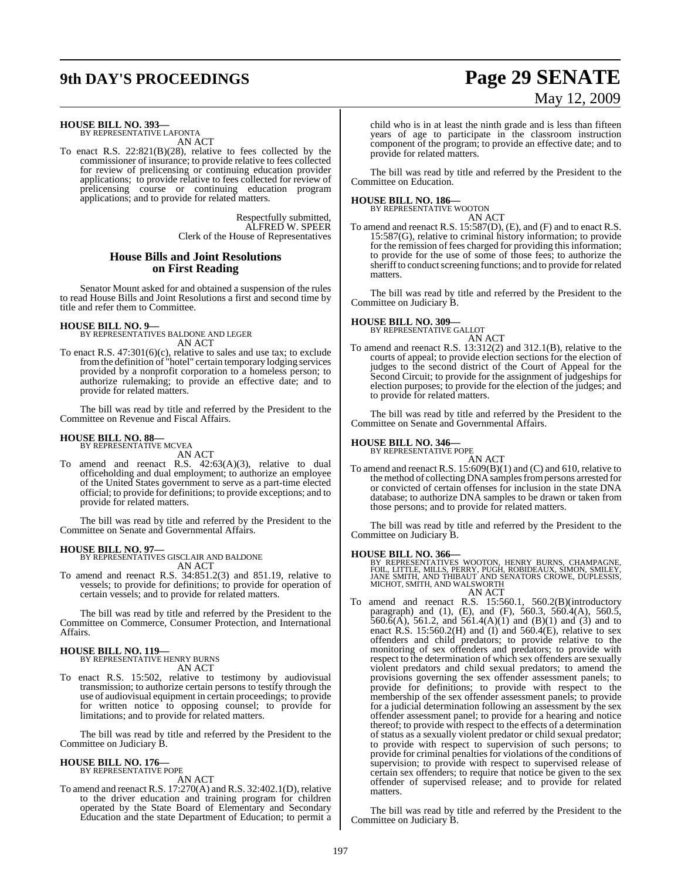**HOUSE BILL NO. 393—**
BY REPRESENTATIVE LAFONTA
AN ACT

To enact R.S. 22:821(B)(28), relative to fees collected by the commissioner of insurance; to provide relative to fees collected for review of prelicensing or continuing education provider applications; to provide relative to fees collected for review of prelicensing course or continuing education program applications; and to provide for related matters.

Respectfully submitted,
ALFRED W. SPEER
Clerk of the House of Representatives

## House Bills and Joint Resolutions on First Reading

Senator Mount asked for and obtained a suspension of the rules to read House Bills and Joint Resolutions a first and second time by title and refer them to Committee.

**HOUSE BILL NO. 9—**
BY REPRESENTATIVES BALDONE AND LEGER
AN ACT

To enact R.S. 47:301(6)(c), relative to sales and use tax; to exclude from the definition of "hotel" certain temporary lodging services provided by a nonprofit corporation to a homeless person; to authorize rulemaking; to provide an effective date; and to provide for related matters.

The bill was read by title and referred by the President to the Committee on Revenue and Fiscal Affairs.

**HOUSE BILL NO. 88—**
BY REPRESENTATIVE MCVEA
AN ACT

To amend and reenact R.S. 42:63(A)(3), relative to dual officeholding and dual employment; to authorize an employee of the United States government to serve as a part-time elected official; to provide for definitions; to provide exceptions; and to provide for related matters.

The bill was read by title and referred by the President to the Committee on Senate and Governmental Affairs.

**HOUSE BILL NO. 97—**
BY REPRESENTATIVES GISCLAIR AND BALDONE
AN ACT

To amend and reenact R.S. 34:851.2(3) and 851.19, relative to vessels; to provide for definitions; to provide for operation of certain vessels; and to provide for related matters.

The bill was read by title and referred by the President to the Committee on Commerce, Consumer Protection, and International Affairs.

**HOUSE BILL NO. 119—**
BY REPRESENTATIVE HENRY BURNS
AN ACT

To enact R.S. 15:502, relative to testimony by audiovisual transmission; to authorize certain persons to testify through the use of audiovisual equipment in certain proceedings; to provide for written notice to opposing counsel; to provide for limitations; and to provide for related matters.

The bill was read by title and referred by the President to the Committee on Judiciary B.

**HOUSE BILL NO. 176—**
BY REPRESENTATIVE POPE
AN ACT

To amend and reenact R.S. 17:270(A) and R.S. 32:402.1(D), relative to the driver education and training program for children operated by the State Board of Elementary and Secondary Education and the state Department of Education; to permit a child who is in at least the ninth grade and is less than fifteen years of age to participate in the classroom instruction component of the program; to provide an effective date; and to provide for related matters.

The bill was read by title and referred by the President to the Committee on Education.

**HOUSE BILL NO. 186—**
BY REPRESENTATIVE WOOTON
AN ACT

To amend and reenact R.S. 15:587(D), (E), and (F) and to enact R.S. 15:587(G), relative to criminal history information; to provide for the remission of fees charged for providing this information; to provide for the use of some of those fees; to authorize the sheriff to conduct screening functions; and to provide for related matters.

The bill was read by title and referred by the President to the Committee on Judiciary B.

**HOUSE BILL NO. 309—**
BY REPRESENTATIVE GALLOT
AN ACT

To amend and reenact R.S. 13:312(2) and 312.1(B), relative to the courts of appeal; to provide election sections for the election of judges to the second district of the Court of Appeal for the Second Circuit; to provide for the assignment of judgeships for election purposes; to provide for the election of the judges; and to provide for related matters.

The bill was read by title and referred by the President to the Committee on Senate and Governmental Affairs.

**HOUSE BILL NO. 346—**
BY REPRESENTATIVE POPE
AN ACT

To amend and reenact R.S. 15:609(B)(1) and (C) and 610, relative to the method of collecting DNA samples from persons arrested for or convicted of certain offenses for inclusion in the state DNA database; to authorize DNA samples to be drawn or taken from those persons; and to provide for related matters.

The bill was read by title and referred by the President to the Committee on Judiciary B.

**HOUSE BILL NO. 366—**
BY REPRESENTATIVES WOOTON, HENRY BURNS, CHAMPAGNE, FOIL, LITTLE, MILLS, PERRY, PUGH, ROBIDEAUX, SIMON, SMILEY, JANE SMITH, AND THIBAUT AND SENATORS CROWE, DUPLESSIS, MICHOT, SMITH, AND WALSWORTH
AN ACT

To amend and reenact R.S. 15:560.1, 560.2(B)(introductory paragraph) and (1), (E), and (F), 560.3, 560.4(A), 560.5, 560.6(A), 561.2, and 561.4(A)(1) and (B)(1) and (3) and to enact R.S. 15:560.2(H) and (I) and 560.4(E), relative to sex offenders and child predators; to provide relative to the monitoring of sex offenders and predators; to provide with respect to the determination of which sex offenders are sexually violent predators and child sexual predators; to amend the provisions governing the sex offender assessment panels; to provide for definitions; to provide with respect to the membership of the sex offender assessment panels; to provide for a judicial determination following an assessment by the sex offender assessment panel; to provide for a hearing and notice thereof; to provide with respect to the effects of a determination of status as a sexually violent predator or child sexual predator; to provide with respect to supervision of such persons; to provide for criminal penalties for violations of the conditions of supervision; to provide with respect to supervised release of certain sex offenders; to require that notice be given to the sex offender of supervised release; and to provide for related matters.

The bill was read by title and referred by the President to the Committee on Judiciary B.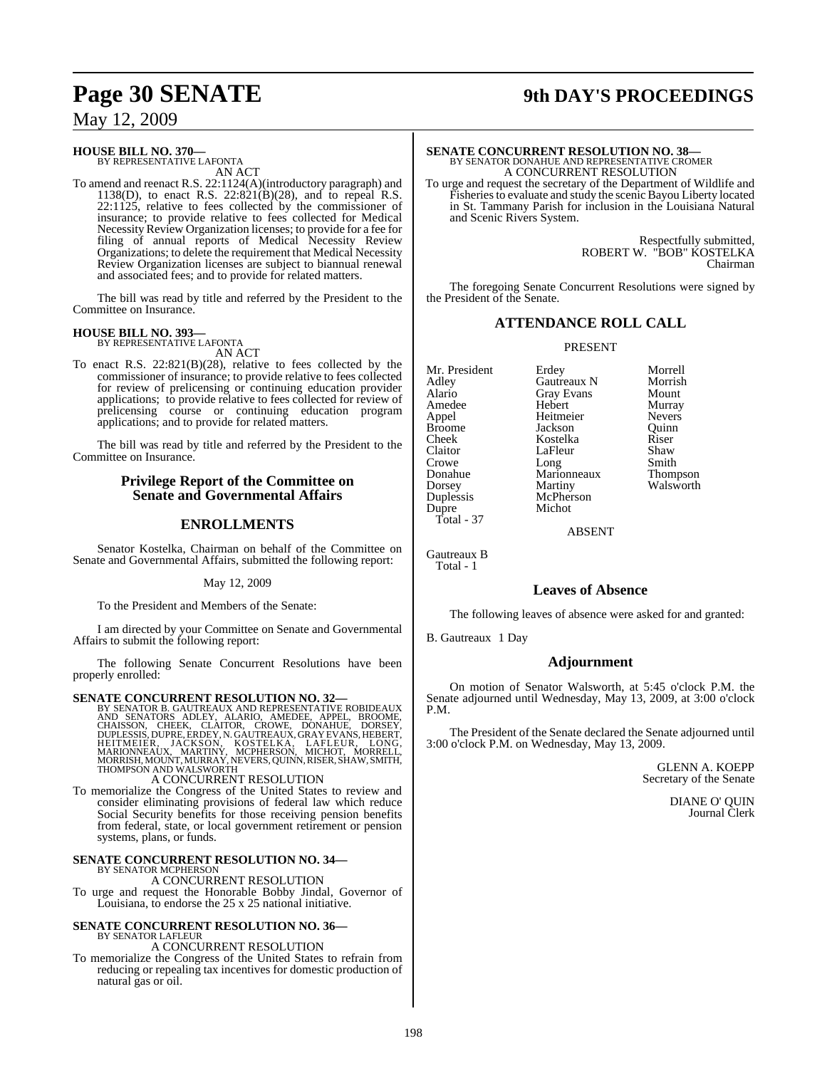**HOUSE BILL NO. 370—**
BY REPRESENTATIVE LAFONTA
AN ACT

To amend and reenact R.S. 22:1124(A)(introductory paragraph) and 1138(D), to enact R.S. 22:821(B)(28), and to repeal R.S. 22:1125, relative to fees collected by the commissioner of insurance; to provide relative to fees collected for Medical Necessity Review Organization licenses; to provide for a fee for filing of annual reports of Medical Necessity Review Organizations; to delete the requirement that Medical Necessity Review Organization licenses are subject to biannual renewal and associated fees; and to provide for related matters.

The bill was read by title and referred by the President to the Committee on Insurance.

**HOUSE BILL NO. 393—**
BY REPRESENTATIVE LAFONTA
AN ACT

To enact R.S. 22:821(B)(28), relative to fees collected by the commissioner of insurance; to provide relative to fees collected for review of prelicensing or continuing education provider applications; to provide relative to fees collected for review of prelicensing course or continuing education program applications; and to provide for related matters.

The bill was read by title and referred by the President to the Committee on Insurance.

## Privilege Report of the Committee on Senate and Governmental Affairs

## ENROLLMENTS

Senator Kostelka, Chairman on behalf of the Committee on Senate and Governmental Affairs, submitted the following report:

May 12, 2009

To the President and Members of the Senate:

I am directed by your Committee on Senate and Governmental Affairs to submit the following report:

The following Senate Concurrent Resolutions have been properly enrolled:

**SENATE CONCURRENT RESOLUTION NO. 32—**
BY SENATOR B. GAUTREAUX AND REPRESENTATIVE ROBIDEAUX AND SENATORS ADLEY, ALARIO, AMEDEE, APPEL, BROOME, CHAISSON, CHEEK, CLAITOR, CROWE, DONAHUE, DORSEY, DUPLESSIS, DUPRE, ERDEY, N. GAUTREAUX, GRAY EVANS, HEBERT, HEITMEIER, JACKSON, KOSTELKA, LAFLEUR, LONG, MARIONNEAUX, MARTINY, MCPHERSON, MICHOT, MORRELL, MORRISH, MOUNT, MURRAY, NEVERS, QUINN, RISER, SHAW, SMITH, THOMPSON AND WALSWORTH
A CONCURRENT RESOLUTION

To memorialize the Congress of the United States to review and consider eliminating provisions of federal law which reduce Social Security benefits for those receiving pension benefits from federal, state, or local government retirement or pension systems, plans, or funds.

**SENATE CONCURRENT RESOLUTION NO. 34—**
BY SENATOR MCPHERSON
A CONCURRENT RESOLUTION

To urge and request the Honorable Bobby Jindal, Governor of Louisiana, to endorse the 25 x 25 national initiative.

**SENATE CONCURRENT RESOLUTION NO. 36—**
BY SENATOR LAFLEUR
A CONCURRENT RESOLUTION

To memorialize the Congress of the United States to refrain from reducing or repealing tax incentives for domestic production of natural gas or oil.

**SENATE CONCURRENT RESOLUTION NO. 38—**
BY SENATOR DONAHUE AND REPRESENTATIVE CROMER
A CONCURRENT RESOLUTION

To urge and request the secretary of the Department of Wildlife and Fisheries to evaluate and study the scenic Bayou Liberty located in St. Tammany Parish for inclusion in the Louisiana Natural and Scenic Rivers System.

Respectfully submitted,
ROBERT W. "BOB" KOSTELKA
Chairman

The foregoing Senate Concurrent Resolutions were signed by the President of the Senate.

## ATTENDANCE ROLL CALL

PRESENT

| | | |
|---|---|---|
| Mr. President | Erdey | Morrell |
| Adley | Gautreaux N | Morrish |
| Alario | Gray Evans | Mount |
| Amedee | Hebert | Murray |
| Appel | Heitmeier | Nevers |
| Broome | Jackson | Quinn |
| Cheek | Kostelka | Riser |
| Claitor | LaFleur | Shaw |
| Crowe | Long | Smith |
| Donahue | Marionneaux | Thompson |
| Dorsey | Martiny | Walsworth |
| Duplessis | McPherson | |
| Dupre | Michot | |

Total - 37

ABSENT

Gautreaux B
Total - 1

## Leaves of Absence

The following leaves of absence were asked for and granted:

B. Gautreaux 1 Day

## Adjournment

On motion of Senator Walsworth, at 5:45 o'clock P.M. the Senate adjourned until Wednesday, May 13, 2009, at 3:00 o'clock P.M.

The President of the Senate declared the Senate adjourned until 3:00 o'clock P.M. on Wednesday, May 13, 2009.

GLENN A. KOEPP
Secretary of the Senate

DIANE O' QUIN
Journal Clerk